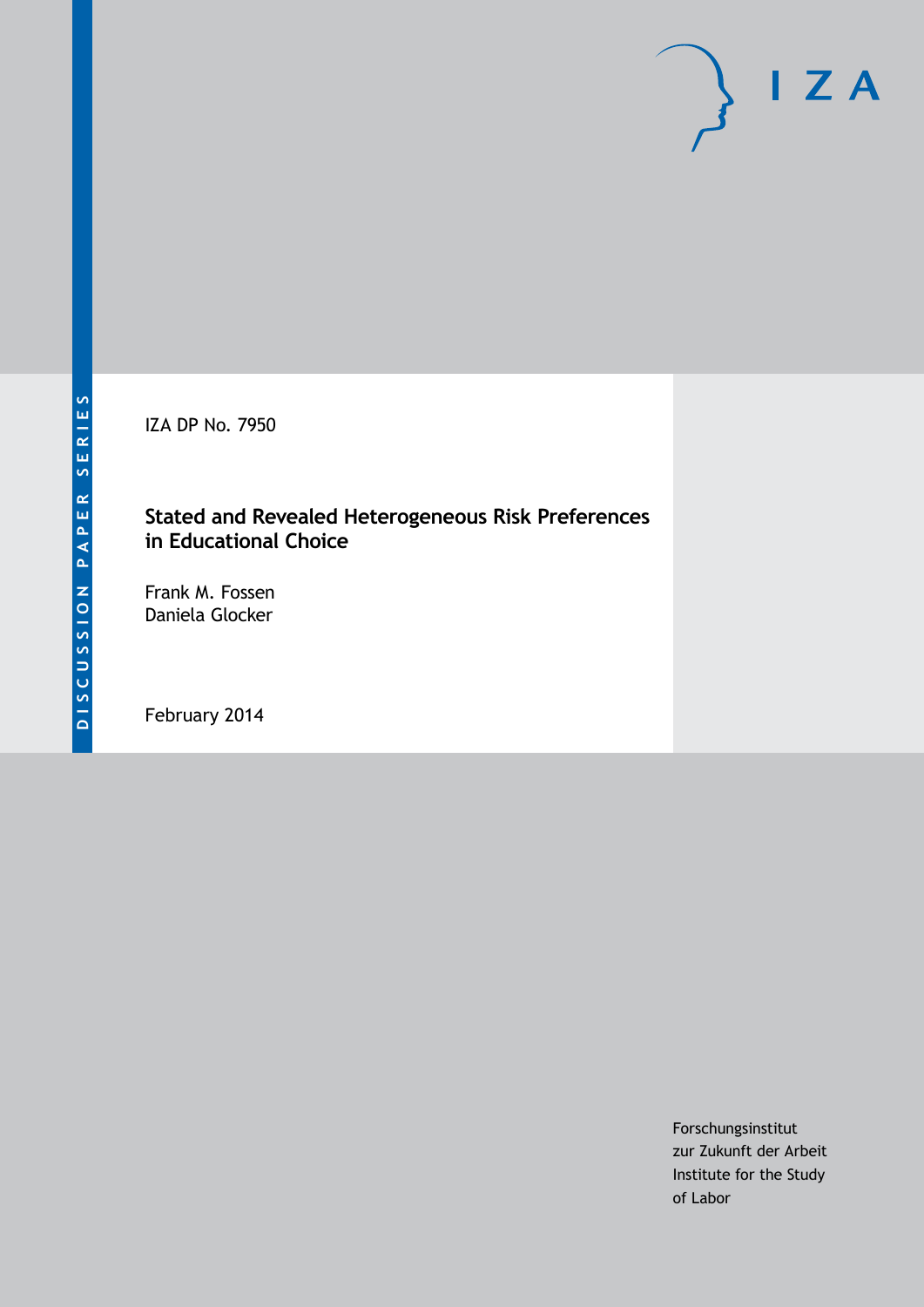DISCUSSION PAPER SERIES

IZA

IZA DP No. 7950

# Stated and Revealed Heterogeneous Risk Preferences in Educational Choice

Frank M. Fossen
Daniela Glocker

February 2014

Forschungsinstitut
zur Zukunft der Arbeit
Institute for the Study
of Labor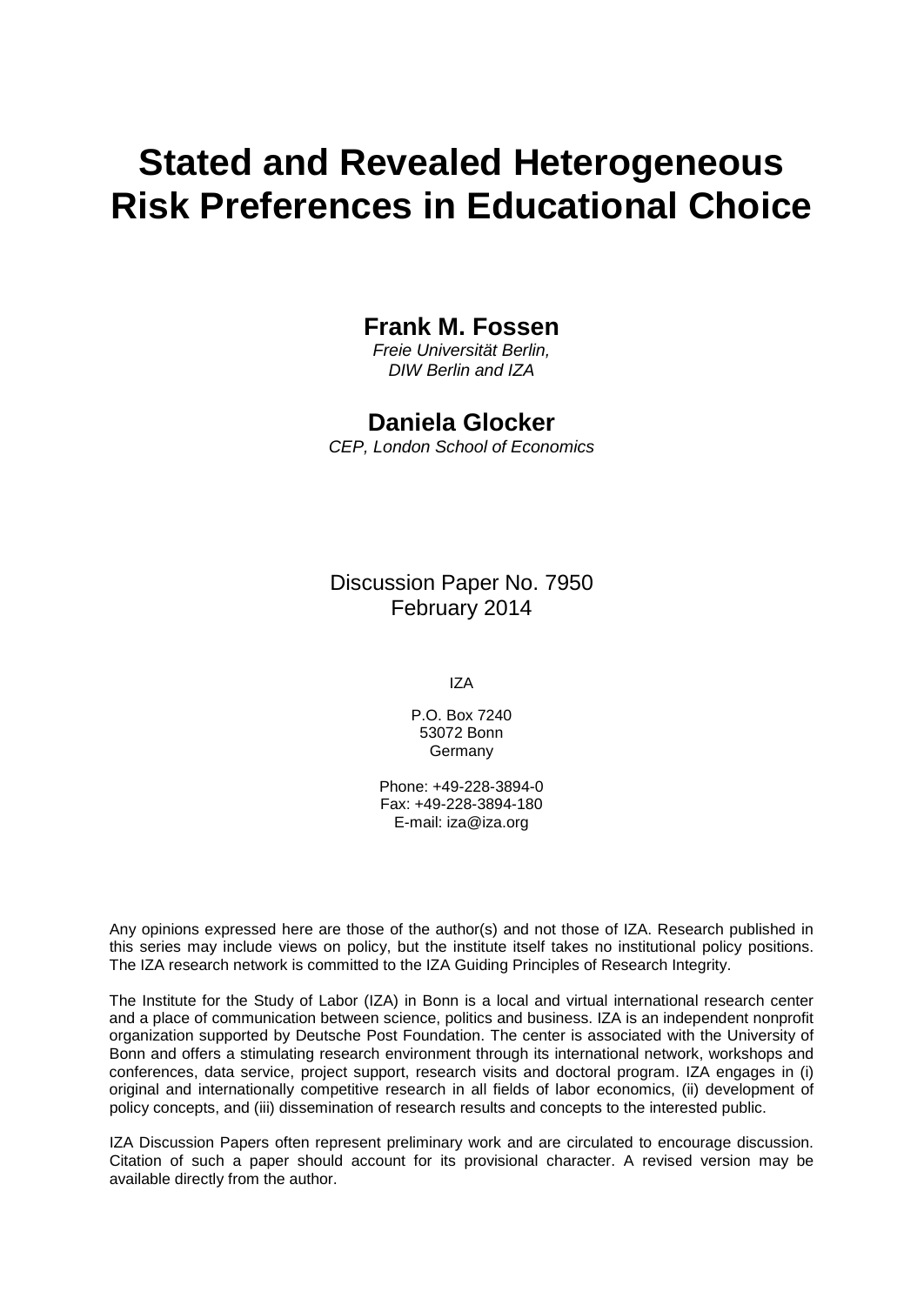# Stated and Revealed Heterogeneous Risk Preferences in Educational Choice

## Frank M. Fossen

*Freie Universität Berlin, DIW Berlin and IZA*

## Daniela Glocker

*CEP, London School of Economics*

Discussion Paper No. 7950
February 2014

IZA

P.O. Box 7240
53072 Bonn
Germany

Phone: +49-228-3894-0
Fax: +49-228-3894-180
E-mail: iza@iza.org

Any opinions expressed here are those of the author(s) and not those of IZA. Research published in this series may include views on policy, but the institute itself takes no institutional policy positions. The IZA research network is committed to the IZA Guiding Principles of Research Integrity.

The Institute for the Study of Labor (IZA) in Bonn is a local and virtual international research center and a place of communication between science, politics and business. IZA is an independent nonprofit organization supported by Deutsche Post Foundation. The center is associated with the University of Bonn and offers a stimulating research environment through its international network, workshops and conferences, data service, project support, research visits and doctoral program. IZA engages in (i) original and internationally competitive research in all fields of labor economics, (ii) development of policy concepts, and (iii) dissemination of research results and concepts to the interested public.

IZA Discussion Papers often represent preliminary work and are circulated to encourage discussion. Citation of such a paper should account for its provisional character. A revised version may be available directly from the author.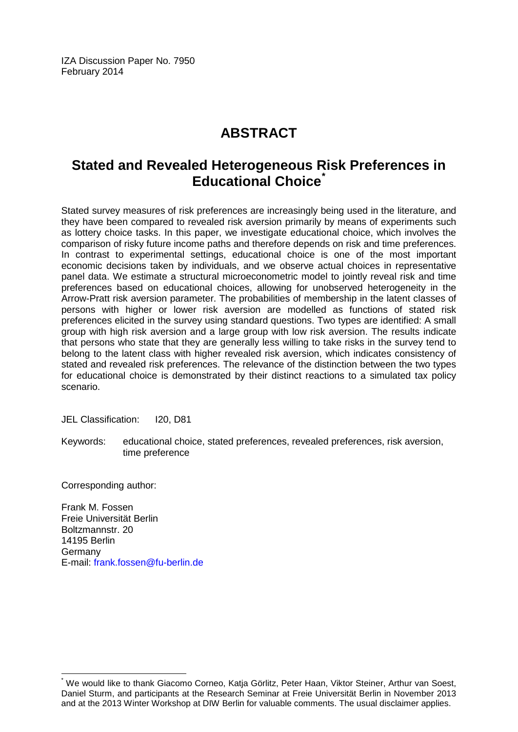IZA Discussion Paper No. 7950
February 2014

# ABSTRACT

## Stated and Revealed Heterogeneous Risk Preferences in Educational Choice[*]

Stated survey measures of risk preferences are increasingly being used in the literature, and they have been compared to revealed risk aversion primarily by means of experiments such as lottery choice tasks. In this paper, we investigate educational choice, which involves the comparison of risky future income paths and therefore depends on risk and time preferences. In contrast to experimental settings, educational choice is one of the most important economic decisions taken by individuals, and we observe actual choices in representative panel data. We estimate a structural microeconometric model to jointly reveal risk and time preferences based on educational choices, allowing for unobserved heterogeneity in the Arrow-Pratt risk aversion parameter. The probabilities of membership in the latent classes of persons with higher or lower risk aversion are modelled as functions of stated risk preferences elicited in the survey using standard questions. Two types are identified: A small group with high risk aversion and a large group with low risk aversion. The results indicate that persons who state that they are generally less willing to take risks in the survey tend to belong to the latent class with higher revealed risk aversion, which indicates consistency of stated and revealed risk preferences. The relevance of the distinction between the two types for educational choice is demonstrated by their distinct reactions to a simulated tax policy scenario.

JEL Classification: I20, D81

Keywords: educational choice, stated preferences, revealed preferences, risk aversion, time preference

Corresponding author:

Frank M. Fossen
Freie Universität Berlin
Boltzmannstr. 20
14195 Berlin
Germany
E-mail: frank.fossen@fu-berlin.de

[*] We would like to thank Giacomo Corneo, Katja Görlitz, Peter Haan, Viktor Steiner, Arthur van Soest, Daniel Sturm, and participants at the Research Seminar at Freie Universität Berlin in November 2013 and at the 2013 Winter Workshop at DIW Berlin for valuable comments. The usual disclaimer applies.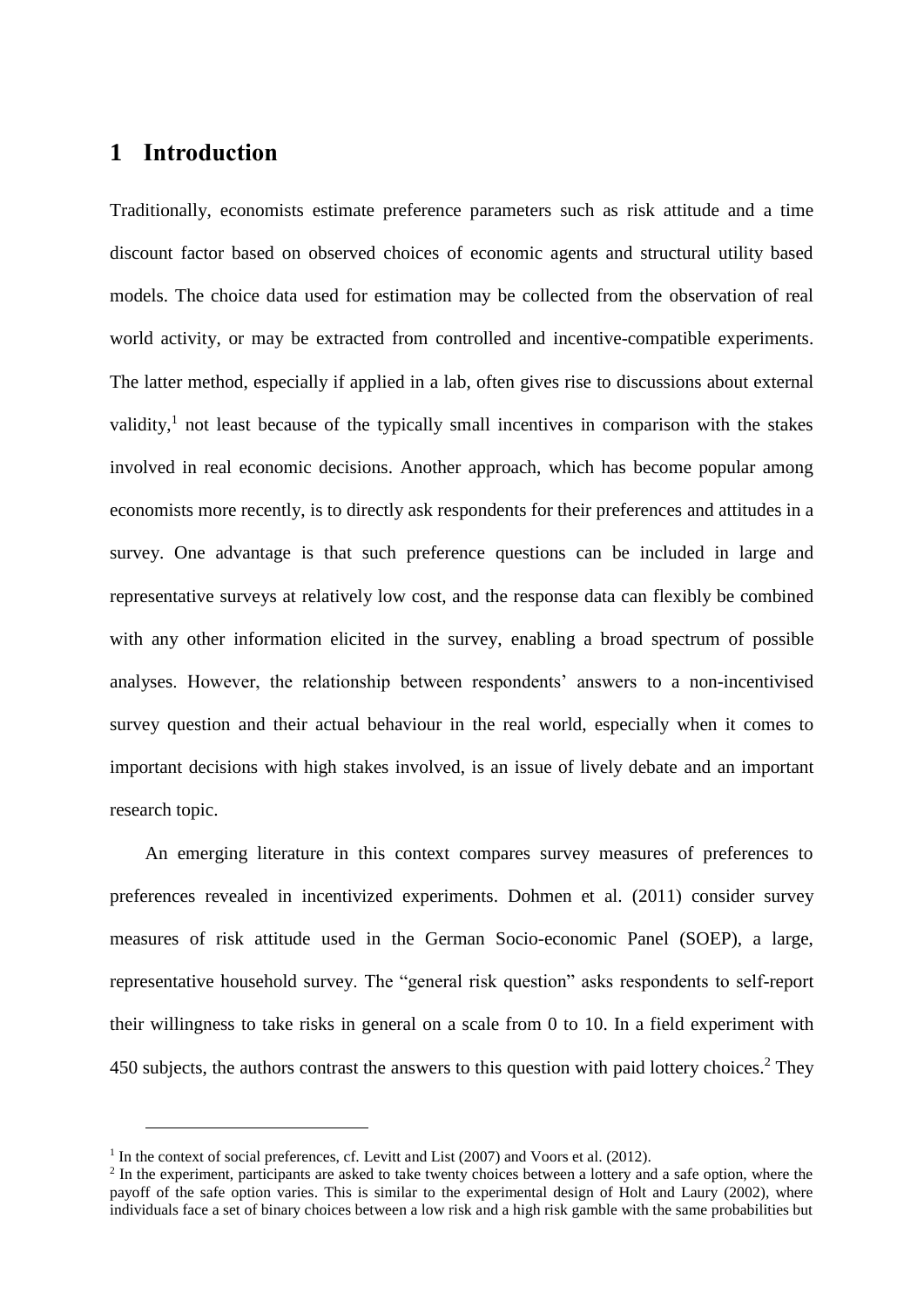# 1 Introduction

Traditionally, economists estimate preference parameters such as risk attitude and a time discount factor based on observed choices of economic agents and structural utility based models. The choice data used for estimation may be collected from the observation of real world activity, or may be extracted from controlled and incentive-compatible experiments. The latter method, especially if applied in a lab, often gives rise to discussions about external validity,[1] not least because of the typically small incentives in comparison with the stakes involved in real economic decisions. Another approach, which has become popular among economists more recently, is to directly ask respondents for their preferences and attitudes in a survey. One advantage is that such preference questions can be included in large and representative surveys at relatively low cost, and the response data can flexibly be combined with any other information elicited in the survey, enabling a broad spectrum of possible analyses. However, the relationship between respondents' answers to a non-incentivised survey question and their actual behaviour in the real world, especially when it comes to important decisions with high stakes involved, is an issue of lively debate and an important research topic.

An emerging literature in this context compares survey measures of preferences to preferences revealed in incentivized experiments. Dohmen et al. (2011) consider survey measures of risk attitude used in the German Socio-economic Panel (SOEP), a large, representative household survey. The "general risk question" asks respondents to self-report their willingness to take risks in general on a scale from 0 to 10. In a field experiment with 450 subjects, the authors contrast the answers to this question with paid lottery choices.[2] They

---

[1] In the context of social preferences, cf. Levitt and List (2007) and Voors et al. (2012).

[2] In the experiment, participants are asked to take twenty choices between a lottery and a safe option, where the payoff of the safe option varies. This is similar to the experimental design of Holt and Laury (2002), where individuals face a set of binary choices between a low risk and a high risk gamble with the same probabilities but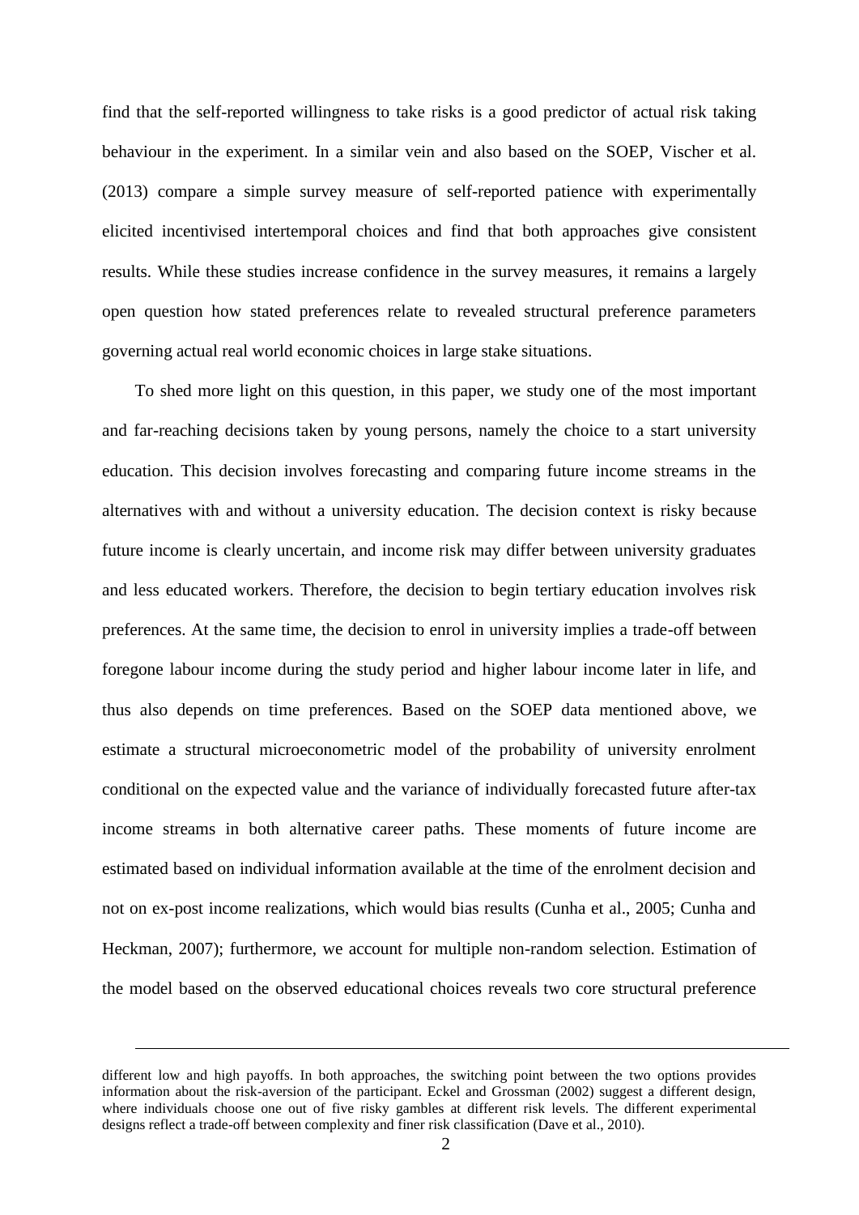find that the self-reported willingness to take risks is a good predictor of actual risk taking behaviour in the experiment. In a similar vein and also based on the SOEP, Vischer et al. (2013) compare a simple survey measure of self-reported patience with experimentally elicited incentivised intertemporal choices and find that both approaches give consistent results. While these studies increase confidence in the survey measures, it remains a largely open question how stated preferences relate to revealed structural preference parameters governing actual real world economic choices in large stake situations.

To shed more light on this question, in this paper, we study one of the most important and far-reaching decisions taken by young persons, namely the choice to a start university education. This decision involves forecasting and comparing future income streams in the alternatives with and without a university education. The decision context is risky because future income is clearly uncertain, and income risk may differ between university graduates and less educated workers. Therefore, the decision to begin tertiary education involves risk preferences. At the same time, the decision to enrol in university implies a trade-off between foregone labour income during the study period and higher labour income later in life, and thus also depends on time preferences. Based on the SOEP data mentioned above, we estimate a structural microeconometric model of the probability of university enrolment conditional on the expected value and the variance of individually forecasted future after-tax income streams in both alternative career paths. These moments of future income are estimated based on individual information available at the time of the enrolment decision and not on ex-post income realizations, which would bias results (Cunha et al., 2005; Cunha and Heckman, 2007); furthermore, we account for multiple non-random selection. Estimation of the model based on the observed educational choices reveals two core structural preference

---

different low and high payoffs. In both approaches, the switching point between the two options provides information about the risk-aversion of the participant. Eckel and Grossman (2002) suggest a different design, where individuals choose one out of five risky gambles at different risk levels. The different experimental designs reflect a trade-off between complexity and finer risk classification (Dave et al., 2010).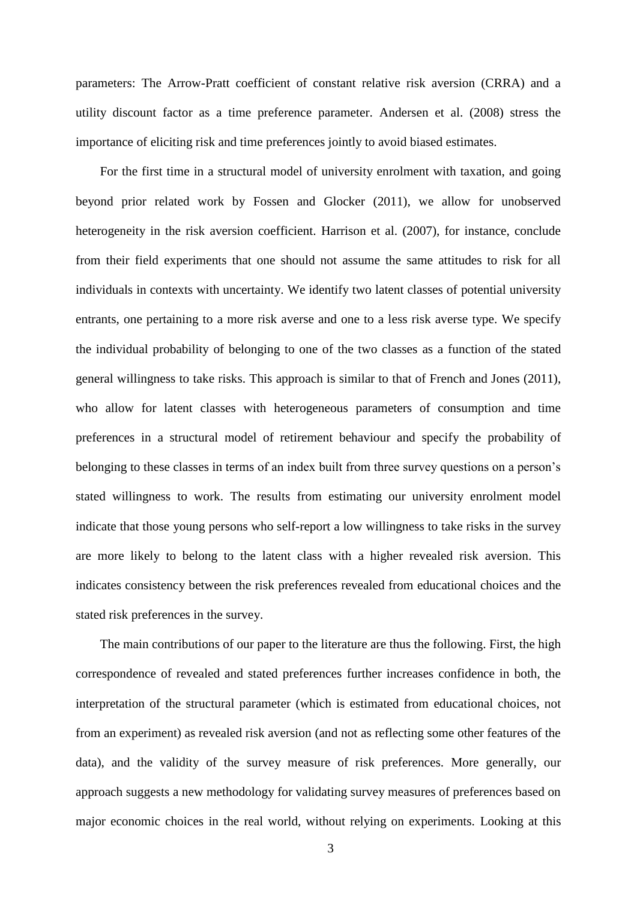parameters: The Arrow-Pratt coefficient of constant relative risk aversion (CRRA) and a utility discount factor as a time preference parameter. Andersen et al. (2008) stress the importance of eliciting risk and time preferences jointly to avoid biased estimates.

For the first time in a structural model of university enrolment with taxation, and going beyond prior related work by Fossen and Glocker (2011), we allow for unobserved heterogeneity in the risk aversion coefficient. Harrison et al. (2007), for instance, conclude from their field experiments that one should not assume the same attitudes to risk for all individuals in contexts with uncertainty. We identify two latent classes of potential university entrants, one pertaining to a more risk averse and one to a less risk averse type. We specify the individual probability of belonging to one of the two classes as a function of the stated general willingness to take risks. This approach is similar to that of French and Jones (2011), who allow for latent classes with heterogeneous parameters of consumption and time preferences in a structural model of retirement behaviour and specify the probability of belonging to these classes in terms of an index built from three survey questions on a person's stated willingness to work. The results from estimating our university enrolment model indicate that those young persons who self-report a low willingness to take risks in the survey are more likely to belong to the latent class with a higher revealed risk aversion. This indicates consistency between the risk preferences revealed from educational choices and the stated risk preferences in the survey.

The main contributions of our paper to the literature are thus the following. First, the high correspondence of revealed and stated preferences further increases confidence in both, the interpretation of the structural parameter (which is estimated from educational choices, not from an experiment) as revealed risk aversion (and not as reflecting some other features of the data), and the validity of the survey measure of risk preferences. More generally, our approach suggests a new methodology for validating survey measures of preferences based on major economic choices in the real world, without relying on experiments. Looking at this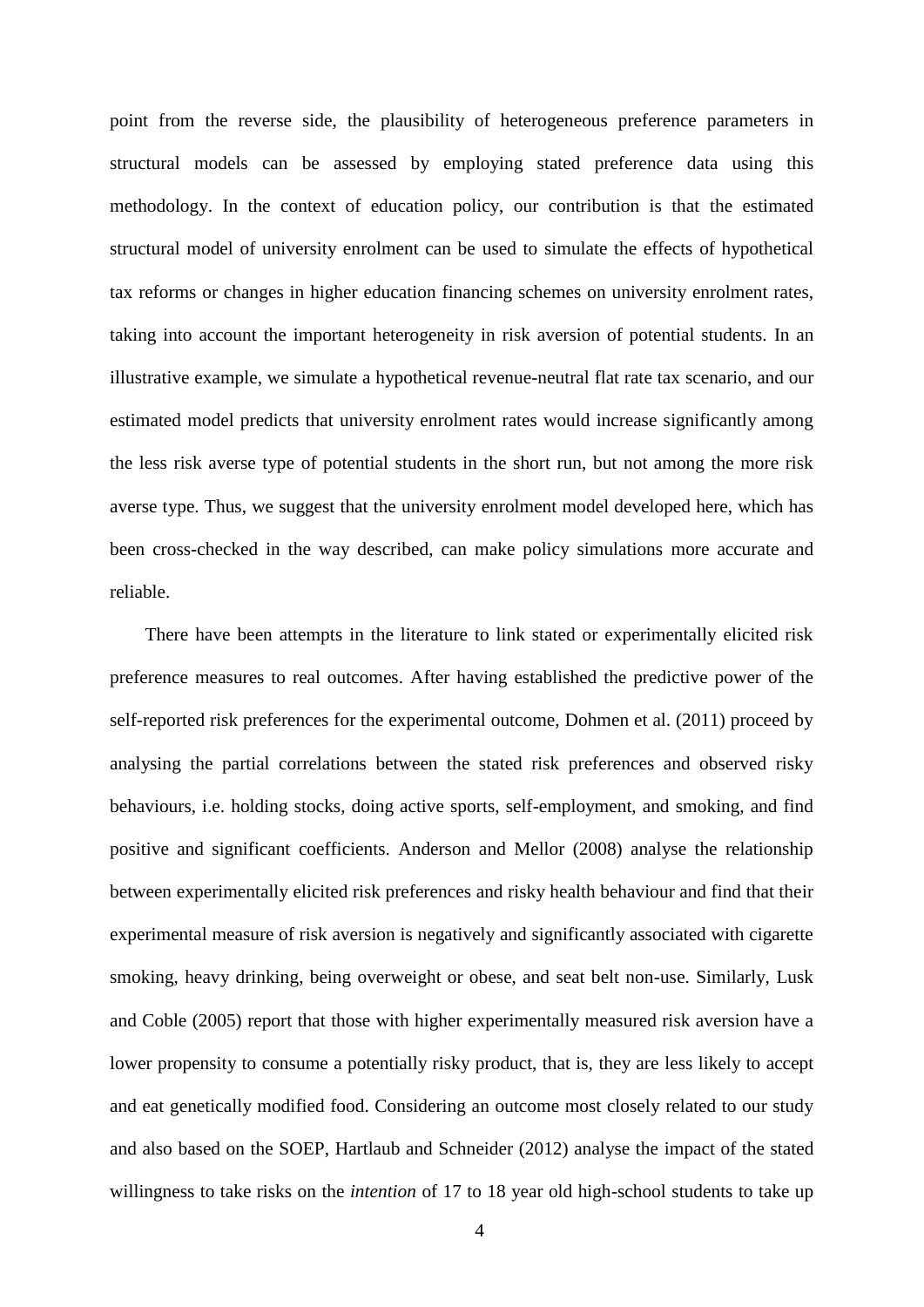point from the reverse side, the plausibility of heterogeneous preference parameters in structural models can be assessed by employing stated preference data using this methodology. In the context of education policy, our contribution is that the estimated structural model of university enrolment can be used to simulate the effects of hypothetical tax reforms or changes in higher education financing schemes on university enrolment rates, taking into account the important heterogeneity in risk aversion of potential students. In an illustrative example, we simulate a hypothetical revenue-neutral flat rate tax scenario, and our estimated model predicts that university enrolment rates would increase significantly among the less risk averse type of potential students in the short run, but not among the more risk averse type. Thus, we suggest that the university enrolment model developed here, which has been cross-checked in the way described, can make policy simulations more accurate and reliable.

There have been attempts in the literature to link stated or experimentally elicited risk preference measures to real outcomes. After having established the predictive power of the self-reported risk preferences for the experimental outcome, Dohmen et al. (2011) proceed by analysing the partial correlations between the stated risk preferences and observed risky behaviours, i.e. holding stocks, doing active sports, self-employment, and smoking, and find positive and significant coefficients. Anderson and Mellor (2008) analyse the relationship between experimentally elicited risk preferences and risky health behaviour and find that their experimental measure of risk aversion is negatively and significantly associated with cigarette smoking, heavy drinking, being overweight or obese, and seat belt non-use. Similarly, Lusk and Coble (2005) report that those with higher experimentally measured risk aversion have a lower propensity to consume a potentially risky product, that is, they are less likely to accept and eat genetically modified food. Considering an outcome most closely related to our study and also based on the SOEP, Hartlaub and Schneider (2012) analyse the impact of the stated willingness to take risks on the *intention* of 17 to 18 year old high-school students to take up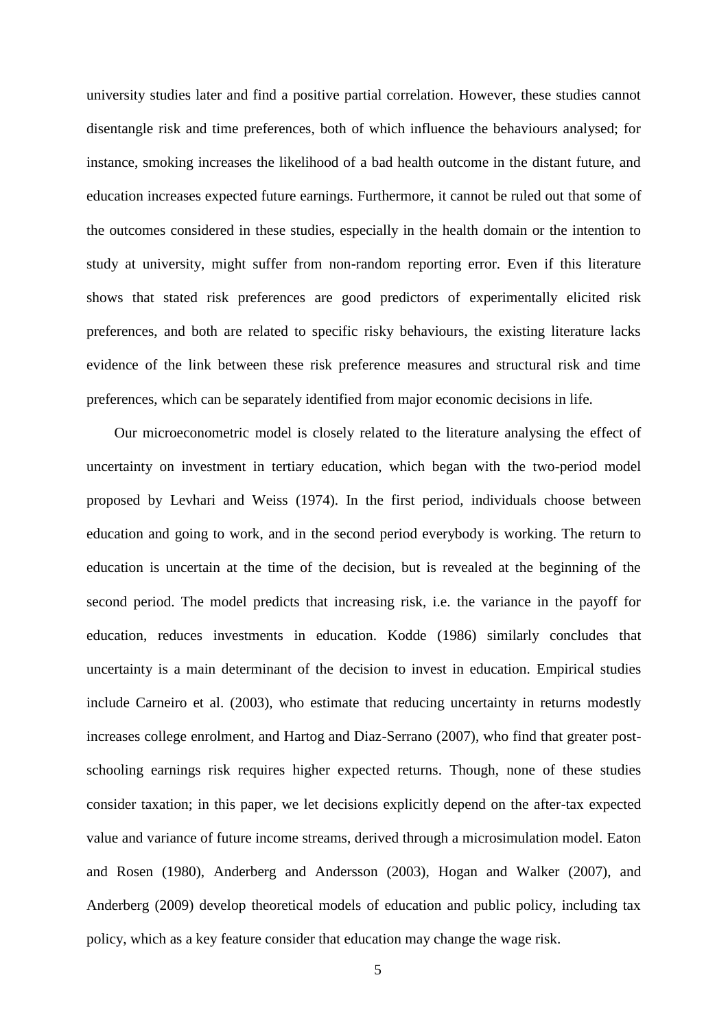university studies later and find a positive partial correlation. However, these studies cannot disentangle risk and time preferences, both of which influence the behaviours analysed; for instance, smoking increases the likelihood of a bad health outcome in the distant future, and education increases expected future earnings. Furthermore, it cannot be ruled out that some of the outcomes considered in these studies, especially in the health domain or the intention to study at university, might suffer from non-random reporting error. Even if this literature shows that stated risk preferences are good predictors of experimentally elicited risk preferences, and both are related to specific risky behaviours, the existing literature lacks evidence of the link between these risk preference measures and structural risk and time preferences, which can be separately identified from major economic decisions in life.

Our microeconometric model is closely related to the literature analysing the effect of uncertainty on investment in tertiary education, which began with the two-period model proposed by Levhari and Weiss (1974). In the first period, individuals choose between education and going to work, and in the second period everybody is working. The return to education is uncertain at the time of the decision, but is revealed at the beginning of the second period. The model predicts that increasing risk, i.e. the variance in the payoff for education, reduces investments in education. Kodde (1986) similarly concludes that uncertainty is a main determinant of the decision to invest in education. Empirical studies include Carneiro et al. (2003), who estimate that reducing uncertainty in returns modestly increases college enrolment, and Hartog and Diaz-Serrano (2007), who find that greater post-schooling earnings risk requires higher expected returns. Though, none of these studies consider taxation; in this paper, we let decisions explicitly depend on the after-tax expected value and variance of future income streams, derived through a microsimulation model. Eaton and Rosen (1980), Anderberg and Andersson (2003), Hogan and Walker (2007), and Anderberg (2009) develop theoretical models of education and public policy, including tax policy, which as a key feature consider that education may change the wage risk.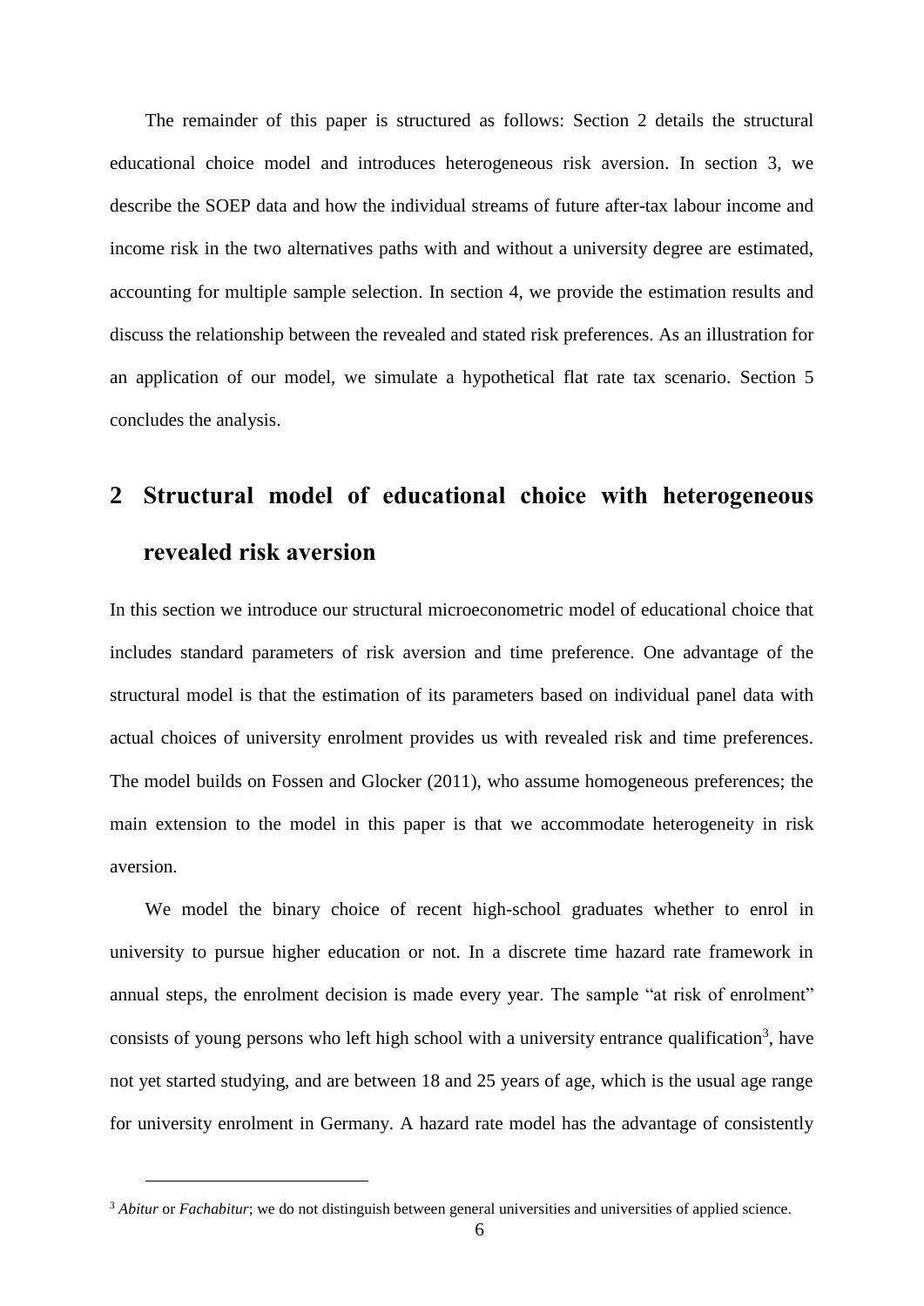The remainder of this paper is structured as follows: Section 2 details the structural educational choice model and introduces heterogeneous risk aversion. In section 3, we describe the SOEP data and how the individual streams of future after-tax labour income and income risk in the two alternatives paths with and without a university degree are estimated, accounting for multiple sample selection. In section 4, we provide the estimation results and discuss the relationship between the revealed and stated risk preferences. As an illustration for an application of our model, we simulate a hypothetical flat rate tax scenario. Section 5 concludes the analysis.

# 2 Structural model of educational choice with heterogeneous revealed risk aversion

In this section we introduce our structural microeconometric model of educational choice that includes standard parameters of risk aversion and time preference. One advantage of the structural model is that the estimation of its parameters based on individual panel data with actual choices of university enrolment provides us with revealed risk and time preferences. The model builds on Fossen and Glocker (2011), who assume homogeneous preferences; the main extension to the model in this paper is that we accommodate heterogeneity in risk aversion.

We model the binary choice of recent high-school graduates whether to enrol in university to pursue higher education or not. In a discrete time hazard rate framework in annual steps, the enrolment decision is made every year. The sample "at risk of enrolment" consists of young persons who left high school with a university entrance qualification[3], have not yet started studying, and are between 18 and 25 years of age, which is the usual age range for university enrolment in Germany. A hazard rate model has the advantage of consistently

[3] *Abitur* or *Fachabitur*; we do not distinguish between general universities and universities of applied science.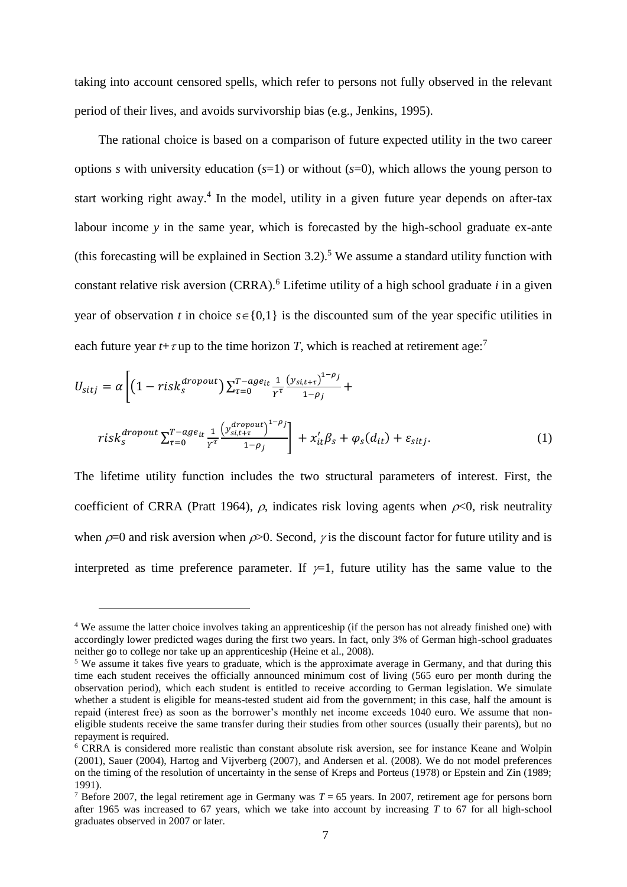taking into account censored spells, which refer to persons not fully observed in the relevant period of their lives, and avoids survivorship bias (e.g., Jenkins, 1995).

The rational choice is based on a comparison of future expected utility in the two career options $s$ with university education ($s$=1) or without ($s$=0), which allows the young person to start working right away.[4] In the model, utility in a given future year depends on after-tax labour income $y$ in the same year, which is forecasted by the high-school graduate ex-ante (this forecasting will be explained in Section 3.2).[5] We assume a standard utility function with constant relative risk aversion (CRRA).[6] Lifetime utility of a high school graduate $i$ in a given year of observation $t$ in choice $s \in \{0,1\}$ is the discounted sum of the year specific utilities in each future year $t+\tau$ up to the time horizon $T$, which is reached at retirement age:[7]

$$U_{sitj} = \alpha \left[ \left(1 - risk_s^{dropout}\right) \sum_{\tau=0}^{T-age_{it}} \frac{1}{\gamma^{\tau}} \frac{\left(y_{si,t+\tau}\right)^{1-\rho_j}}{1-\rho_j} + risk_s^{dropout} \sum_{\tau=0}^{T-age_{it}} \frac{1}{\gamma^{\tau}} \frac{\left(y_{si,t+\tau}^{dropout}\right)^{1-\rho_j}}{1-\rho_j} \right] + x_{it}'\beta_s + \varphi_s(d_{it}) + \varepsilon_{sitj}. \quad (1)$$

The lifetime utility function includes the two structural parameters of interest. First, the coefficient of CRRA (Pratt 1964), $\rho$, indicates risk loving agents when $\rho$<0, risk neutrality when $\rho$=0 and risk aversion when $\rho$>0. Second, $\gamma$ is the discount factor for future utility and is interpreted as time preference parameter. If $\gamma$=1, future utility has the same value to the

---

[4] We assume the latter choice involves taking an apprenticeship (if the person has not already finished one) with accordingly lower predicted wages during the first two years. In fact, only 3% of German high-school graduates neither go to college nor take up an apprenticeship (Heine et al., 2008).

[5] We assume it takes five years to graduate, which is the approximate average in Germany, and that during this time each student receives the officially announced minimum cost of living (565 euro per month during the observation period), which each student is entitled to receive according to German legislation. We simulate whether a student is eligible for means-tested student aid from the government; in this case, half the amount is repaid (interest free) as soon as the borrower's monthly net income exceeds 1040 euro. We assume that non-eligible students receive the same transfer during their studies from other sources (usually their parents), but no repayment is required.

[6] CRRA is considered more realistic than constant absolute risk aversion, see for instance Keane and Wolpin (2001), Sauer (2004), Hartog and Vijverberg (2007), and Andersen et al. (2008). We do not model preferences on the timing of the resolution of uncertainty in the sense of Kreps and Porteus (1978) or Epstein and Zin (1989; 1991).

[7] Before 2007, the legal retirement age in Germany was $T$ = 65 years. In 2007, retirement age for persons born after 1965 was increased to 67 years, which we take into account by increasing $T$ to 67 for all high-school graduates observed in 2007 or later.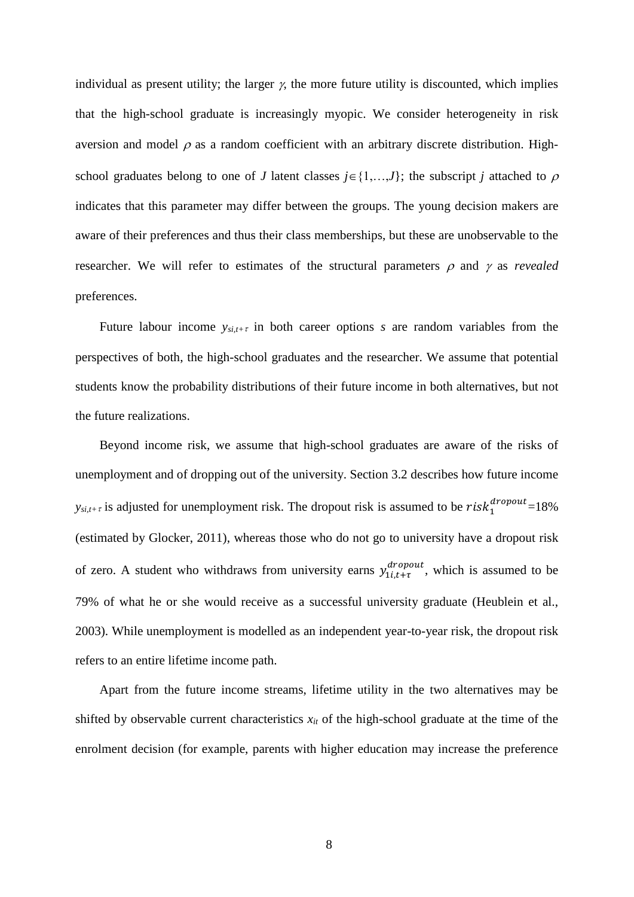individual as present utility; the larger $\gamma$, the more future utility is discounted, which implies that the high-school graduate is increasingly myopic. We consider heterogeneity in risk aversion and model $\rho$ as a random coefficient with an arbitrary discrete distribution. High-school graduates belong to one of $J$ latent classes $j \in \{1,\ldots,J\}$; the subscript $j$ attached to $\rho$ indicates that this parameter may differ between the groups. The young decision makers are aware of their preferences and thus their class memberships, but these are unobservable to the researcher. We will refer to estimates of the structural parameters $\rho$ and $\gamma$ as *revealed* preferences.

Future labour income $y_{si,t+\tau}$ in both career options $s$ are random variables from the perspectives of both, the high-school graduates and the researcher. We assume that potential students know the probability distributions of their future income in both alternatives, but not the future realizations.

Beyond income risk, we assume that high-school graduates are aware of the risks of unemployment and of dropping out of the university. Section 3.2 describes how future income $y_{si,t+\tau}$ is adjusted for unemployment risk. The dropout risk is assumed to be $risk_1^{dropout}$=18% (estimated by Glocker, 2011), whereas those who do not go to university have a dropout risk of zero. A student who withdraws from university earns $y_{1i,t+\tau}^{dropout}$, which is assumed to be 79% of what he or she would receive as a successful university graduate (Heublein et al., 2003). While unemployment is modelled as an independent year-to-year risk, the dropout risk refers to an entire lifetime income path.

Apart from the future income streams, lifetime utility in the two alternatives may be shifted by observable current characteristics $x_{it}$ of the high-school graduate at the time of the enrolment decision (for example, parents with higher education may increase the preference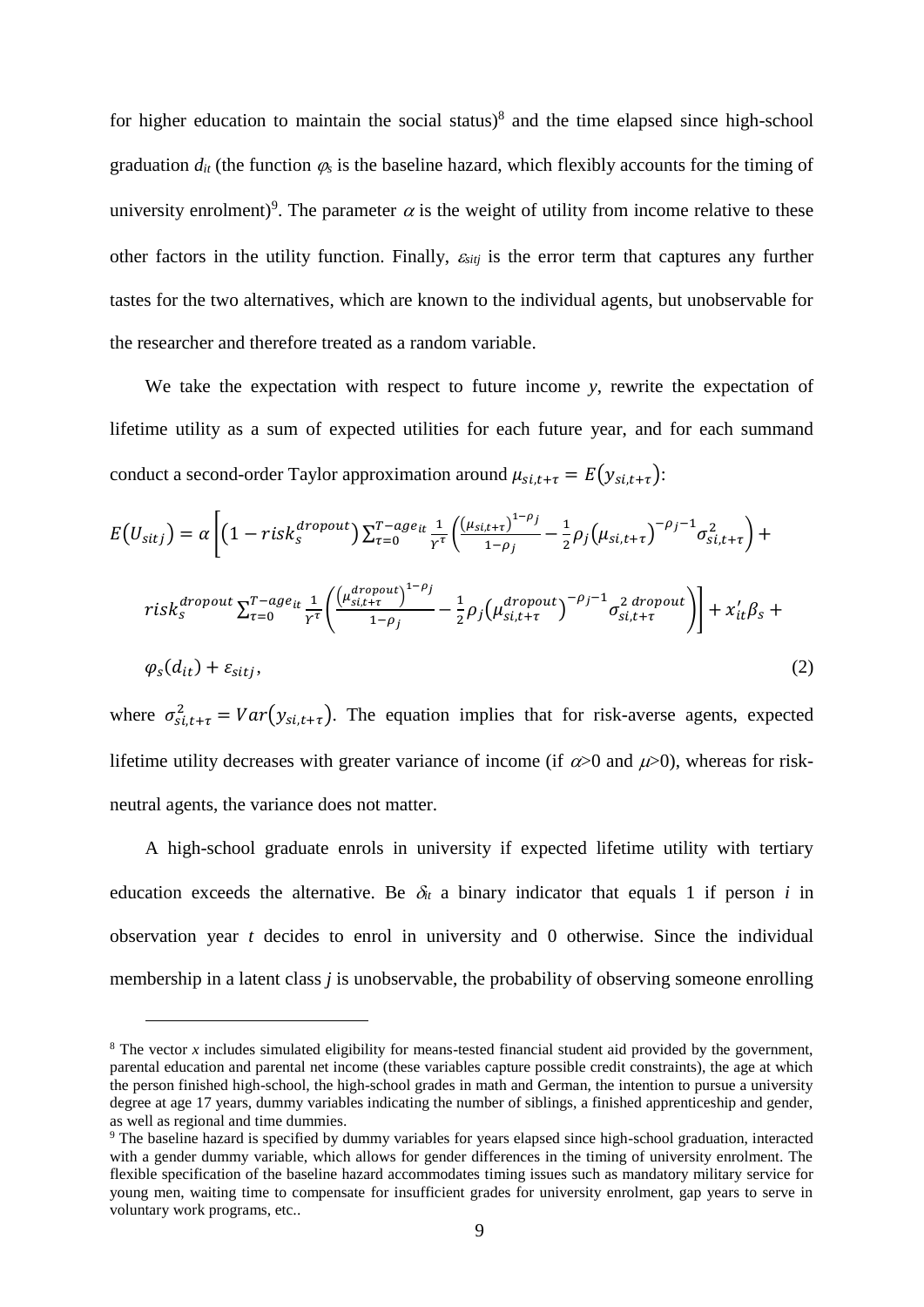for higher education to maintain the social status)[8] and the time elapsed since high-school graduation $d_{it}$ (the function $\varphi_s$ is the baseline hazard, which flexibly accounts for the timing of university enrolment)[9]. The parameter $\alpha$ is the weight of utility from income relative to these other factors in the utility function. Finally, $\varepsilon_{sitj}$ is the error term that captures any further tastes for the two alternatives, which are known to the individual agents, but unobservable for the researcher and therefore treated as a random variable.

We take the expectation with respect to future income *y*, rewrite the expectation of lifetime utility as a sum of expected utilities for each future year, and for each summand conduct a second-order Taylor approximation around $\mu_{si,t+\tau} = E(y_{si,t+\tau})$:

$$E(U_{sitj}) = \alpha\left[\left(1 - risk_s^{dropout}\right)\sum_{\tau=0}^{T-age_{it}} \frac{1}{\Upsilon^{\tau}}\left(\frac{\left(\mu_{si,t+\tau}\right)^{1-\rho_j}}{1-\rho_j} - \frac{1}{2}\rho_j\left(\mu_{si,t+\tau}\right)^{-\rho_j-1}\sigma_{si,t+\tau}^2\right) + risk_s^{dropout}\sum_{\tau=0}^{T-age_{it}} \frac{1}{\Upsilon^{\tau}}\left(\frac{\left(\mu_{si,t+\tau}^{dropout}\right)^{1-\rho_j}}{1-\rho_j} - \frac{1}{2}\rho_j\left(\mu_{si,t+\tau}^{dropout}\right)^{-\rho_j-1}\sigma_{si,t+\tau}^{2\,dropout}\right)\right] + x_{it}'\beta_s + \varphi_s(d_{it}) + \varepsilon_{sitj}, \tag{2}$$

where $\sigma_{si,t+\tau}^2 = Var(y_{si,t+\tau})$. The equation implies that for risk-averse agents, expected lifetime utility decreases with greater variance of income (if $\alpha$>0 and $\mu$>0), whereas for risk-neutral agents, the variance does not matter.

A high-school graduate enrols in university if expected lifetime utility with tertiary education exceeds the alternative. Be $\delta_{it}$ a binary indicator that equals 1 if person *i* in observation year *t* decides to enrol in university and 0 otherwise. Since the individual membership in a latent class *j* is unobservable, the probability of observing someone enrolling

[8] The vector *x* includes simulated eligibility for means-tested financial student aid provided by the government, parental education and parental net income (these variables capture possible credit constraints), the age at which the person finished high-school, the high-school grades in math and German, the intention to pursue a university degree at age 17 years, dummy variables indicating the number of siblings, a finished apprenticeship and gender, as well as regional and time dummies.

[9] The baseline hazard is specified by dummy variables for years elapsed since high-school graduation, interacted with a gender dummy variable, which allows for gender differences in the timing of university enrolment. The flexible specification of the baseline hazard accommodates timing issues such as mandatory military service for young men, waiting time to compensate for insufficient grades for university enrolment, gap years to serve in voluntary work programs, etc..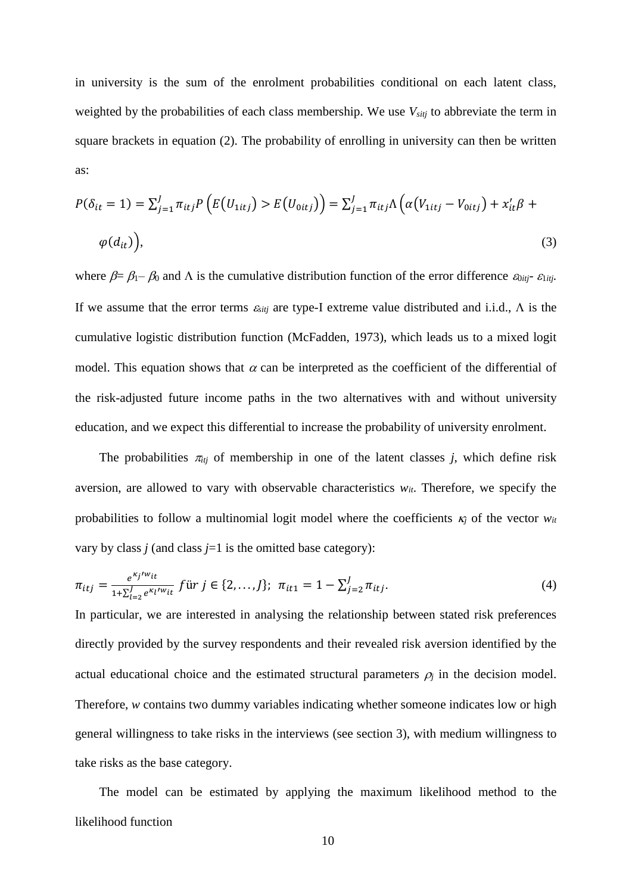in university is the sum of the enrolment probabilities conditional on each latent class, weighted by the probabilities of each class membership. We use $V_{sitj}$ to abbreviate the term in square brackets in equation (2). The probability of enrolling in university can then be written as:

$$P(\delta_{it} = 1) = \sum_{j=1}^{J} \pi_{itj} P\left(E(U_{1itj}) > E(U_{0itj})\right) = \sum_{j=1}^{J} \pi_{itj} \Lambda\left(\alpha\left(V_{1itj} - V_{0itj}\right) + x_{it}'\beta + \varphi(d_{it})\right), \tag{3}$$

where $\beta = \beta_1 - \beta_0$ and $\Lambda$ is the cumulative distribution function of the error difference $\varepsilon_{0itj} - \varepsilon_{1itj}$. If we assume that the error terms $\varepsilon_{sitj}$ are type-I extreme value distributed and i.i.d., $\Lambda$ is the cumulative logistic distribution function (McFadden, 1973), which leads us to a mixed logit model. This equation shows that $\alpha$ can be interpreted as the coefficient of the differential of the risk-adjusted future income paths in the two alternatives with and without university education, and we expect this differential to increase the probability of university enrolment.

The probabilities $\pi_{itj}$ of membership in one of the latent classes $j$, which define risk aversion, are allowed to vary with observable characteristics $w_{it}$. Therefore, we specify the probabilities to follow a multinomial logit model where the coefficients $\kappa_j$ of the vector $w_{it}$ vary by class $j$ (and class $j$=1 is the omitted base category):

$$\pi_{itj} = \frac{e^{\kappa_j' w_{it}}}{1+\sum_{l=2}^{J} e^{\kappa_l' w_{it}}} \; f\ddot{u}r \; j \in \{2,\ldots,J\}; \;\; \pi_{it1} = 1 - \sum_{j=2}^{J} \pi_{itj}. \tag{4}$$

In particular, we are interested in analysing the relationship between stated risk preferences directly provided by the survey respondents and their revealed risk aversion identified by the actual educational choice and the estimated structural parameters $\rho_j$ in the decision model. Therefore, $w$ contains two dummy variables indicating whether someone indicates low or high general willingness to take risks in the interviews (see section 3), with medium willingness to take risks as the base category.

The model can be estimated by applying the maximum likelihood method to the likelihood function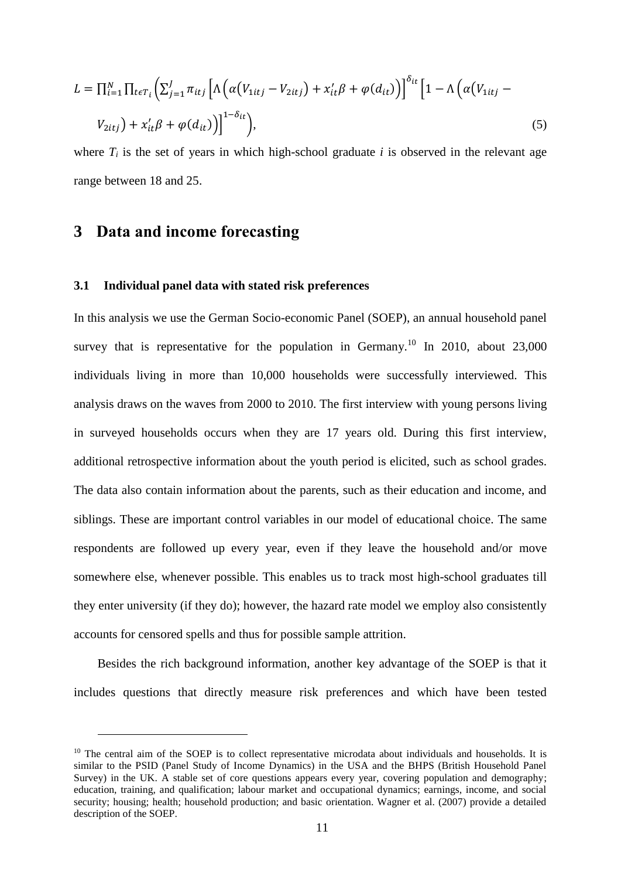$$L = \prod_{i=1}^{N} \prod_{t \epsilon T_i} \left( \sum_{j=1}^{J} \pi_{itj} \left[ \Lambda \left( \alpha \left( V_{1itj} - V_{2itj} \right) + x_{it}' \beta + \varphi(d_{it}) \right) \right]^{\delta_{it}} \left[ 1 - \Lambda \left( \alpha \left( V_{1itj} - V_{2itj} \right) + x_{it}' \beta + \varphi(d_{it}) \right) \right]^{1-\delta_{it}} \right), \tag{5}$$

where $T_i$ is the set of years in which high-school graduate $i$ is observed in the relevant age range between 18 and 25.

# 3 Data and income forecasting

### 3.1 Individual panel data with stated risk preferences

In this analysis we use the German Socio-economic Panel (SOEP), an annual household panel survey that is representative for the population in Germany.[10] In 2010, about 23,000 individuals living in more than 10,000 households were successfully interviewed. This analysis draws on the waves from 2000 to 2010. The first interview with young persons living in surveyed households occurs when they are 17 years old. During this first interview, additional retrospective information about the youth period is elicited, such as school grades. The data also contain information about the parents, such as their education and income, and siblings. These are important control variables in our model of educational choice. The same respondents are followed up every year, even if they leave the household and/or move somewhere else, whenever possible. This enables us to track most high-school graduates till they enter university (if they do); however, the hazard rate model we employ also consistently accounts for censored spells and thus for possible sample attrition.

Besides the rich background information, another key advantage of the SOEP is that it includes questions that directly measure risk preferences and which have been tested

[10] The central aim of the SOEP is to collect representative microdata about individuals and households. It is similar to the PSID (Panel Study of Income Dynamics) in the USA and the BHPS (British Household Panel Survey) in the UK. A stable set of core questions appears every year, covering population and demography; education, training, and qualification; labour market and occupational dynamics; earnings, income, and social security; housing; health; household production; and basic orientation. Wagner et al. (2007) provide a detailed description of the SOEP.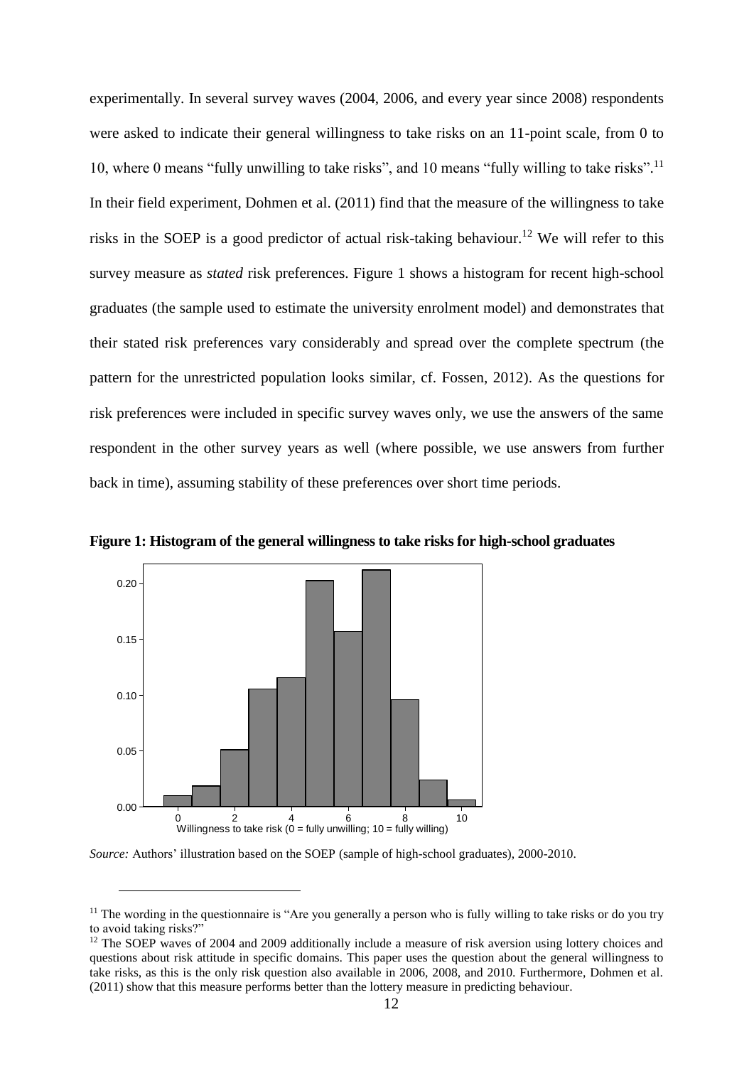experimentally. In several survey waves (2004, 2006, and every year since 2008) respondents were asked to indicate their general willingness to take risks on an 11-point scale, from 0 to 10, where 0 means "fully unwilling to take risks", and 10 means "fully willing to take risks".[11] In their field experiment, Dohmen et al. (2011) find that the measure of the willingness to take risks in the SOEP is a good predictor of actual risk-taking behaviour.[12] We will refer to this survey measure as *stated* risk preferences. Figure 1 shows a histogram for recent high-school graduates (the sample used to estimate the university enrolment model) and demonstrates that their stated risk preferences vary considerably and spread over the complete spectrum (the pattern for the unrestricted population looks similar, cf. Fossen, 2012). As the questions for risk preferences were included in specific survey waves only, we use the answers of the same respondent in the other survey years as well (where possible, we use answers from further back in time), assuming stability of these preferences over short time periods.

**Figure 1: Histogram of the general willingness to take risks for high-school graduates**

*Source:* Authors' illustration based on the SOEP (sample of high-school graduates), 2000-2010.

---

[11] The wording in the questionnaire is "Are you generally a person who is fully willing to take risks or do you try to avoid taking risks?"

[12] The SOEP waves of 2004 and 2009 additionally include a measure of risk aversion using lottery choices and questions about risk attitude in specific domains. This paper uses the question about the general willingness to take risks, as this is the only risk question also available in 2006, 2008, and 2010. Furthermore, Dohmen et al. (2011) show that this measure performs better than the lottery measure in predicting behaviour.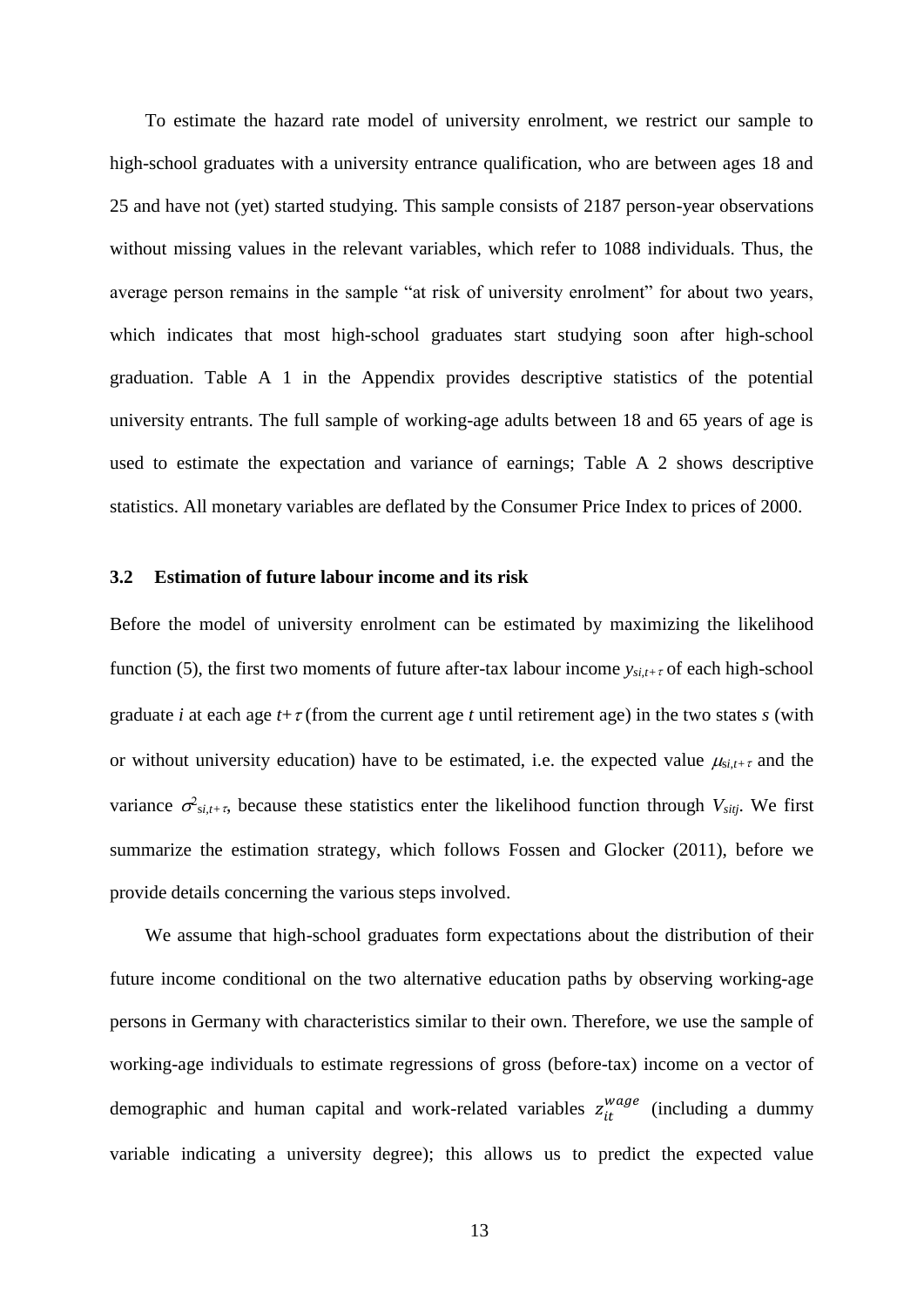To estimate the hazard rate model of university enrolment, we restrict our sample to high-school graduates with a university entrance qualification, who are between ages 18 and 25 and have not (yet) started studying. This sample consists of 2187 person-year observations without missing values in the relevant variables, which refer to 1088 individuals. Thus, the average person remains in the sample "at risk of university enrolment" for about two years, which indicates that most high-school graduates start studying soon after high-school graduation. Table A 1 in the Appendix provides descriptive statistics of the potential university entrants. The full sample of working-age adults between 18 and 65 years of age is used to estimate the expectation and variance of earnings; Table A 2 shows descriptive statistics. All monetary variables are deflated by the Consumer Price Index to prices of 2000.

### 3.2 Estimation of future labour income and its risk

Before the model of university enrolment can be estimated by maximizing the likelihood function (5), the first two moments of future after-tax labour income $y_{si,t+\tau}$ of each high-school graduate $i$ at each age $t+\tau$ (from the current age $t$ until retirement age) in the two states $s$ (with or without university education) have to be estimated, i.e. the expected value $\mu_{si,t+\tau}$ and the variance $\sigma^2_{si,t+\tau}$, because these statistics enter the likelihood function through $V_{sitj}$. We first summarize the estimation strategy, which follows Fossen and Glocker (2011), before we provide details concerning the various steps involved.

We assume that high-school graduates form expectations about the distribution of their future income conditional on the two alternative education paths by observing working-age persons in Germany with characteristics similar to their own. Therefore, we use the sample of working-age individuals to estimate regressions of gross (before-tax) income on a vector of demographic and human capital and work-related variables $z_{it}^{wage}$ (including a dummy variable indicating a university degree); this allows us to predict the expected value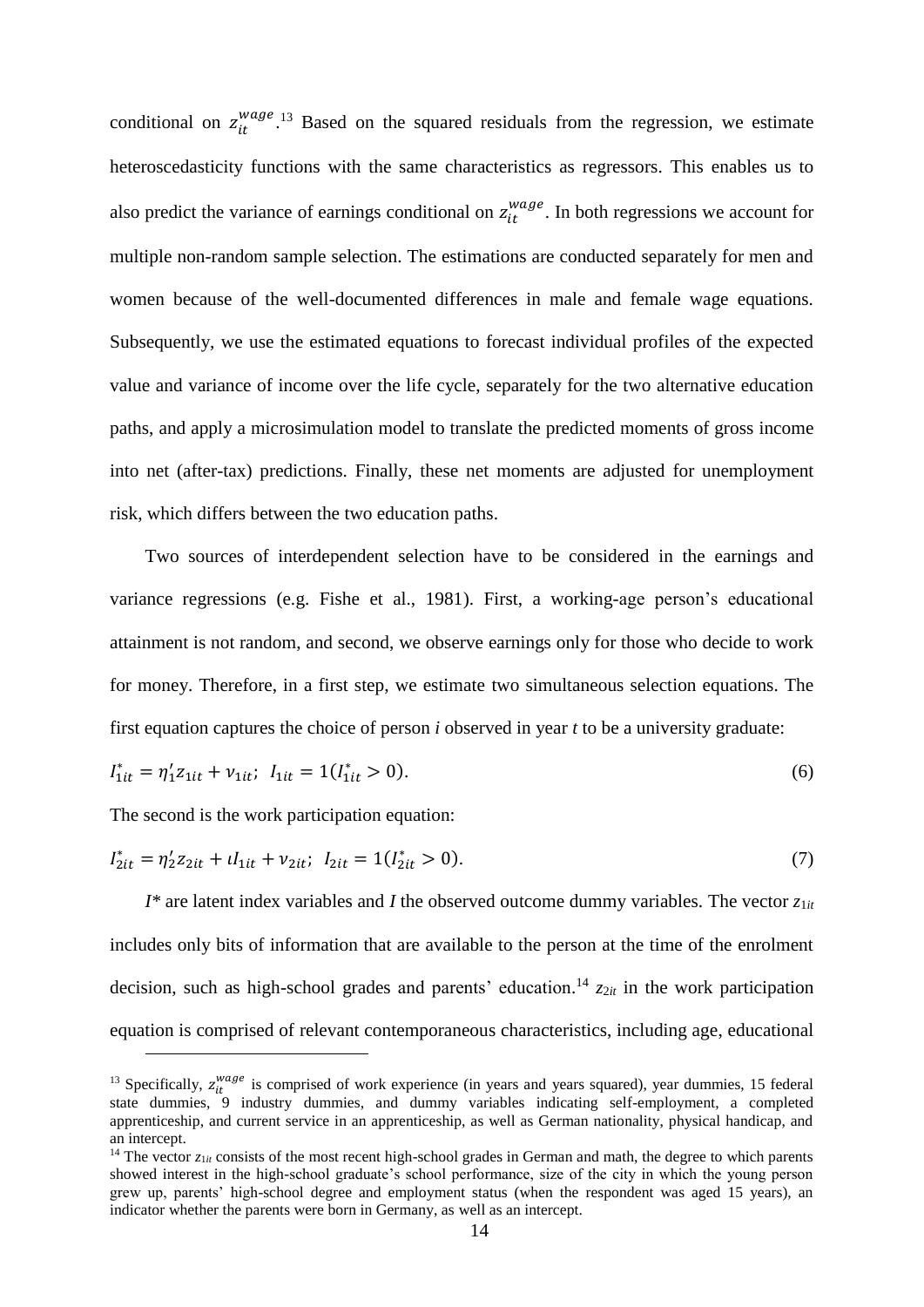conditional on $z_{it}^{wage}$.[13] Based on the squared residuals from the regression, we estimate heteroscedasticity functions with the same characteristics as regressors. This enables us to also predict the variance of earnings conditional on $z_{it}^{wage}$. In both regressions we account for multiple non-random sample selection. The estimations are conducted separately for men and women because of the well-documented differences in male and female wage equations. Subsequently, we use the estimated equations to forecast individual profiles of the expected value and variance of income over the life cycle, separately for the two alternative education paths, and apply a microsimulation model to translate the predicted moments of gross income into net (after-tax) predictions. Finally, these net moments are adjusted for unemployment risk, which differs between the two education paths.

Two sources of interdependent selection have to be considered in the earnings and variance regressions (e.g. Fishe et al., 1981). First, a working-age person's educational attainment is not random, and second, we observe earnings only for those who decide to work for money. Therefore, in a first step, we estimate two simultaneous selection equations. The first equation captures the choice of person *i* observed in year *t* to be a university graduate:

$$I_{1it}^{*} = \eta_1' z_{1it} + \nu_{1it};\;\; I_{1it} = 1(I_{1it}^{*} > 0). \tag{6}$$

The second is the work participation equation:

$$I_{2it}^{*} = \eta_2' z_{2it} + \iota I_{1it} + \nu_{2it};\;\; I_{2it} = 1(I_{2it}^{*} > 0). \tag{7}$$

$I^*$ are latent index variables and $I$ the observed outcome dummy variables. The vector $z_{1it}$ includes only bits of information that are available to the person at the time of the enrolment decision, such as high-school grades and parents' education.[14] $z_{2it}$ in the work participation equation is comprised of relevant contemporaneous characteristics, including age, educational

---

[13] Specifically, $z_{it}^{wage}$ is comprised of work experience (in years and years squared), year dummies, 15 federal state dummies, 9 industry dummies, and dummy variables indicating self-employment, a completed apprenticeship, and current service in an apprenticeship, as well as German nationality, physical handicap, and an intercept.

[14] The vector $z_{1it}$ consists of the most recent high-school grades in German and math, the degree to which parents showed interest in the high-school graduate's school performance, size of the city in which the young person grew up, parents' high-school degree and employment status (when the respondent was aged 15 years), an indicator whether the parents were born in Germany, as well as an intercept.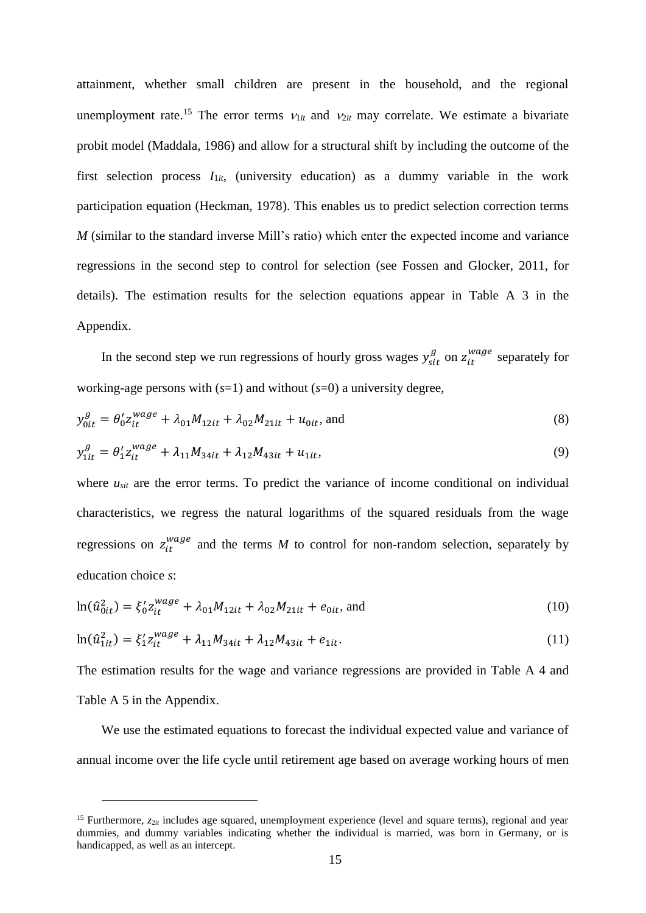attainment, whether small children are present in the household, and the regional unemployment rate.[15] The error terms $\nu_{1it}$ and $\nu_{2it}$ may correlate. We estimate a bivariate probit model (Maddala, 1986) and allow for a structural shift by including the outcome of the first selection process $I_{1it}$, (university education) as a dummy variable in the work participation equation (Heckman, 1978). This enables us to predict selection correction terms $M$ (similar to the standard inverse Mill's ratio) which enter the expected income and variance regressions in the second step to control for selection (see Fossen and Glocker, 2011, for details). The estimation results for the selection equations appear in Table A 3 in the Appendix.

In the second step we run regressions of hourly gross wages $y_{sit}^{g}$ on $z_{it}^{wage}$ separately for working-age persons with ($s$=1) and without ($s$=0) a university degree,

$$y_{0it}^{g} = \theta_0' z_{it}^{wage} + \lambda_{01} M_{12it} + \lambda_{02} M_{21it} + u_{0it}, \text{ and} \tag{8}$$

$$y_{1it}^{g} = \theta_1' z_{it}^{wage} + \lambda_{11} M_{34it} + \lambda_{12} M_{43it} + u_{1it}, \tag{9}$$

where $u_{sit}$ are the error terms. To predict the variance of income conditional on individual characteristics, we regress the natural logarithms of the squared residuals from the wage regressions on $z_{it}^{wage}$ and the terms $M$ to control for non-random selection, separately by education choice $s$:

$$\ln(\hat{u}_{0it}^2) = \xi_0' z_{it}^{wage} + \lambda_{01} M_{12it} + \lambda_{02} M_{21it} + e_{0it}, \text{ and} \tag{10}$$

$$\ln(\hat{u}_{1it}^2) = \xi_1' z_{it}^{wage} + \lambda_{11} M_{34it} + \lambda_{12} M_{43it} + e_{1it}. \tag{11}$$

The estimation results for the wage and variance regressions are provided in Table A 4 and Table A 5 in the Appendix.

We use the estimated equations to forecast the individual expected value and variance of annual income over the life cycle until retirement age based on average working hours of men

[15] Furthermore, $z_{2it}$ includes age squared, unemployment experience (level and square terms), regional and year dummies, and dummy variables indicating whether the individual is married, was born in Germany, or is handicapped, as well as an intercept.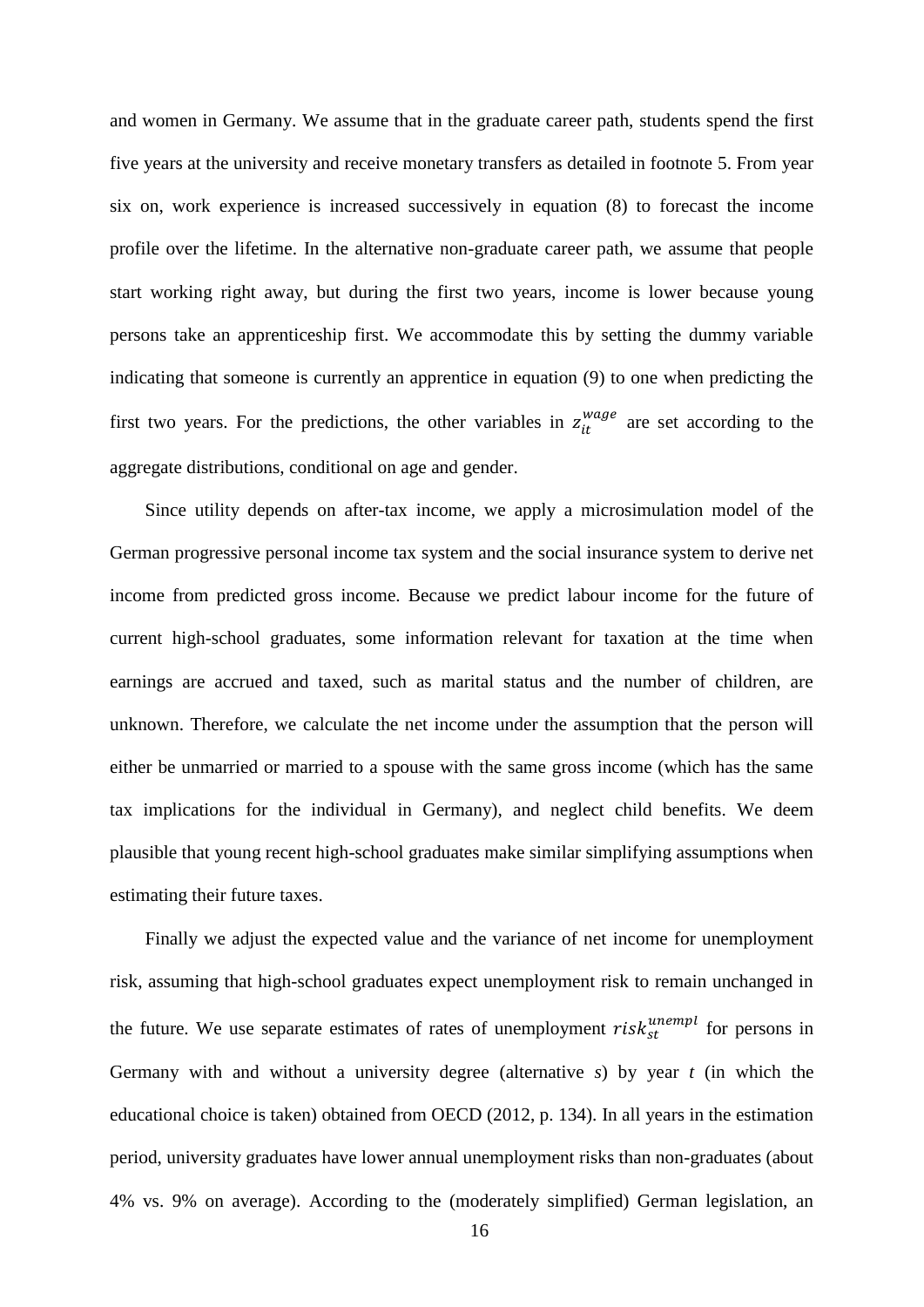and women in Germany. We assume that in the graduate career path, students spend the first five years at the university and receive monetary transfers as detailed in footnote 5. From year six on, work experience is increased successively in equation (8) to forecast the income profile over the lifetime. In the alternative non-graduate career path, we assume that people start working right away, but during the first two years, income is lower because young persons take an apprenticeship first. We accommodate this by setting the dummy variable indicating that someone is currently an apprentice in equation (9) to one when predicting the first two years. For the predictions, the other variables in $z_{it}^{wage}$ are set according to the aggregate distributions, conditional on age and gender.

Since utility depends on after-tax income, we apply a microsimulation model of the German progressive personal income tax system and the social insurance system to derive net income from predicted gross income. Because we predict labour income for the future of current high-school graduates, some information relevant for taxation at the time when earnings are accrued and taxed, such as marital status and the number of children, are unknown. Therefore, we calculate the net income under the assumption that the person will either be unmarried or married to a spouse with the same gross income (which has the same tax implications for the individual in Germany), and neglect child benefits. We deem plausible that young recent high-school graduates make similar simplifying assumptions when estimating their future taxes.

Finally we adjust the expected value and the variance of net income for unemployment risk, assuming that high-school graduates expect unemployment risk to remain unchanged in the future. We use separate estimates of rates of unemployment $risk_{st}^{unempl}$ for persons in Germany with and without a university degree (alternative *s*) by year *t* (in which the educational choice is taken) obtained from OECD (2012, p. 134). In all years in the estimation period, university graduates have lower annual unemployment risks than non-graduates (about 4% vs. 9% on average). According to the (moderately simplified) German legislation, an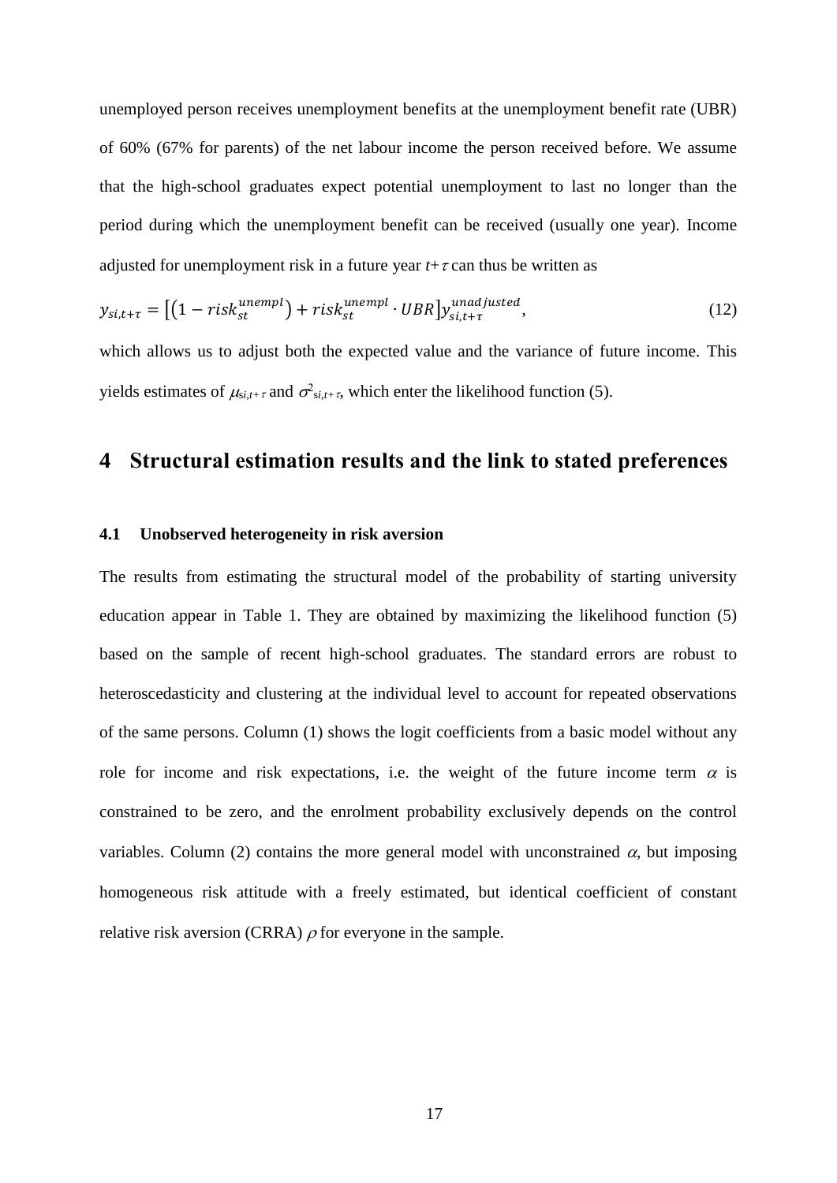unemployed person receives unemployment benefits at the unemployment benefit rate (UBR) of 60% (67% for parents) of the net labour income the person received before. We assume that the high-school graduates expect potential unemployment to last no longer than the period during which the unemployment benefit can be received (usually one year). Income adjusted for unemployment risk in a future year $t+\tau$ can thus be written as

$$y_{si,t+\tau} = \left[\left(1 - risk_{st}^{unempl}\right) + risk_{st}^{unempl} \cdot UBR\right] y_{si,t+\tau}^{unadjusted}, \tag{12}$$

which allows us to adjust both the expected value and the variance of future income. This yields estimates of $\mu_{si,t+\tau}$ and $\sigma^2_{si,t+\tau}$, which enter the likelihood function (5).

# 4 Structural estimation results and the link to stated preferences

### 4.1 Unobserved heterogeneity in risk aversion

The results from estimating the structural model of the probability of starting university education appear in Table 1. They are obtained by maximizing the likelihood function (5) based on the sample of recent high-school graduates. The standard errors are robust to heteroscedasticity and clustering at the individual level to account for repeated observations of the same persons. Column (1) shows the logit coefficients from a basic model without any role for income and risk expectations, i.e. the weight of the future income term $\alpha$ is constrained to be zero, and the enrolment probability exclusively depends on the control variables. Column (2) contains the more general model with unconstrained $\alpha$, but imposing homogeneous risk attitude with a freely estimated, but identical coefficient of constant relative risk aversion (CRRA) $\rho$ for everyone in the sample.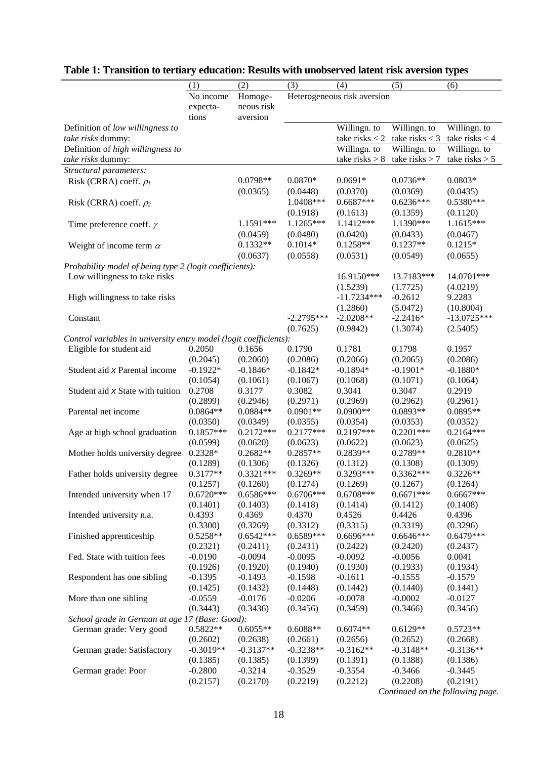**Table 1: Transition to tertiary education: Results with unobserved latent risk aversion types**

| | (1) | (2) | (3) | (4) | (5) | (6) |
|---|---|---|---|---|---|---|
| | No income expectations | Homogeneous risk aversion | Heterogeneous risk aversion | | | |
| Definition of *low willingness to take risks* dummy: | | | | Willingn. to take risks < 2 | Willingn. to take risks < 3 | Willingn. to take risks < 4 |
| Definition of *high willingness to take risks* dummy: | | | | Willingn. to take risks > 8 | Willingn. to take risks > 7 | Willingn. to take risks > 5 |
| *Structural parameters:* | | | | | | |
| Risk (CRRA) coeff. $\rho_1$ | | 0.0798** | 0.0870* | 0.0691* | 0.0736** | 0.0803* |
| | | (0.0365) | (0.0448) | (0.0370) | (0.0369) | (0.0435) |
| Risk (CRRA) coeff. $\rho_2$ | | | 1.0408*** | 0.6687*** | 0.6236*** | 0.5380*** |
| | | | (0.1918) | (0.1613) | (0.1359) | (0.1120) |
| Time preference coeff. $\gamma$ | | 1.1591*** | 1.1265*** | 1.1412*** | 1.1390*** | 1.1615*** |
| | | (0.0459) | (0.0480) | (0.0420) | (0.0433) | (0.0467) |
| Weight of income term $\alpha$ | | 0.1332** | 0.1014* | 0.1258** | 0.1237** | 0.1215* |
| | | (0.0637) | (0.0558) | (0.0531) | (0.0549) | (0.0655) |
| *Probability model of being type 2 (logit coefficients):* | | | | | | |
| Low willingness to take risks | | | | 16.9150*** | 13.7183*** | 14.0701*** |
| | | | | (1.5239) | (1.7725) | (4.0219) |
| High willingness to take risks | | | | -11.7234*** | -0.2612 | 9.2283 |
| | | | | (1.2860) | (5.0472) | (10.8004) |
| Constant | | | -2.2795*** | -2.0208** | -2.2416* | -13.0725*** |
| | | | (0.7625) | (0.9842) | (1.3074) | (2.5405) |
| *Control variables in university entry model (logit coefficients):* | | | | | | |
| Eligible for student aid | 0.2050 | 0.1656 | 0.1790 | 0.1781 | 0.1798 | 0.1957 |
| | (0.2045) | (0.2060) | (0.2086) | (0.2066) | (0.2065) | (0.2086) |
| Student aid *x* Parental income | -0.1922* | -0.1846* | -0.1842* | -0.1894* | -0.1901* | -0.1880* |
| | (0.1054) | (0.1061) | (0.1067) | (0.1068) | (0.1071) | (0.1064) |
| Student aid *x* State with tuition | 0.2708 | 0.3177 | 0.3082 | 0.3041 | 0.3047 | 0.2919 |
| | (0.2899) | (0.2946) | (0.2971) | (0.2969) | (0.2962) | (0.2961) |
| Parental net income | 0.0864** | 0.0884** | 0.0901** | 0.0900** | 0.0893** | 0.0895** |
| | (0.0350) | (0.0349) | (0.0355) | (0.0354) | (0.0353) | (0.0352) |
| Age at high school graduation | 0.1857*** | 0.2172*** | 0.2177*** | 0.2197*** | 0.2201*** | 0.2164*** |
| | (0.0599) | (0.0620) | (0.0623) | (0.0622) | (0.0623) | (0.0625) |
| Mother holds university degree | 0.2328* | 0.2682** | 0.2857** | 0.2839** | 0.2789** | 0.2810** |
| | (0.1289) | (0.1306) | (0.1326) | (0.1312) | (0.1308) | (0.1309) |
| Father holds university degree | 0.3177** | 0.3321*** | 0.3269** | 0.3293*** | 0.3362*** | 0.3226** |
| | (0.1257) | (0.1260) | (0.1274) | (0.1269) | (0.1267) | (0.1264) |
| Intended university when 17 | 0.6720*** | 0.6586*** | 0.6706*** | 0.6708*** | 0.6671*** | 0.6667*** |
| | (0.1401) | (0.1403) | (0.1418) | (0.1414) | (0.1412) | (0.1408) |
| Intended university n.a. | 0.4393 | 0.4369 | 0.4370 | 0.4526 | 0.4426 | 0.4396 |
| | (0.3300) | (0.3269) | (0.3312) | (0.3315) | (0.3319) | (0.3296) |
| Finished apprenticeship | 0.5258** | 0.6542*** | 0.6589*** | 0.6696*** | 0.6646*** | 0.6479*** |
| | (0.2321) | (0.2411) | (0.2431) | (0.2422) | (0.2420) | (0.2437) |
| Fed. State with tuition fees | -0.0190 | -0.0094 | -0.0095 | -0.0092 | -0.0056 | 0.0041 |
| | (0.1926) | (0.1920) | (0.1940) | (0.1930) | (0.1933) | (0.1934) |
| Respondent has one sibling | -0.1395 | -0.1493 | -0.1598 | -0.1611 | -0.1555 | -0.1579 |
| | (0.1425) | (0.1432) | (0.1448) | (0.1442) | (0.1440) | (0.1441) |
| More than one sibling | -0.0559 | -0.0176 | -0.0206 | -0.0078 | -0.0002 | -0.0127 |
| | (0.3443) | (0.3436) | (0.3456) | (0.3459) | (0.3466) | (0.3456) |
| *School grade in German at age 17 (Base: Good):* | | | | | | |
| German grade: Very good | 0.5822** | 0.6055** | 0.6088** | 0.6074** | 0.6129** | 0.5723** |
| | (0.2602) | (0.2638) | (0.2661) | (0.2656) | (0.2652) | (0.2668) |
| German grade: Satisfactory | -0.3019** | -0.3137** | -0.3238** | -0.3162** | -0.3148** | -0.3136** |
| | (0.1385) | (0.1385) | (0.1399) | (0.1391) | (0.1388) | (0.1386) |
| German grade: Poor | -0.2800 | -0.3214 | -0.3529 | -0.3554 | -0.3466 | -0.3445 |
| | (0.2157) | (0.2170) | (0.2219) | (0.2212) | (0.2208) | (0.2191) |

*Continued on the following page.*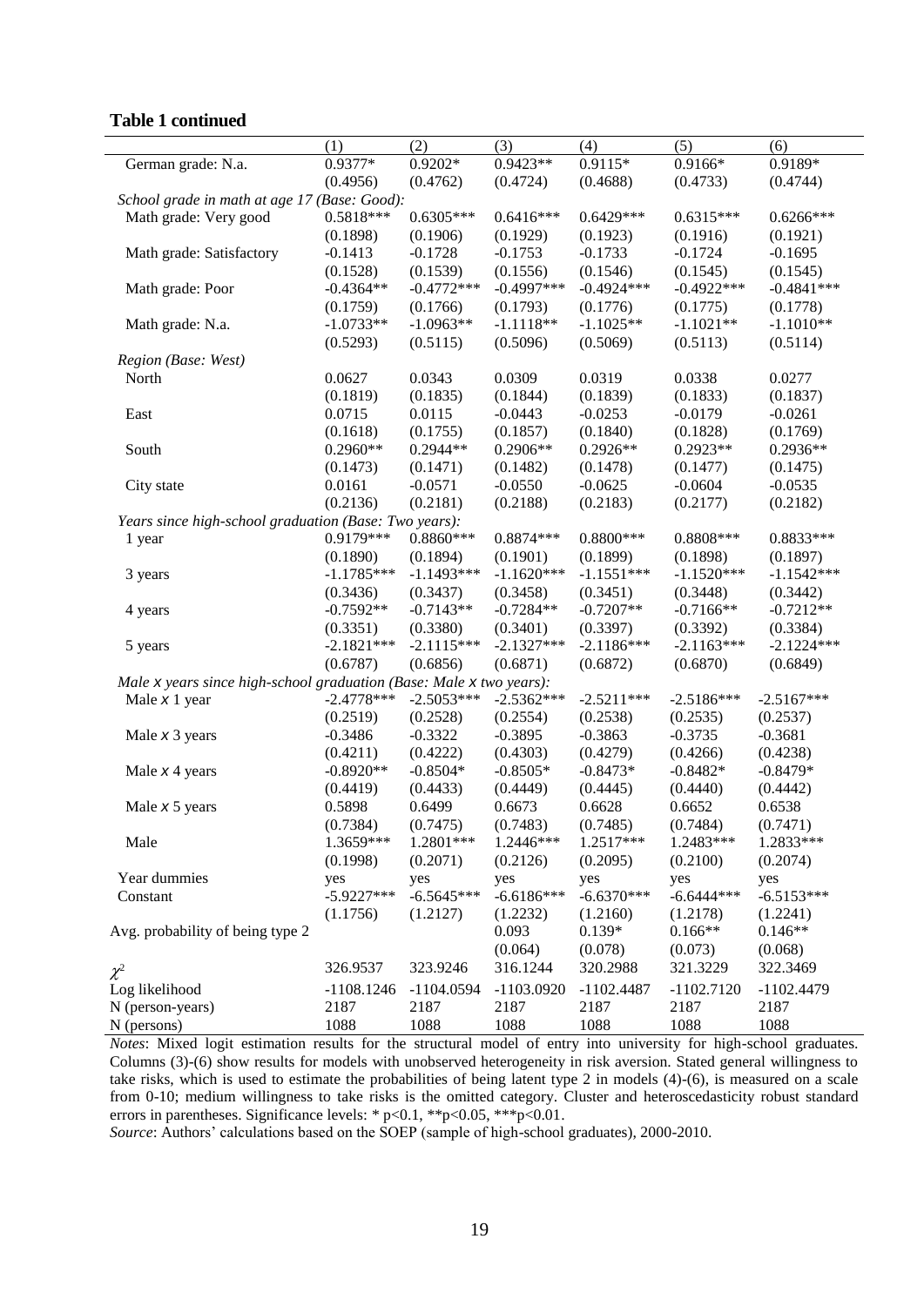**Table 1 continued**

| | (1) | (2) | (3) | (4) | (5) | (6) |
|---|---|---|---|---|---|---|
| German grade: N.a. | 0.9377* | 0.9202* | 0.9423** | 0.9115* | 0.9166* | 0.9189* |
| | (0.4956) | (0.4762) | (0.4724) | (0.4688) | (0.4733) | (0.4744) |
| *School grade in math at age 17 (Base: Good):* | | | | | | |
| Math grade: Very good | 0.5818*** | 0.6305*** | 0.6416*** | 0.6429*** | 0.6315*** | 0.6266*** |
| | (0.1898) | (0.1906) | (0.1929) | (0.1923) | (0.1916) | (0.1921) |
| Math grade: Satisfactory | -0.1413 | -0.1728 | -0.1753 | -0.1733 | -0.1724 | -0.1695 |
| | (0.1528) | (0.1539) | (0.1556) | (0.1546) | (0.1545) | (0.1545) |
| Math grade: Poor | -0.4364** | -0.4772*** | -0.4997*** | -0.4924*** | -0.4922*** | -0.4841*** |
| | (0.1759) | (0.1766) | (0.1793) | (0.1776) | (0.1775) | (0.1778) |
| Math grade: N.a. | -1.0733** | -1.0963** | -1.1118** | -1.1025** | -1.1021** | -1.1010** |
| | (0.5293) | (0.5115) | (0.5096) | (0.5069) | (0.5113) | (0.5114) |
| *Region (Base: West)* | | | | | | |
| North | 0.0627 | 0.0343 | 0.0309 | 0.0319 | 0.0338 | 0.0277 |
| | (0.1819) | (0.1835) | (0.1844) | (0.1839) | (0.1833) | (0.1837) |
| East | 0.0715 | 0.0115 | -0.0443 | -0.0253 | -0.0179 | -0.0261 |
| | (0.1618) | (0.1755) | (0.1857) | (0.1840) | (0.1828) | (0.1769) |
| South | 0.2960** | 0.2944** | 0.2906** | 0.2926** | 0.2923** | 0.2936** |
| | (0.1473) | (0.1471) | (0.1482) | (0.1478) | (0.1477) | (0.1475) |
| City state | 0.0161 | -0.0571 | -0.0550 | -0.0625 | -0.0604 | -0.0535 |
| | (0.2136) | (0.2181) | (0.2188) | (0.2183) | (0.2177) | (0.2182) |
| *Years since high-school graduation (Base: Two years):* | | | | | | |
| 1 year | 0.9179*** | 0.8860*** | 0.8874*** | 0.8800*** | 0.8808*** | 0.8833*** |
| | (0.1890) | (0.1894) | (0.1901) | (0.1899) | (0.1898) | (0.1897) |
| 3 years | -1.1785*** | -1.1493*** | -1.1620*** | -1.1551*** | -1.1520*** | -1.1542*** |
| | (0.3436) | (0.3437) | (0.3458) | (0.3451) | (0.3448) | (0.3442) |
| 4 years | -0.7592** | -0.7143** | -0.7284** | -0.7207** | -0.7166** | -0.7212** |
| | (0.3351) | (0.3380) | (0.3401) | (0.3397) | (0.3392) | (0.3384) |
| 5 years | -2.1821*** | -2.1115*** | -2.1327*** | -2.1186*** | -2.1163*** | -2.1224*** |
| | (0.6787) | (0.6856) | (0.6871) | (0.6872) | (0.6870) | (0.6849) |
| *Male x years since high-school graduation (Base: Male x two years):* | | | | | | |
| Male x 1 year | -2.4778*** | -2.5053*** | -2.5362*** | -2.5211*** | -2.5186*** | -2.5167*** |
| | (0.2519) | (0.2528) | (0.2554) | (0.2538) | (0.2535) | (0.2537) |
| Male x 3 years | -0.3486 | -0.3322 | -0.3895 | -0.3863 | -0.3735 | -0.3681 |
| | (0.4211) | (0.4222) | (0.4303) | (0.4279) | (0.4266) | (0.4238) |
| Male x 4 years | -0.8920** | -0.8504* | -0.8505* | -0.8473* | -0.8482* | -0.8479* |
| | (0.4419) | (0.4433) | (0.4449) | (0.4445) | (0.4440) | (0.4442) |
| Male x 5 years | 0.5898 | 0.6499 | 0.6673 | 0.6628 | 0.6652 | 0.6538 |
| | (0.7384) | (0.7475) | (0.7483) | (0.7485) | (0.7484) | (0.7471) |
| Male | 1.3659*** | 1.2801*** | 1.2446*** | 1.2517*** | 1.2483*** | 1.2833*** |
| | (0.1998) | (0.2071) | (0.2126) | (0.2095) | (0.2100) | (0.2074) |
| Year dummies | yes | yes | yes | yes | yes | yes |
| Constant | -5.9227*** | -6.5645*** | -6.6186*** | -6.6370*** | -6.6444*** | -6.5153*** |
| | (1.1756) | (1.2127) | (1.2232) | (1.2160) | (1.2178) | (1.2241) |
| Avg. probability of being type 2 | | | 0.093 | 0.139* | 0.166** | 0.146** |
| | | | (0.064) | (0.078) | (0.073) | (0.068) |
| $\chi^2$ | 326.9537 | 323.9246 | 316.1244 | 320.2988 | 321.3229 | 322.3469 |
| Log likelihood | -1108.1246 | -1104.0594 | -1103.0920 | -1102.4487 | -1102.7120 | -1102.4479 |
| N (person-years) | 2187 | 2187 | 2187 | 2187 | 2187 | 2187 |
| N (persons) | 1088 | 1088 | 1088 | 1088 | 1088 | 1088 |

*Notes*: Mixed logit estimation results for the structural model of entry into university for high-school graduates. Columns (3)-(6) show results for models with unobserved heterogeneity in risk aversion. Stated general willingness to take risks, which is used to estimate the probabilities of being latent type 2 in models (4)-(6), is measured on a scale from 0-10; medium willingness to take risks is the omitted category. Cluster and heteroscedasticity robust standard errors in parentheses. Significance levels: * p<0.1, **p<0.05, ***p<0.01.

*Source*: Authors' calculations based on the SOEP (sample of high-school graduates), 2000-2010.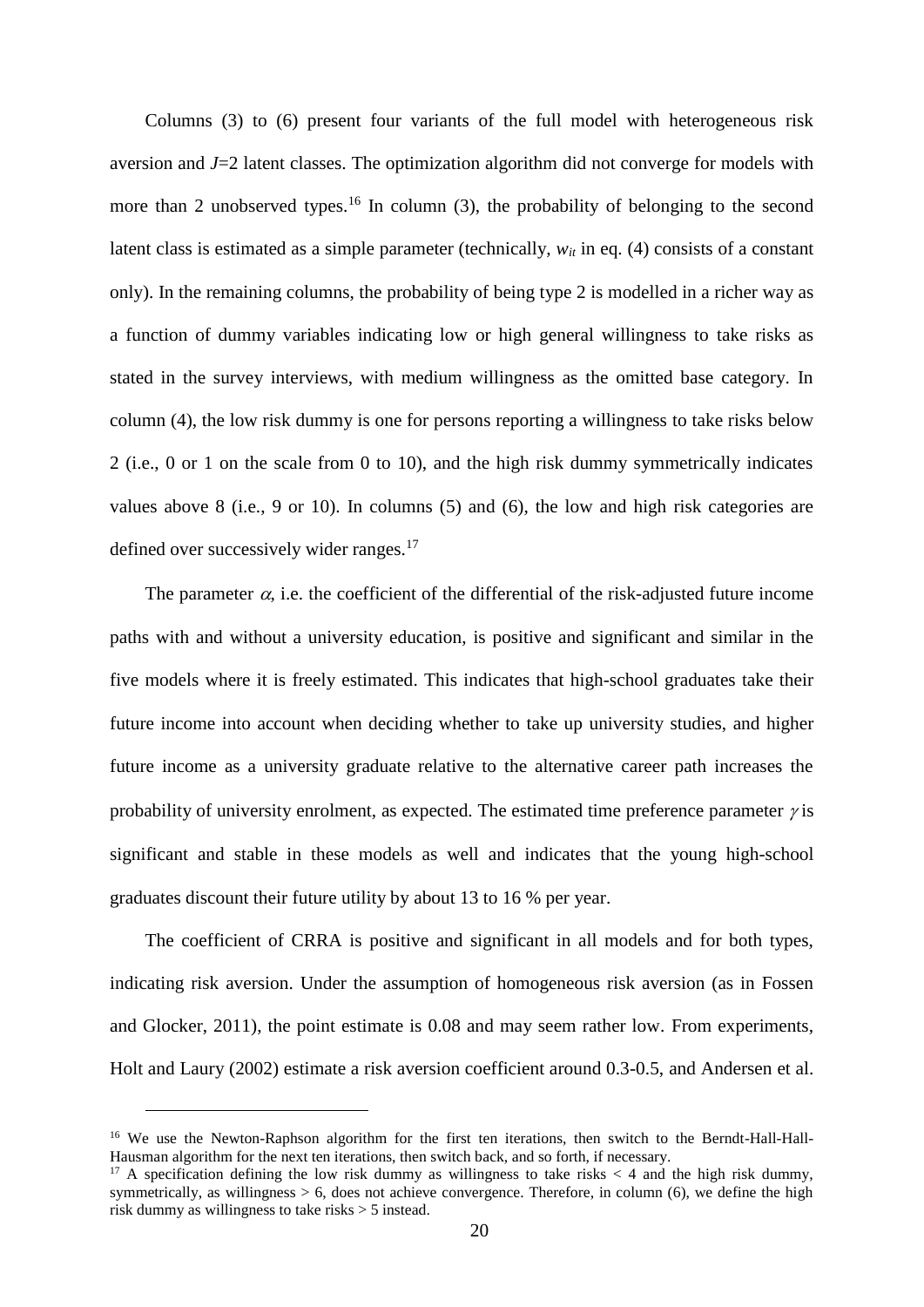Columns (3) to (6) present four variants of the full model with heterogeneous risk aversion and $J$=2 latent classes. The optimization algorithm did not converge for models with more than 2 unobserved types.[16] In column (3), the probability of belonging to the second latent class is estimated as a simple parameter (technically, $w_{it}$ in eq. (4) consists of a constant only). In the remaining columns, the probability of being type 2 is modelled in a richer way as a function of dummy variables indicating low or high general willingness to take risks as stated in the survey interviews, with medium willingness as the omitted base category. In column (4), the low risk dummy is one for persons reporting a willingness to take risks below 2 (i.e., 0 or 1 on the scale from 0 to 10), and the high risk dummy symmetrically indicates values above 8 (i.e., 9 or 10). In columns (5) and (6), the low and high risk categories are defined over successively wider ranges.[17]

The parameter $\alpha$, i.e. the coefficient of the differential of the risk-adjusted future income paths with and without a university education, is positive and significant and similar in the five models where it is freely estimated. This indicates that high-school graduates take their future income into account when deciding whether to take up university studies, and higher future income as a university graduate relative to the alternative career path increases the probability of university enrolment, as expected. The estimated time preference parameter $\gamma$ is significant and stable in these models as well and indicates that the young high-school graduates discount their future utility by about 13 to 16 % per year.

The coefficient of CRRA is positive and significant in all models and for both types, indicating risk aversion. Under the assumption of homogeneous risk aversion (as in Fossen and Glocker, 2011), the point estimate is 0.08 and may seem rather low. From experiments, Holt and Laury (2002) estimate a risk aversion coefficient around 0.3-0.5, and Andersen et al.

---

[16] We use the Newton-Raphson algorithm for the first ten iterations, then switch to the Berndt-Hall-Hall-Hausman algorithm for the next ten iterations, then switch back, and so forth, if necessary.

[17] A specification defining the low risk dummy as willingness to take risks < 4 and the high risk dummy, symmetrically, as willingness > 6, does not achieve convergence. Therefore, in column (6), we define the high risk dummy as willingness to take risks > 5 instead.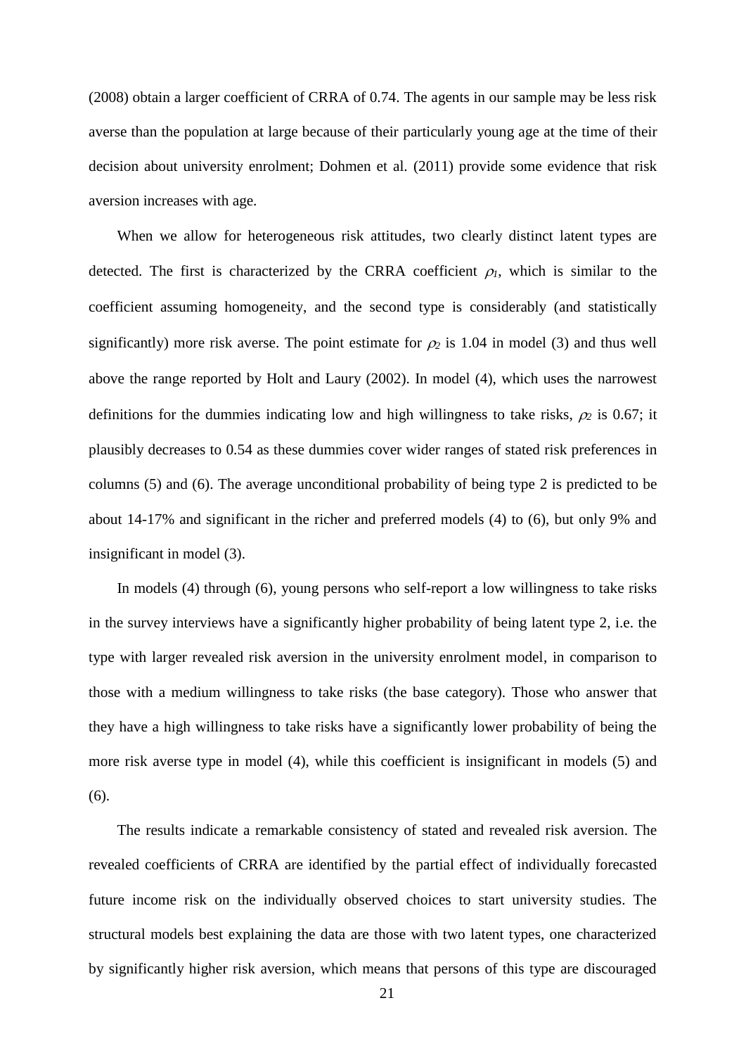(2008) obtain a larger coefficient of CRRA of 0.74. The agents in our sample may be less risk averse than the population at large because of their particularly young age at the time of their decision about university enrolment; Dohmen et al. (2011) provide some evidence that risk aversion increases with age.

When we allow for heterogeneous risk attitudes, two clearly distinct latent types are detected. The first is characterized by the CRRA coefficient $\rho_1$, which is similar to the coefficient assuming homogeneity, and the second type is considerably (and statistically significantly) more risk averse. The point estimate for $\rho_2$ is 1.04 in model (3) and thus well above the range reported by Holt and Laury (2002). In model (4), which uses the narrowest definitions for the dummies indicating low and high willingness to take risks, $\rho_2$ is 0.67; it plausibly decreases to 0.54 as these dummies cover wider ranges of stated risk preferences in columns (5) and (6). The average unconditional probability of being type 2 is predicted to be about 14-17% and significant in the richer and preferred models (4) to (6), but only 9% and insignificant in model (3).

In models (4) through (6), young persons who self-report a low willingness to take risks in the survey interviews have a significantly higher probability of being latent type 2, i.e. the type with larger revealed risk aversion in the university enrolment model, in comparison to those with a medium willingness to take risks (the base category). Those who answer that they have a high willingness to take risks have a significantly lower probability of being the more risk averse type in model (4), while this coefficient is insignificant in models (5) and (6).

The results indicate a remarkable consistency of stated and revealed risk aversion. The revealed coefficients of CRRA are identified by the partial effect of individually forecasted future income risk on the individually observed choices to start university studies. The structural models best explaining the data are those with two latent types, one characterized by significantly higher risk aversion, which means that persons of this type are discouraged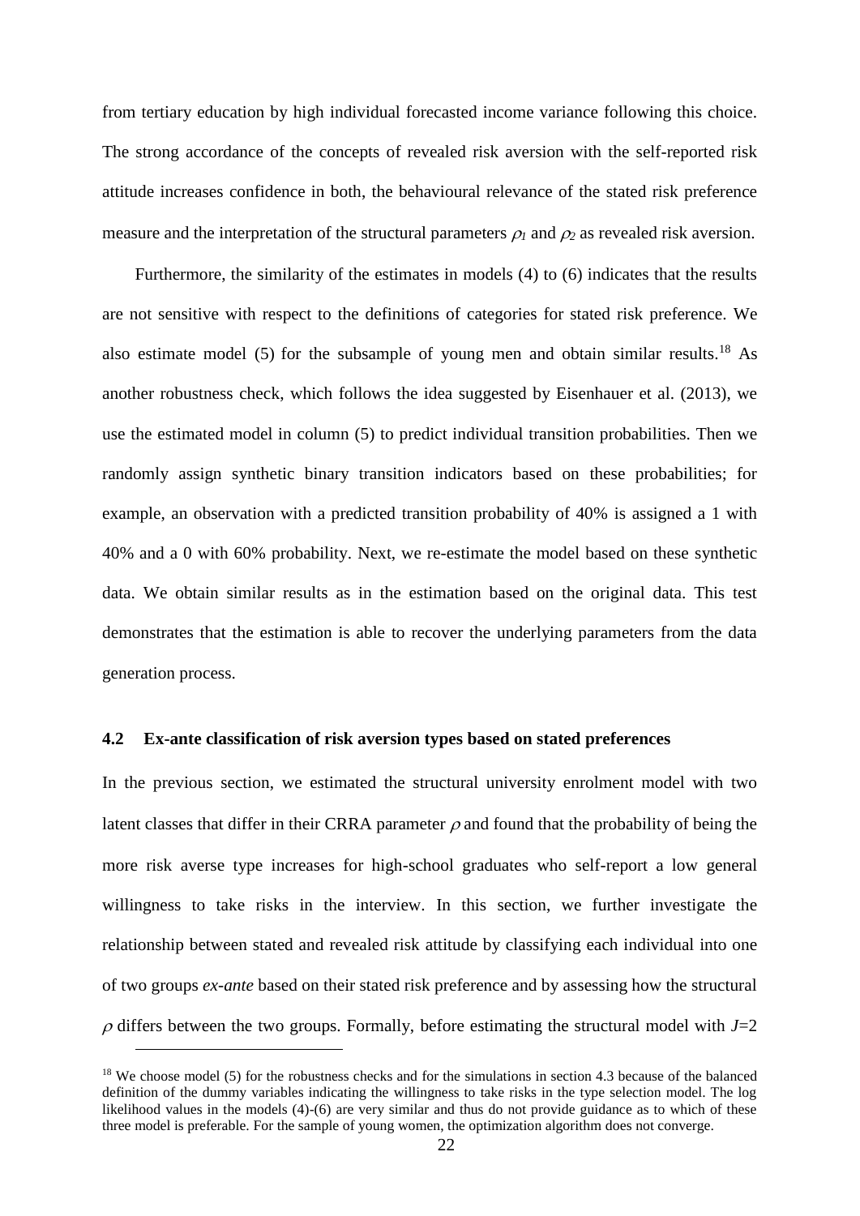from tertiary education by high individual forecasted income variance following this choice. The strong accordance of the concepts of revealed risk aversion with the self-reported risk attitude increases confidence in both, the behavioural relevance of the stated risk preference measure and the interpretation of the structural parameters $\rho_1$ and $\rho_2$ as revealed risk aversion.

Furthermore, the similarity of the estimates in models (4) to (6) indicates that the results are not sensitive with respect to the definitions of categories for stated risk preference. We also estimate model (5) for the subsample of young men and obtain similar results.[18] As another robustness check, which follows the idea suggested by Eisenhauer et al. (2013), we use the estimated model in column (5) to predict individual transition probabilities. Then we randomly assign synthetic binary transition indicators based on these probabilities; for example, an observation with a predicted transition probability of 40% is assigned a 1 with 40% and a 0 with 60% probability. Next, we re-estimate the model based on these synthetic data. We obtain similar results as in the estimation based on the original data. This test demonstrates that the estimation is able to recover the underlying parameters from the data generation process.

## 4.2 Ex-ante classification of risk aversion types based on stated preferences

In the previous section, we estimated the structural university enrolment model with two latent classes that differ in their CRRA parameter $\rho$ and found that the probability of being the more risk averse type increases for high-school graduates who self-report a low general willingness to take risks in the interview. In this section, we further investigate the relationship between stated and revealed risk attitude by classifying each individual into one of two groups *ex-ante* based on their stated risk preference and by assessing how the structural $\rho$ differs between the two groups. Formally, before estimating the structural model with $J=2$

[18] We choose model (5) for the robustness checks and for the simulations in section 4.3 because of the balanced definition of the dummy variables indicating the willingness to take risks in the type selection model. The log likelihood values in the models (4)-(6) are very similar and thus do not provide guidance as to which of these three model is preferable. For the sample of young women, the optimization algorithm does not converge.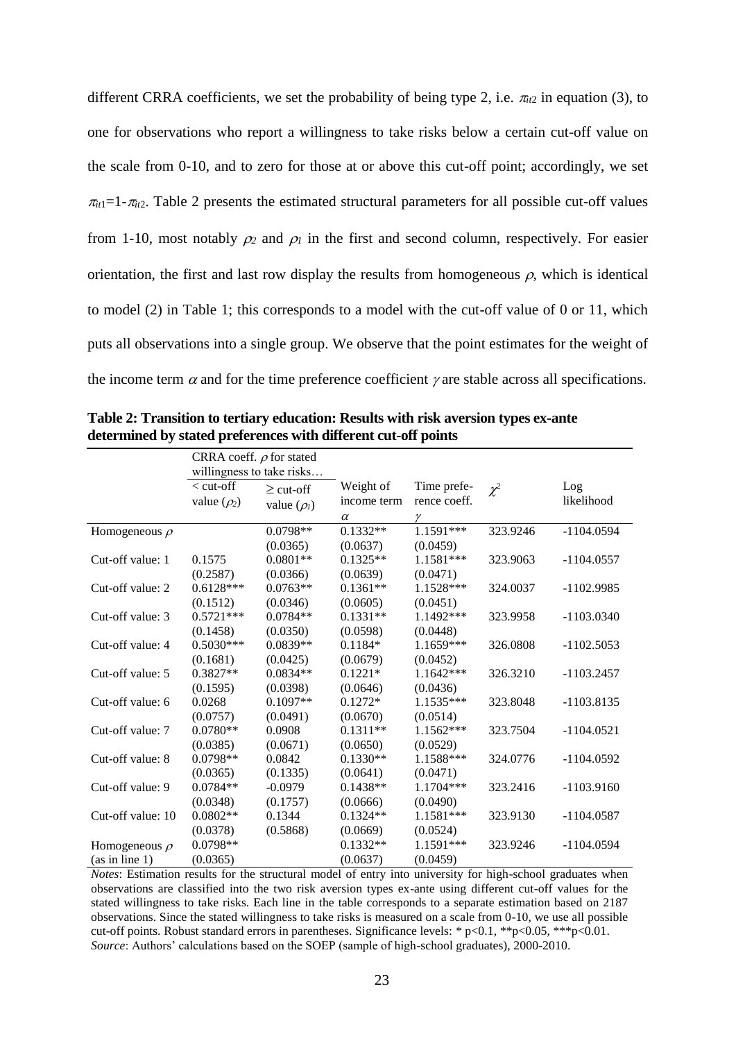different CRRA coefficients, we set the probability of being type 2, i.e. $\pi_{it2}$ in equation (3), to one for observations who report a willingness to take risks below a certain cut-off value on the scale from 0-10, and to zero for those at or above this cut-off point; accordingly, we set $\pi_{it1}=1-\pi_{it2}$. Table 2 presents the estimated structural parameters for all possible cut-off values from 1-10, most notably $\rho_2$ and $\rho_1$ in the first and second column, respectively. For easier orientation, the first and last row display the results from homogeneous $\rho$, which is identical to model (2) in Table 1; this corresponds to a model with the cut-off value of 0 or 11, which puts all observations into a single group. We observe that the point estimates for the weight of the income term $\alpha$ and for the time preference coefficient $\gamma$ are stable across all specifications.

**Table 2: Transition to tertiary education: Results with risk aversion types ex-ante determined by stated preferences with different cut-off points**

| | CRRA coeff. $\rho$ for stated willingness to take risks… | | | | | |
|---|---|---|---|---|---|---|
| | < cut-off value ($\rho_2$) | ≥ cut-off value ($\rho_1$) | Weight of income term $\alpha$ | Time preference coeff. $\gamma$ | $\chi^2$ | Log likelihood |
| Homogeneous $\rho$ | | 0.0798** | 0.1332** | 1.1591*** | 323.9246 | -1104.0594 |
| | | (0.0365) | (0.0637) | (0.0459) | | |
| Cut-off value: 1 | 0.1575 | 0.0801** | 0.1325** | 1.1581*** | 323.9063 | -1104.0557 |
| | (0.2587) | (0.0366) | (0.0639) | (0.0471) | | |
| Cut-off value: 2 | 0.6128*** | 0.0763** | 0.1361** | 1.1528*** | 324.0037 | -1102.9985 |
| | (0.1512) | (0.0346) | (0.0605) | (0.0451) | | |
| Cut-off value: 3 | 0.5721*** | 0.0784** | 0.1331** | 1.1492*** | 323.9958 | -1103.0340 |
| | (0.1458) | (0.0350) | (0.0598) | (0.0448) | | |
| Cut-off value: 4 | 0.5030*** | 0.0839** | 0.1184* | 1.1659*** | 326.0808 | -1102.5053 |
| | (0.1681) | (0.0425) | (0.0679) | (0.0452) | | |
| Cut-off value: 5 | 0.3827** | 0.0834** | 0.1221* | 1.1642*** | 326.3210 | -1103.2457 |
| | (0.1595) | (0.0398) | (0.0646) | (0.0436) | | |
| Cut-off value: 6 | 0.0268 | 0.1097** | 0.1272* | 1.1535*** | 323.8048 | -1103.8135 |
| | (0.0757) | (0.0491) | (0.0670) | (0.0514) | | |
| Cut-off value: 7 | 0.0780** | 0.0908 | 0.1311** | 1.1562*** | 323.7504 | -1104.0521 |
| | (0.0385) | (0.0671) | (0.0650) | (0.0529) | | |
| Cut-off value: 8 | 0.0798** | 0.0842 | 0.1330** | 1.1588*** | 324.0776 | -1104.0592 |
| | (0.0365) | (0.1335) | (0.0641) | (0.0471) | | |
| Cut-off value: 9 | 0.0784** | -0.0979 | 0.1438** | 1.1704*** | 323.2416 | -1103.9160 |
| | (0.0348) | (0.1757) | (0.0666) | (0.0490) | | |
| Cut-off value: 10 | 0.0802** | 0.1344 | 0.1324** | 1.1581*** | 323.9130 | -1104.0587 |
| | (0.0378) | (0.5868) | (0.0669) | (0.0524) | | |
| Homogeneous $\rho$ | 0.0798** | | 0.1332** | 1.1591*** | 323.9246 | -1104.0594 |
| (as in line 1) | (0.0365) | | (0.0637) | (0.0459) | | |

*Notes*: Estimation results for the structural model of entry into university for high-school graduates when observations are classified into the two risk aversion types ex-ante using different cut-off values for the stated willingness to take risks. Each line in the table corresponds to a separate estimation based on 2187 observations. Since the stated willingness to take risks is measured on a scale from 0-10, we use all possible cut-off points. Robust standard errors in parentheses. Significance levels: * p<0.1, **p<0.05, ***p<0.01.
*Source*: Authors' calculations based on the SOEP (sample of high-school graduates), 2000-2010.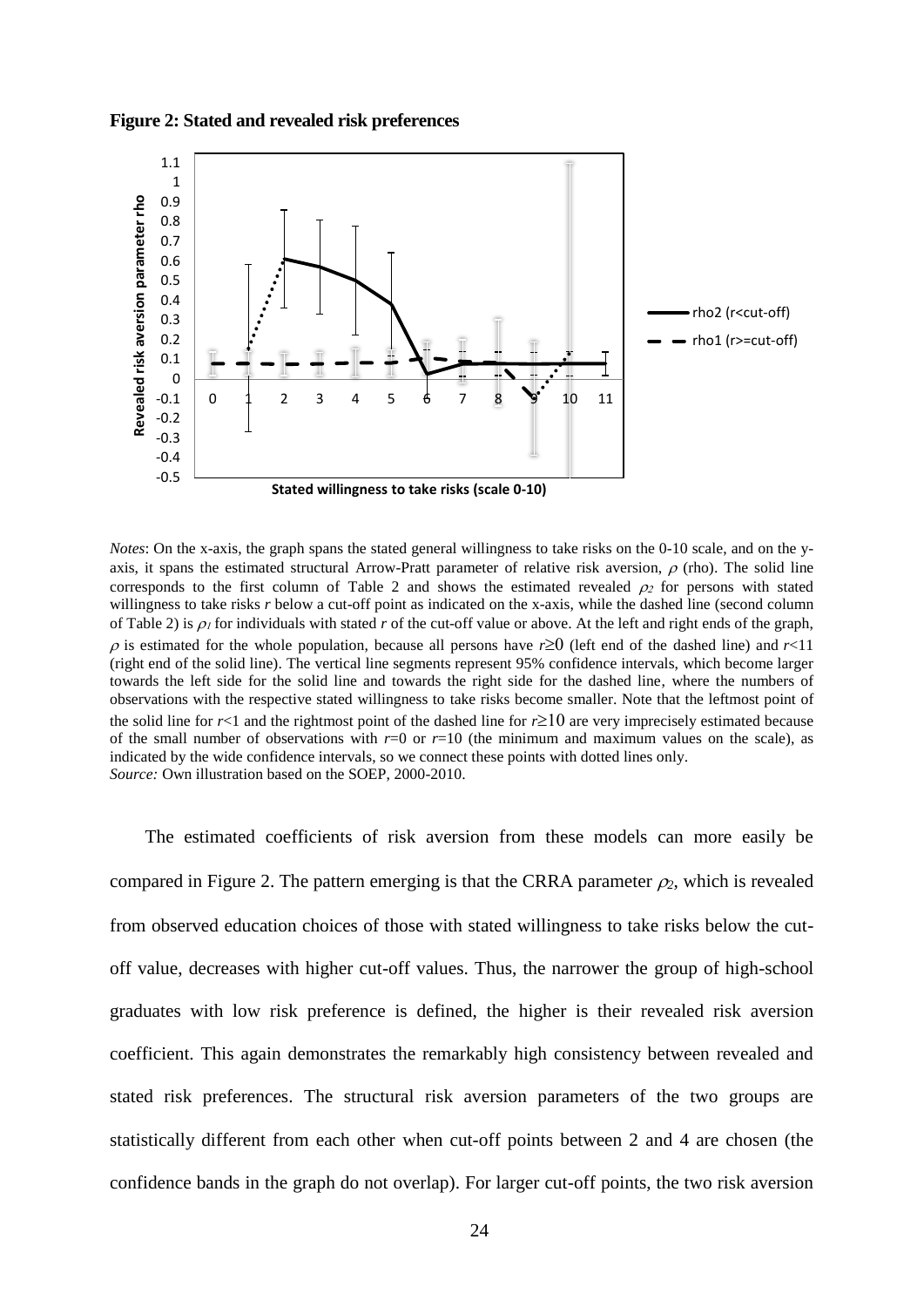**Figure 2: Stated and revealed risk preferences**

*Notes*: On the x-axis, the graph spans the stated general willingness to take risks on the 0-10 scale, and on the y-axis, it spans the estimated structural Arrow-Pratt parameter of relative risk aversion, $\rho$ (rho). The solid line corresponds to the first column of Table 2 and shows the estimated revealed $\rho_2$ for persons with stated willingness to take risks $r$ below a cut-off point as indicated on the x-axis, while the dashed line (second column of Table 2) is $\rho_1$ for individuals with stated $r$ of the cut-off value or above. At the left and right ends of the graph, $\rho$ is estimated for the whole population, because all persons have $r\geq 0$ (left end of the dashed line) and $r<11$ (right end of the solid line). The vertical line segments represent 95% confidence intervals, which become larger towards the left side for the solid line and towards the right side for the dashed line, where the numbers of observations with the respective stated willingness to take risks become smaller. Note that the leftmost point of the solid line for $r<1$ and the rightmost point of the dashed line for $r\geq 10$ are very imprecisely estimated because of the small number of observations with $r=0$ or $r=10$ (the minimum and maximum values on the scale), as indicated by the wide confidence intervals, so we connect these points with dotted lines only.
*Source:* Own illustration based on the SOEP, 2000-2010.

The estimated coefficients of risk aversion from these models can more easily be compared in Figure 2. The pattern emerging is that the CRRA parameter $\rho_2$, which is revealed from observed education choices of those with stated willingness to take risks below the cut-off value, decreases with higher cut-off values. Thus, the narrower the group of high-school graduates with low risk preference is defined, the higher is their revealed risk aversion coefficient. This again demonstrates the remarkably high consistency between revealed and stated risk preferences. The structural risk aversion parameters of the two groups are statistically different from each other when cut-off points between 2 and 4 are chosen (the confidence bands in the graph do not overlap). For larger cut-off points, the two risk aversion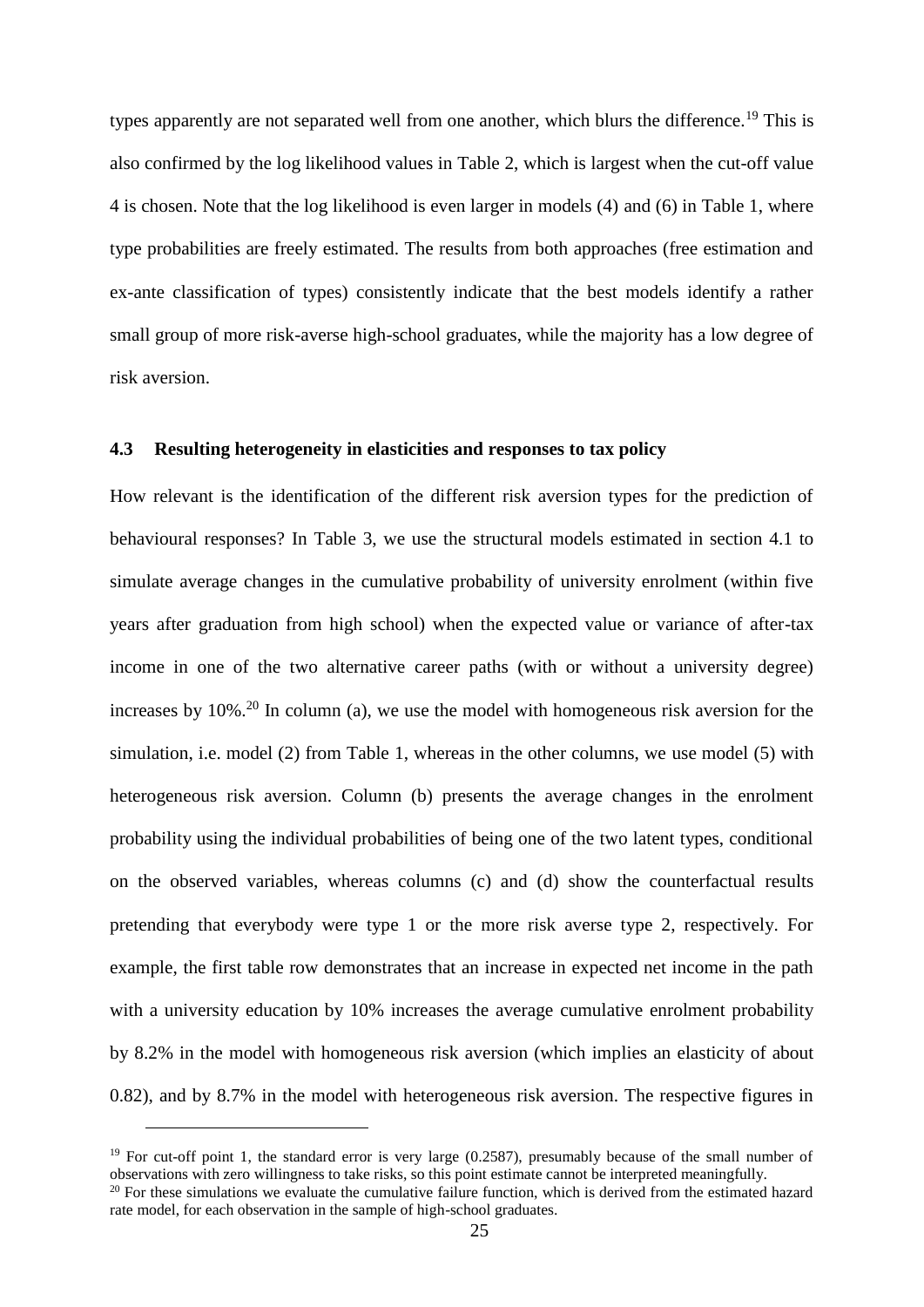types apparently are not separated well from one another, which blurs the difference.[19] This is also confirmed by the log likelihood values in Table 2, which is largest when the cut-off value 4 is chosen. Note that the log likelihood is even larger in models (4) and (6) in Table 1, where type probabilities are freely estimated. The results from both approaches (free estimation and ex-ante classification of types) consistently indicate that the best models identify a rather small group of more risk-averse high-school graduates, while the majority has a low degree of risk aversion.

### 4.3 Resulting heterogeneity in elasticities and responses to tax policy

How relevant is the identification of the different risk aversion types for the prediction of behavioural responses? In Table 3, we use the structural models estimated in section 4.1 to simulate average changes in the cumulative probability of university enrolment (within five years after graduation from high school) when the expected value or variance of after-tax income in one of the two alternative career paths (with or without a university degree) increases by 10%.[20] In column (a), we use the model with homogeneous risk aversion for the simulation, i.e. model (2) from Table 1, whereas in the other columns, we use model (5) with heterogeneous risk aversion. Column (b) presents the average changes in the enrolment probability using the individual probabilities of being one of the two latent types, conditional on the observed variables, whereas columns (c) and (d) show the counterfactual results pretending that everybody were type 1 or the more risk averse type 2, respectively. For example, the first table row demonstrates that an increase in expected net income in the path with a university education by 10% increases the average cumulative enrolment probability by 8.2% in the model with homogeneous risk aversion (which implies an elasticity of about 0.82), and by 8.7% in the model with heterogeneous risk aversion. The respective figures in

[19] For cut-off point 1, the standard error is very large (0.2587), presumably because of the small number of observations with zero willingness to take risks, so this point estimate cannot be interpreted meaningfully.

[20] For these simulations we evaluate the cumulative failure function, which is derived from the estimated hazard rate model, for each observation in the sample of high-school graduates.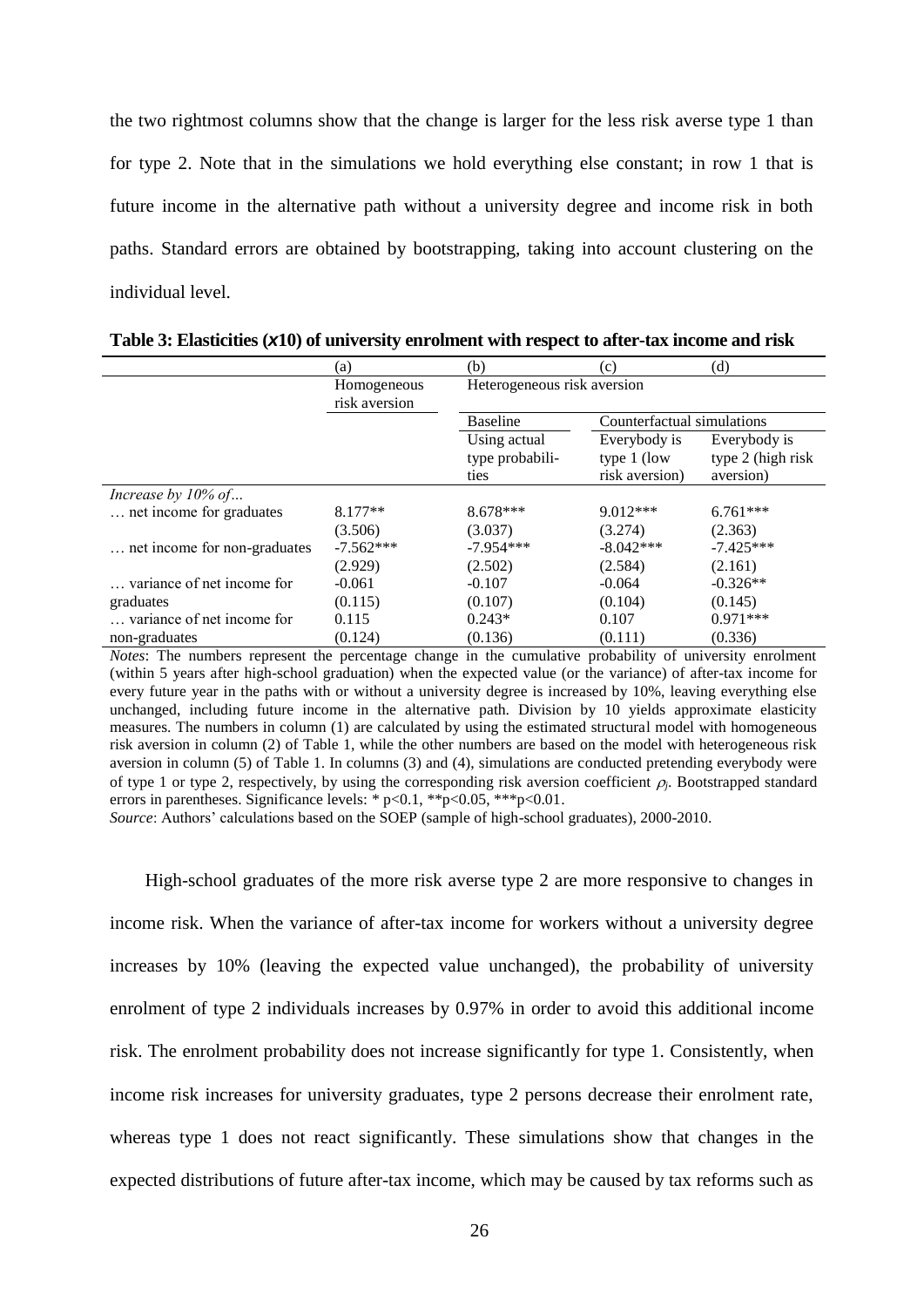the two rightmost columns show that the change is larger for the less risk averse type 1 than for type 2. Note that in the simulations we hold everything else constant; in row 1 that is future income in the alternative path without a university degree and income risk in both paths. Standard errors are obtained by bootstrapping, taking into account clustering on the individual level.

**Table 3: Elasticities (*x*10) of university enrolment with respect to after-tax income and risk**

| | (a) | (b) | (c) | (d) |
|---|---|---|---|---|
| | Homogeneous risk aversion | Heterogeneous risk aversion | | |
| | | Baseline | Counterfactual simulations | |
| | | Using actual type probabilities | Everybody is type 1 (low risk aversion) | Everybody is type 2 (high risk aversion) |
| *Increase by 10% of…* | | | | |
| … net income for graduates | 8.177** | 8.678*** | 9.012*** | 6.761*** |
| | (3.506) | (3.037) | (3.274) | (2.363) |
| … net income for non-graduates | -7.562*** | -7.954*** | -8.042*** | -7.425*** |
| | (2.929) | (2.502) | (2.584) | (2.161) |
| … variance of net income for graduates | -0.061 | -0.107 | -0.064 | -0.326** |
| | (0.115) | (0.107) | (0.104) | (0.145) |
| … variance of net income for non-graduates | 0.115 | 0.243* | 0.107 | 0.971*** |
| | (0.124) | (0.136) | (0.111) | (0.336) |

*Notes*: The numbers represent the percentage change in the cumulative probability of university enrolment (within 5 years after high-school graduation) when the expected value (or the variance) of after-tax income for every future year in the paths with or without a university degree is increased by 10%, leaving everything else unchanged, including future income in the alternative path. Division by 10 yields approximate elasticity measures. The numbers in column (1) are calculated by using the estimated structural model with homogeneous risk aversion in column (2) of Table 1, while the other numbers are based on the model with heterogeneous risk aversion in column (5) of Table 1. In columns (3) and (4), simulations are conducted pretending everybody were of type 1 or type 2, respectively, by using the corresponding risk aversion coefficient $\rho_j$. Bootstrapped standard errors in parentheses. Significance levels: * p<0.1, **p<0.05, ***p<0.01.

*Source*: Authors' calculations based on the SOEP (sample of high-school graduates), 2000-2010.

High-school graduates of the more risk averse type 2 are more responsive to changes in income risk. When the variance of after-tax income for workers without a university degree increases by 10% (leaving the expected value unchanged), the probability of university enrolment of type 2 individuals increases by 0.97% in order to avoid this additional income risk. The enrolment probability does not increase significantly for type 1. Consistently, when income risk increases for university graduates, type 2 persons decrease their enrolment rate, whereas type 1 does not react significantly. These simulations show that changes in the expected distributions of future after-tax income, which may be caused by tax reforms such as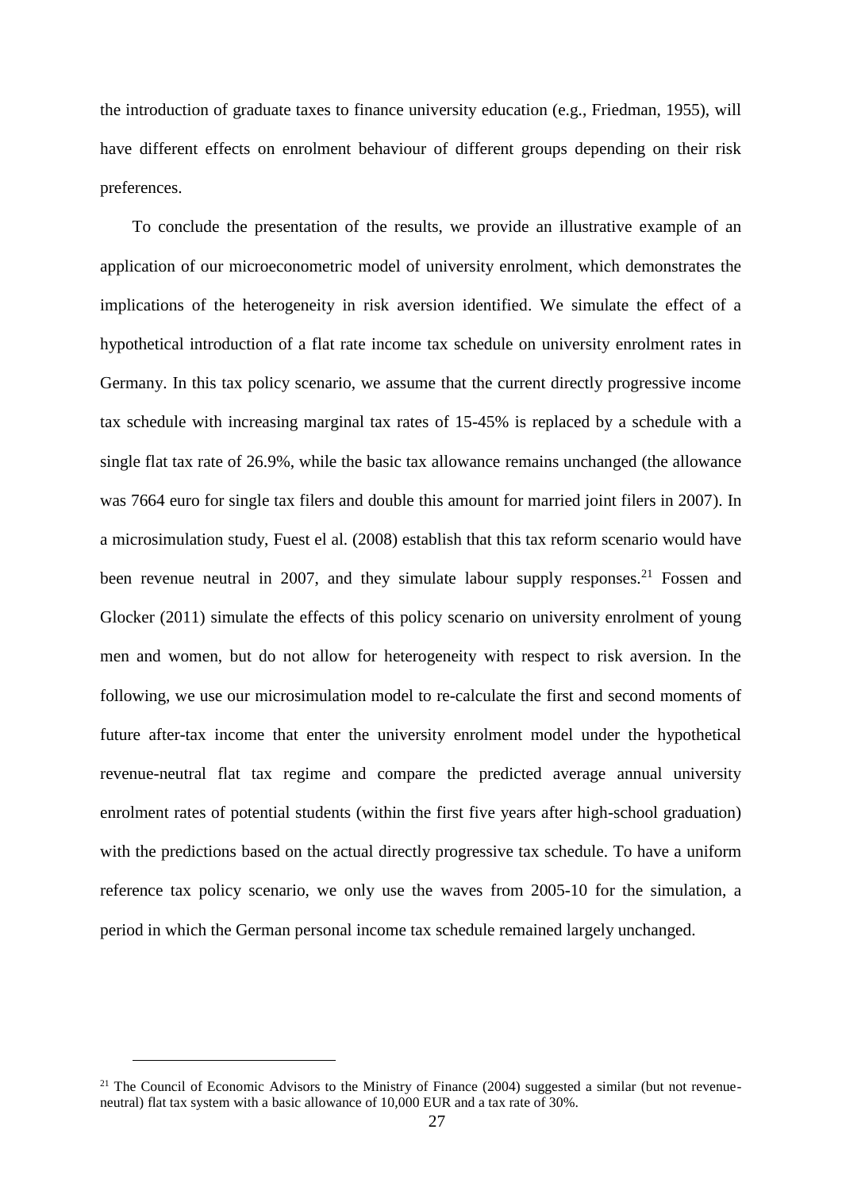the introduction of graduate taxes to finance university education (e.g., Friedman, 1955), will have different effects on enrolment behaviour of different groups depending on their risk preferences.

To conclude the presentation of the results, we provide an illustrative example of an application of our microeconometric model of university enrolment, which demonstrates the implications of the heterogeneity in risk aversion identified. We simulate the effect of a hypothetical introduction of a flat rate income tax schedule on university enrolment rates in Germany. In this tax policy scenario, we assume that the current directly progressive income tax schedule with increasing marginal tax rates of 15-45% is replaced by a schedule with a single flat tax rate of 26.9%, while the basic tax allowance remains unchanged (the allowance was 7664 euro for single tax filers and double this amount for married joint filers in 2007). In a microsimulation study, Fuest el al. (2008) establish that this tax reform scenario would have been revenue neutral in 2007, and they simulate labour supply responses.[21] Fossen and Glocker (2011) simulate the effects of this policy scenario on university enrolment of young men and women, but do not allow for heterogeneity with respect to risk aversion. In the following, we use our microsimulation model to re-calculate the first and second moments of future after-tax income that enter the university enrolment model under the hypothetical revenue-neutral flat tax regime and compare the predicted average annual university enrolment rates of potential students (within the first five years after high-school graduation) with the predictions based on the actual directly progressive tax schedule. To have a uniform reference tax policy scenario, we only use the waves from 2005-10 for the simulation, a period in which the German personal income tax schedule remained largely unchanged.

[21] The Council of Economic Advisors to the Ministry of Finance (2004) suggested a similar (but not revenue-neutral) flat tax system with a basic allowance of 10,000 EUR and a tax rate of 30%.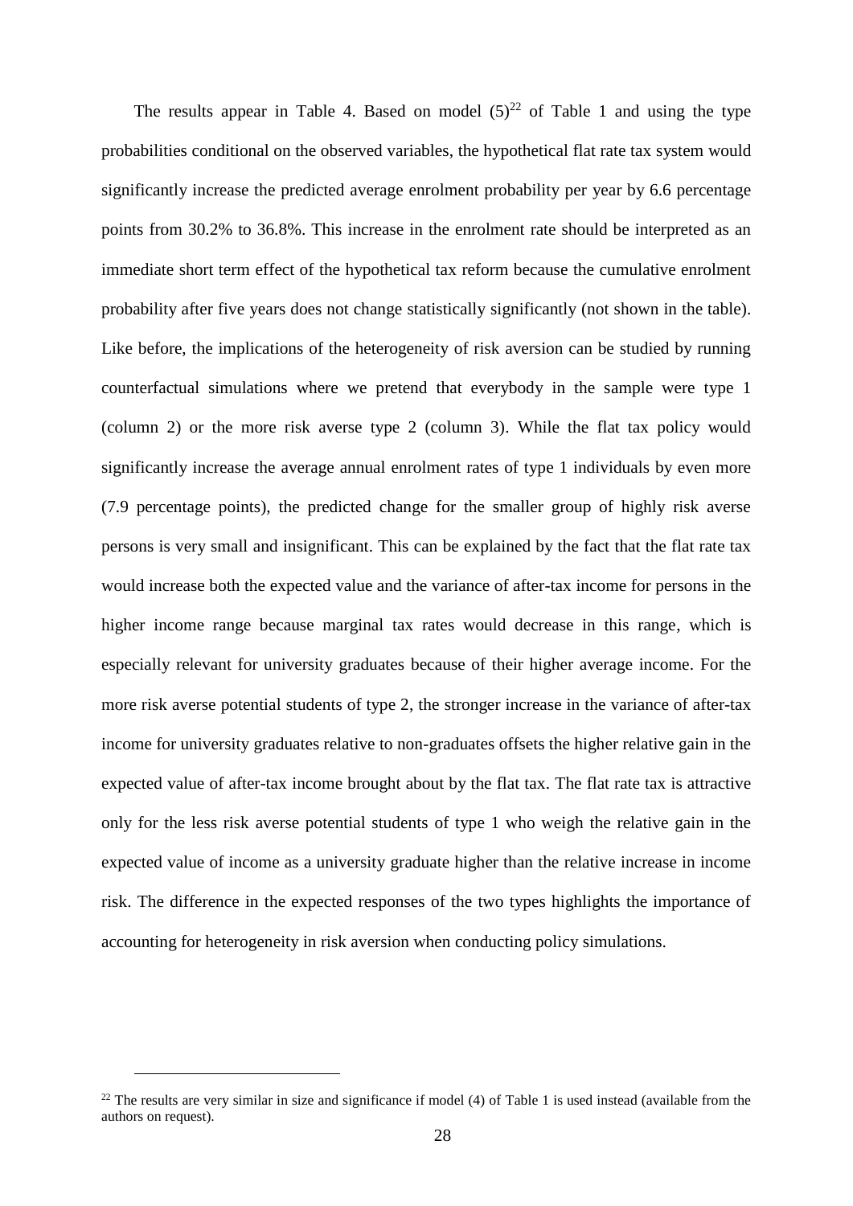The results appear in Table 4. Based on model (5)[22] of Table 1 and using the type probabilities conditional on the observed variables, the hypothetical flat rate tax system would significantly increase the predicted average enrolment probability per year by 6.6 percentage points from 30.2% to 36.8%. This increase in the enrolment rate should be interpreted as an immediate short term effect of the hypothetical tax reform because the cumulative enrolment probability after five years does not change statistically significantly (not shown in the table). Like before, the implications of the heterogeneity of risk aversion can be studied by running counterfactual simulations where we pretend that everybody in the sample were type 1 (column 2) or the more risk averse type 2 (column 3). While the flat tax policy would significantly increase the average annual enrolment rates of type 1 individuals by even more (7.9 percentage points), the predicted change for the smaller group of highly risk averse persons is very small and insignificant. This can be explained by the fact that the flat rate tax would increase both the expected value and the variance of after-tax income for persons in the higher income range because marginal tax rates would decrease in this range, which is especially relevant for university graduates because of their higher average income. For the more risk averse potential students of type 2, the stronger increase in the variance of after-tax income for university graduates relative to non-graduates offsets the higher relative gain in the expected value of after-tax income brought about by the flat tax. The flat rate tax is attractive only for the less risk averse potential students of type 1 who weigh the relative gain in the expected value of income as a university graduate higher than the relative increase in income risk. The difference in the expected responses of the two types highlights the importance of accounting for heterogeneity in risk aversion when conducting policy simulations.

[22] The results are very similar in size and significance if model (4) of Table 1 is used instead (available from the authors on request).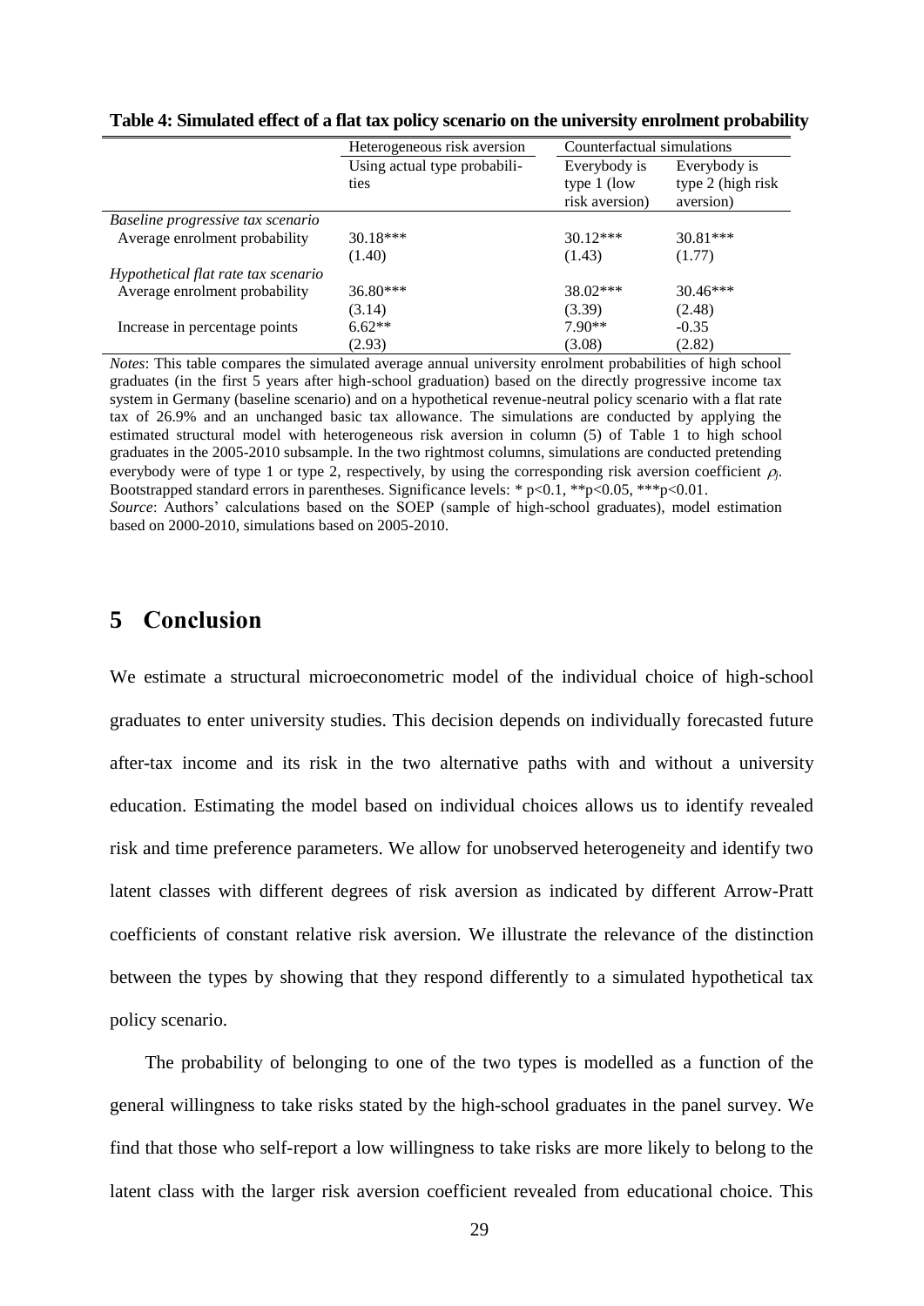**Table 4: Simulated effect of a flat tax policy scenario on the university enrolment probability**

| | Heterogeneous risk aversion | Counterfactual simulations | |
|---|---|---|---|
| | Using actual type probabilities | Everybody is type 1 (low risk aversion) | Everybody is type 2 (high risk aversion) |
| *Baseline progressive tax scenario* | | | |
| Average enrolment probability | 30.18*** | 30.12*** | 30.81*** |
| | (1.40) | (1.43) | (1.77) |
| *Hypothetical flat rate tax scenario* | | | |
| Average enrolment probability | 36.80*** | 38.02*** | 30.46*** |
| | (3.14) | (3.39) | (2.48) |
| Increase in percentage points | 6.62** | 7.90** | -0.35 |
| | (2.93) | (3.08) | (2.82) |

*Notes*: This table compares the simulated average annual university enrolment probabilities of high school graduates (in the first 5 years after high-school graduation) based on the directly progressive income tax system in Germany (baseline scenario) and on a hypothetical revenue-neutral policy scenario with a flat rate tax of 26.9% and an unchanged basic tax allowance. The simulations are conducted by applying the estimated structural model with heterogeneous risk aversion in column (5) of Table 1 to high school graduates in the 2005-2010 subsample. In the two rightmost columns, simulations are conducted pretending everybody were of type 1 or type 2, respectively, by using the corresponding risk aversion coefficient $\rho_j$. Bootstrapped standard errors in parentheses. Significance levels: * p<0.1, **p<0.05, ***p<0.01.
*Source*: Authors' calculations based on the SOEP (sample of high-school graduates), model estimation based on 2000-2010, simulations based on 2005-2010.

# 5 Conclusion

We estimate a structural microeconometric model of the individual choice of high-school graduates to enter university studies. This decision depends on individually forecasted future after-tax income and its risk in the two alternative paths with and without a university education. Estimating the model based on individual choices allows us to identify revealed risk and time preference parameters. We allow for unobserved heterogeneity and identify two latent classes with different degrees of risk aversion as indicated by different Arrow-Pratt coefficients of constant relative risk aversion. We illustrate the relevance of the distinction between the types by showing that they respond differently to a simulated hypothetical tax policy scenario.

The probability of belonging to one of the two types is modelled as a function of the general willingness to take risks stated by the high-school graduates in the panel survey. We find that those who self-report a low willingness to take risks are more likely to belong to the latent class with the larger risk aversion coefficient revealed from educational choice. This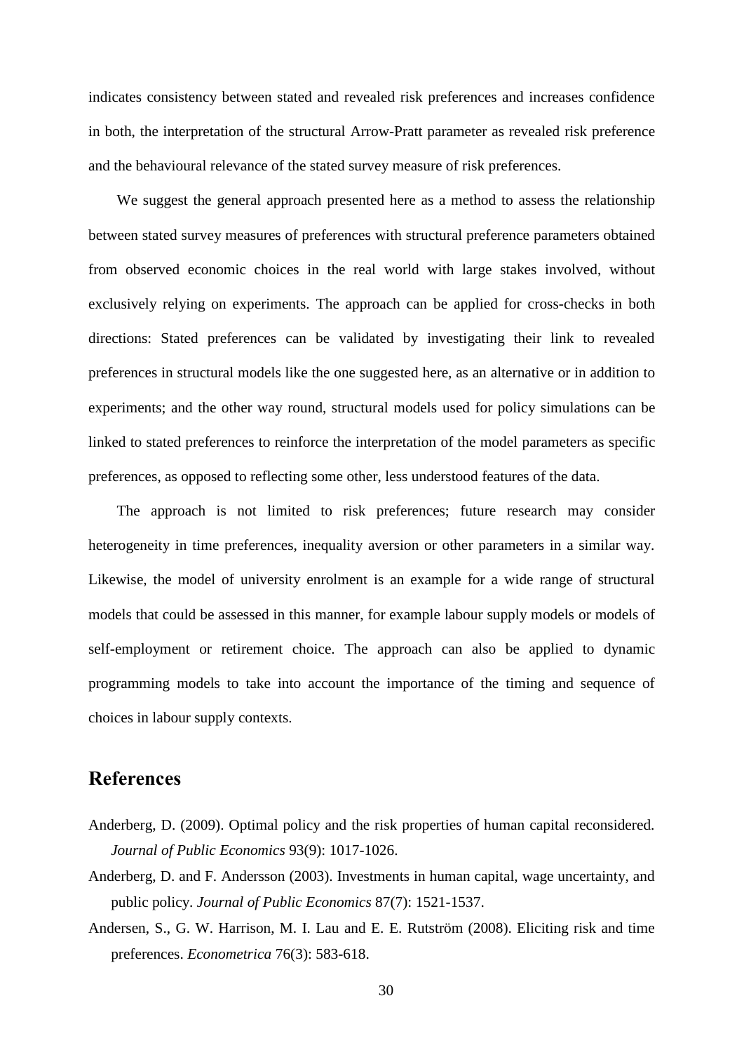indicates consistency between stated and revealed risk preferences and increases confidence in both, the interpretation of the structural Arrow-Pratt parameter as revealed risk preference and the behavioural relevance of the stated survey measure of risk preferences.

We suggest the general approach presented here as a method to assess the relationship between stated survey measures of preferences with structural preference parameters obtained from observed economic choices in the real world with large stakes involved, without exclusively relying on experiments. The approach can be applied for cross-checks in both directions: Stated preferences can be validated by investigating their link to revealed preferences in structural models like the one suggested here, as an alternative or in addition to experiments; and the other way round, structural models used for policy simulations can be linked to stated preferences to reinforce the interpretation of the model parameters as specific preferences, as opposed to reflecting some other, less understood features of the data.

The approach is not limited to risk preferences; future research may consider heterogeneity in time preferences, inequality aversion or other parameters in a similar way. Likewise, the model of university enrolment is an example for a wide range of structural models that could be assessed in this manner, for example labour supply models or models of self-employment or retirement choice. The approach can also be applied to dynamic programming models to take into account the importance of the timing and sequence of choices in labour supply contexts.

## References

Anderberg, D. (2009). Optimal policy and the risk properties of human capital reconsidered. *Journal of Public Economics* 93(9): 1017-1026.

Anderberg, D. and F. Andersson (2003). Investments in human capital, wage uncertainty, and public policy. *Journal of Public Economics* 87(7): 1521-1537.

Andersen, S., G. W. Harrison, M. I. Lau and E. E. Rutström (2008). Eliciting risk and time preferences. *Econometrica* 76(3): 583-618.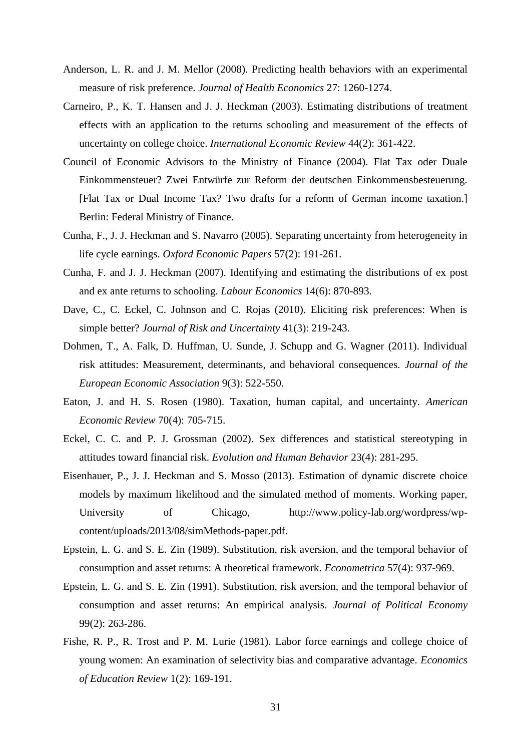Anderson, L. R. and J. M. Mellor (2008). Predicting health behaviors with an experimental measure of risk preference. *Journal of Health Economics* 27: 1260-1274.

Carneiro, P., K. T. Hansen and J. J. Heckman (2003). Estimating distributions of treatment effects with an application to the returns schooling and measurement of the effects of uncertainty on college choice. *International Economic Review* 44(2): 361-422.

Council of Economic Advisors to the Ministry of Finance (2004). Flat Tax oder Duale Einkommensteuer? Zwei Entwürfe zur Reform der deutschen Einkommensbesteuerung. [Flat Tax or Dual Income Tax? Two drafts for a reform of German income taxation.] Berlin: Federal Ministry of Finance.

Cunha, F., J. J. Heckman and S. Navarro (2005). Separating uncertainty from heterogeneity in life cycle earnings. *Oxford Economic Papers* 57(2): 191-261.

Cunha, F. and J. J. Heckman (2007). Identifying and estimating the distributions of ex post and ex ante returns to schooling. *Labour Economics* 14(6): 870-893.

Dave, C., C. Eckel, C. Johnson and C. Rojas (2010). Eliciting risk preferences: When is simple better? *Journal of Risk and Uncertainty* 41(3): 219-243.

Dohmen, T., A. Falk, D. Huffman, U. Sunde, J. Schupp and G. Wagner (2011). Individual risk attitudes: Measurement, determinants, and behavioral consequences. *Journal of the European Economic Association* 9(3): 522-550.

Eaton, J. and H. S. Rosen (1980). Taxation, human capital, and uncertainty. *American Economic Review* 70(4): 705-715.

Eckel, C. C. and P. J. Grossman (2002). Sex differences and statistical stereotyping in attitudes toward financial risk. *Evolution and Human Behavior* 23(4): 281-295.

Eisenhauer, P., J. J. Heckman and S. Mosso (2013). Estimation of dynamic discrete choice models by maximum likelihood and the simulated method of moments. Working paper, University of Chicago, http://www.policy-lab.org/wordpress/wp-content/uploads/2013/08/simMethods-paper.pdf.

Epstein, L. G. and S. E. Zin (1989). Substitution, risk aversion, and the temporal behavior of consumption and asset returns: A theoretical framework. *Econometrica* 57(4): 937-969.

Epstein, L. G. and S. E. Zin (1991). Substitution, risk aversion, and the temporal behavior of consumption and asset returns: An empirical analysis. *Journal of Political Economy* 99(2): 263-286.

Fishe, R. P., R. Trost and P. M. Lurie (1981). Labor force earnings and college choice of young women: An examination of selectivity bias and comparative advantage. *Economics of Education Review* 1(2): 169-191.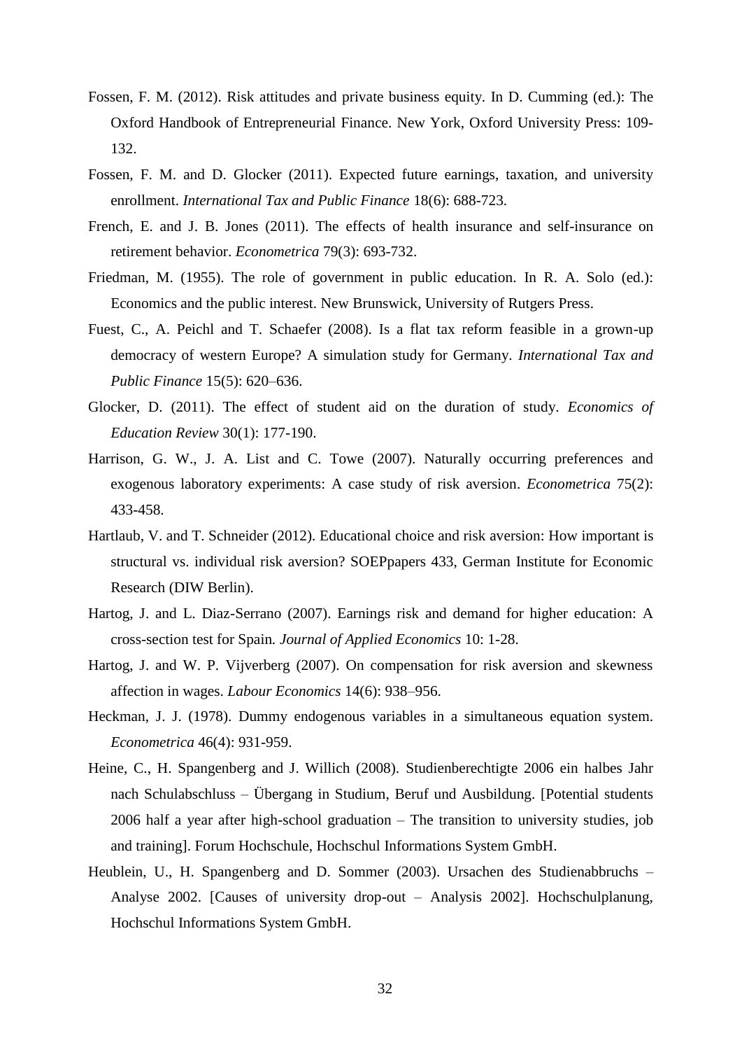Fossen, F. M. (2012). Risk attitudes and private business equity. In D. Cumming (ed.): The Oxford Handbook of Entrepreneurial Finance. New York, Oxford University Press: 109-132.

Fossen, F. M. and D. Glocker (2011). Expected future earnings, taxation, and university enrollment. *International Tax and Public Finance* 18(6): 688-723.

French, E. and J. B. Jones (2011). The effects of health insurance and self-insurance on retirement behavior. *Econometrica* 79(3): 693-732.

Friedman, M. (1955). The role of government in public education. In R. A. Solo (ed.): Economics and the public interest. New Brunswick, University of Rutgers Press.

Fuest, C., A. Peichl and T. Schaefer (2008). Is a flat tax reform feasible in a grown-up democracy of western Europe? A simulation study for Germany. *International Tax and Public Finance* 15(5): 620–636.

Glocker, D. (2011). The effect of student aid on the duration of study. *Economics of Education Review* 30(1): 177-190.

Harrison, G. W., J. A. List and C. Towe (2007). Naturally occurring preferences and exogenous laboratory experiments: A case study of risk aversion. *Econometrica* 75(2): 433-458.

Hartlaub, V. and T. Schneider (2012). Educational choice and risk aversion: How important is structural vs. individual risk aversion? SOEPpapers 433, German Institute for Economic Research (DIW Berlin).

Hartog, J. and L. Diaz-Serrano (2007). Earnings risk and demand for higher education: A cross-section test for Spain. *Journal of Applied Economics* 10: 1-28.

Hartog, J. and W. P. Vijverberg (2007). On compensation for risk aversion and skewness affection in wages. *Labour Economics* 14(6): 938–956.

Heckman, J. J. (1978). Dummy endogenous variables in a simultaneous equation system. *Econometrica* 46(4): 931-959.

Heine, C., H. Spangenberg and J. Willich (2008). Studienberechtigte 2006 ein halbes Jahr nach Schulabschluss – Übergang in Studium, Beruf und Ausbildung. [Potential students 2006 half a year after high-school graduation – The transition to university studies, job and training]. Forum Hochschule, Hochschul Informations System GmbH.

Heublein, U., H. Spangenberg and D. Sommer (2003). Ursachen des Studienabbruchs – Analyse 2002. [Causes of university drop-out – Analysis 2002]. Hochschulplanung, Hochschul Informations System GmbH.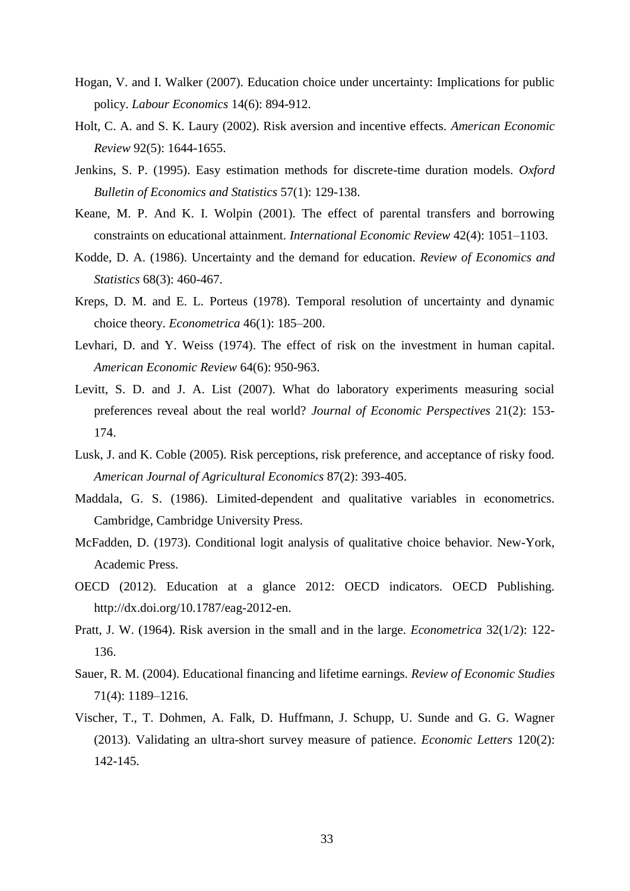Hogan, V. and I. Walker (2007). Education choice under uncertainty: Implications for public policy. *Labour Economics* 14(6): 894-912.

Holt, C. A. and S. K. Laury (2002). Risk aversion and incentive effects. *American Economic Review* 92(5): 1644-1655.

Jenkins, S. P. (1995). Easy estimation methods for discrete-time duration models. *Oxford Bulletin of Economics and Statistics* 57(1): 129-138.

Keane, M. P. And K. I. Wolpin (2001). The effect of parental transfers and borrowing constraints on educational attainment. *International Economic Review* 42(4): 1051–1103.

Kodde, D. A. (1986). Uncertainty and the demand for education. *Review of Economics and Statistics* 68(3): 460-467.

Kreps, D. M. and E. L. Porteus (1978). Temporal resolution of uncertainty and dynamic choice theory. *Econometrica* 46(1): 185–200.

Levhari, D. and Y. Weiss (1974). The effect of risk on the investment in human capital. *American Economic Review* 64(6): 950-963.

Levitt, S. D. and J. A. List (2007). What do laboratory experiments measuring social preferences reveal about the real world? *Journal of Economic Perspectives* 21(2): 153-174.

Lusk, J. and K. Coble (2005). Risk perceptions, risk preference, and acceptance of risky food. *American Journal of Agricultural Economics* 87(2): 393-405.

Maddala, G. S. (1986). Limited-dependent and qualitative variables in econometrics. Cambridge, Cambridge University Press.

McFadden, D. (1973). Conditional logit analysis of qualitative choice behavior. New-York, Academic Press.

OECD (2012). Education at a glance 2012: OECD indicators. OECD Publishing. http://dx.doi.org/10.1787/eag-2012-en.

Pratt, J. W. (1964). Risk aversion in the small and in the large. *Econometrica* 32(1/2): 122-136.

Sauer, R. M. (2004). Educational financing and lifetime earnings. *Review of Economic Studies* 71(4): 1189–1216.

Vischer, T., T. Dohmen, A. Falk, D. Huffmann, J. Schupp, U. Sunde and G. G. Wagner (2013). Validating an ultra-short survey measure of patience. *Economic Letters* 120(2): 142-145.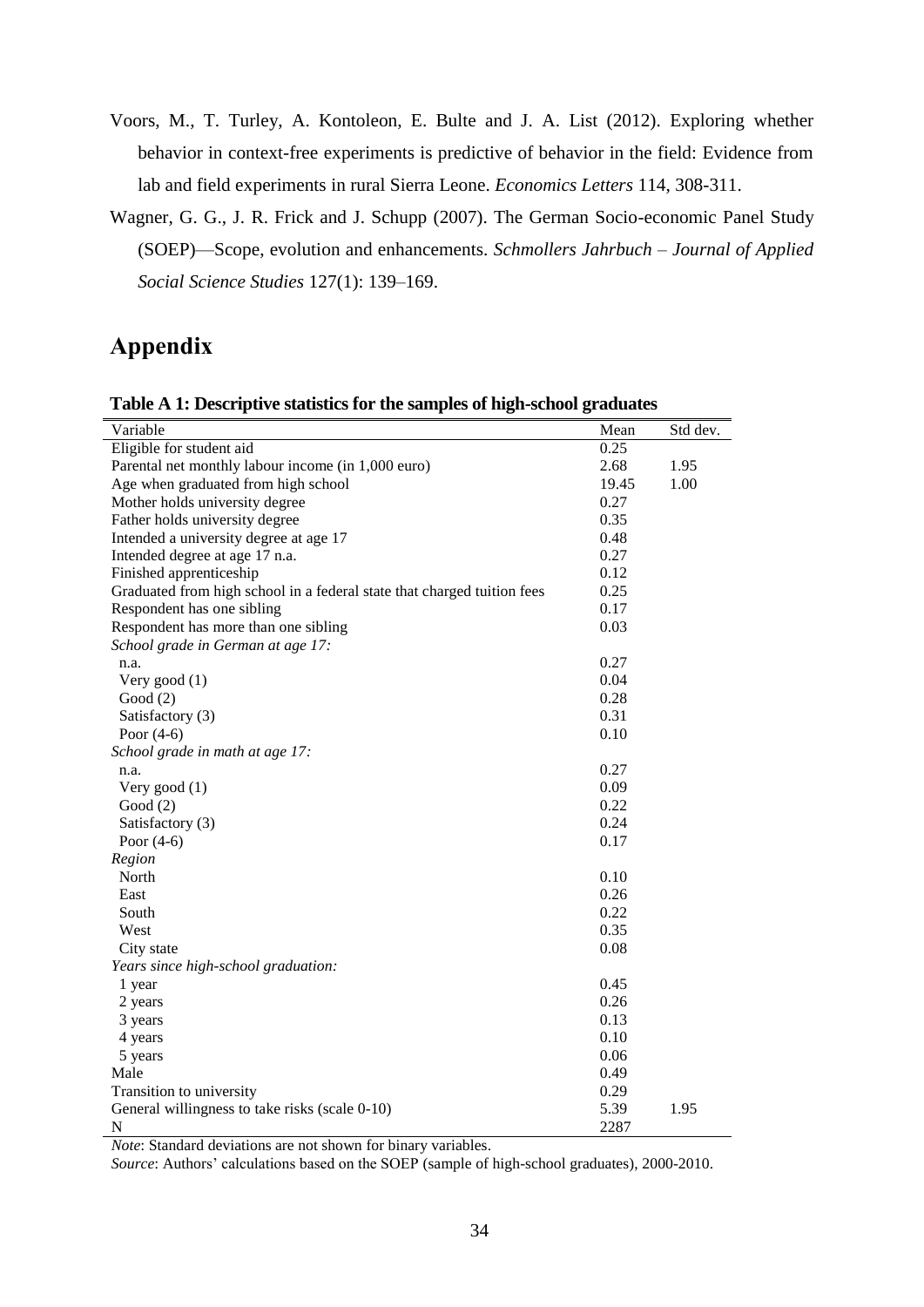Voors, M., T. Turley, A. Kontoleon, E. Bulte and J. A. List (2012). Exploring whether behavior in context-free experiments is predictive of behavior in the field: Evidence from lab and field experiments in rural Sierra Leone. *Economics Letters* 114, 308-311.

Wagner, G. G., J. R. Frick and J. Schupp (2007). The German Socio-economic Panel Study (SOEP)—Scope, evolution and enhancements. *Schmollers Jahrbuch – Journal of Applied Social Science Studies* 127(1): 139–169.

# Appendix

**Table A 1: Descriptive statistics for the samples of high-school graduates**

| Variable | Mean | Std dev. |
|---|---|---|
| Eligible for student aid | 0.25 | |
| Parental net monthly labour income (in 1,000 euro) | 2.68 | 1.95 |
| Age when graduated from high school | 19.45 | 1.00 |
| Mother holds university degree | 0.27 | |
| Father holds university degree | 0.35 | |
| Intended a university degree at age 17 | 0.48 | |
| Intended degree at age 17 n.a. | 0.27 | |
| Finished apprenticeship | 0.12 | |
| Graduated from high school in a federal state that charged tuition fees | 0.25 | |
| Respondent has one sibling | 0.17 | |
| Respondent has more than one sibling | 0.03 | |
| *School grade in German at age 17:* | | |
| n.a. | 0.27 | |
| Very good (1) | 0.04 | |
| Good (2) | 0.28 | |
| Satisfactory (3) | 0.31 | |
| Poor (4-6) | 0.10 | |
| *School grade in math at age 17:* | | |
| n.a. | 0.27 | |
| Very good (1) | 0.09 | |
| Good (2) | 0.22 | |
| Satisfactory (3) | 0.24 | |
| Poor (4-6) | 0.17 | |
| *Region* | | |
| North | 0.10 | |
| East | 0.26 | |
| South | 0.22 | |
| West | 0.35 | |
| City state | 0.08 | |
| *Years since high-school graduation:* | | |
| 1 year | 0.45 | |
| 2 years | 0.26 | |
| 3 years | 0.13 | |
| 4 years | 0.10 | |
| 5 years | 0.06 | |
| Male | 0.49 | |
| Transition to university | 0.29 | |
| General willingness to take risks (scale 0-10) | 5.39 | 1.95 |
| N | 2287 | |

*Note*: Standard deviations are not shown for binary variables.

*Source*: Authors' calculations based on the SOEP (sample of high-school graduates), 2000-2010.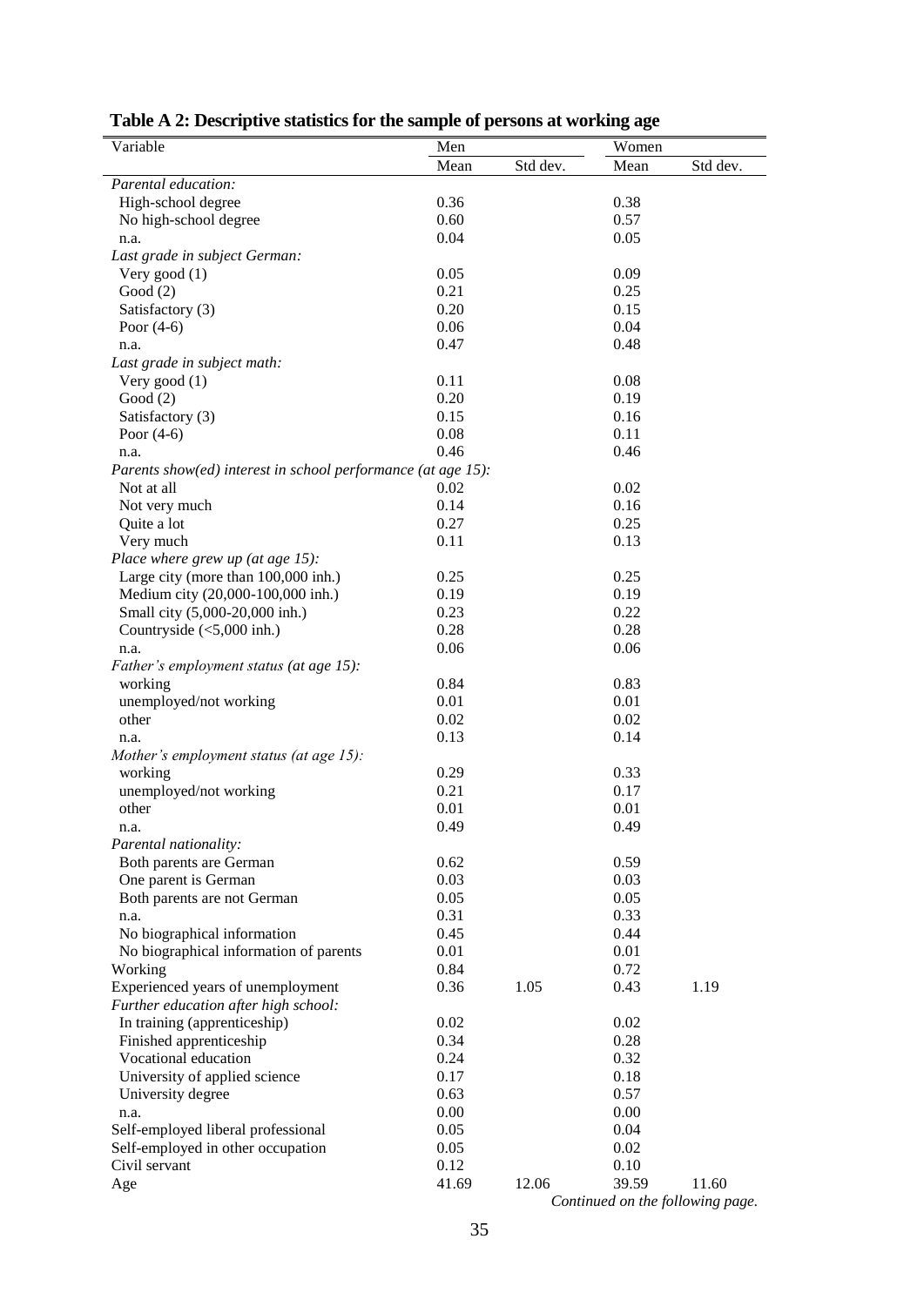**Table A 2: Descriptive statistics for the sample of persons at working age**

| Variable | Men | | Women | |
|---|---|---|---|---|
| | Mean | Std dev. | Mean | Std dev. |
| *Parental education:* | | | | |
| High-school degree | 0.36 | | 0.38 | |
| No high-school degree | 0.60 | | 0.57 | |
| n.a. | 0.04 | | 0.05 | |
| *Last grade in subject German:* | | | | |
| Very good (1) | 0.05 | | 0.09 | |
| Good (2) | 0.21 | | 0.25 | |
| Satisfactory (3) | 0.20 | | 0.15 | |
| Poor (4-6) | 0.06 | | 0.04 | |
| n.a. | 0.47 | | 0.48 | |
| *Last grade in subject math:* | | | | |
| Very good (1) | 0.11 | | 0.08 | |
| Good (2) | 0.20 | | 0.19 | |
| Satisfactory (3) | 0.15 | | 0.16 | |
| Poor (4-6) | 0.08 | | 0.11 | |
| n.a. | 0.46 | | 0.46 | |
| *Parents show(ed) interest in school performance (at age 15):* | | | | |
| Not at all | 0.02 | | 0.02 | |
| Not very much | 0.14 | | 0.16 | |
| Quite a lot | 0.27 | | 0.25 | |
| Very much | 0.11 | | 0.13 | |
| *Place where grew up (at age 15):* | | | | |
| Large city (more than 100,000 inh.) | 0.25 | | 0.25 | |
| Medium city (20,000-100,000 inh.) | 0.19 | | 0.19 | |
| Small city (5,000-20,000 inh.) | 0.23 | | 0.22 | |
| Countryside (<5,000 inh.) | 0.28 | | 0.28 | |
| n.a. | 0.06 | | 0.06 | |
| *Father's employment status (at age 15):* | | | | |
| working | 0.84 | | 0.83 | |
| unemployed/not working | 0.01 | | 0.01 | |
| other | 0.02 | | 0.02 | |
| n.a. | 0.13 | | 0.14 | |
| *Mother's employment status (at age 15):* | | | | |
| working | 0.29 | | 0.33 | |
| unemployed/not working | 0.21 | | 0.17 | |
| other | 0.01 | | 0.01 | |
| n.a. | 0.49 | | 0.49 | |
| *Parental nationality:* | | | | |
| Both parents are German | 0.62 | | 0.59 | |
| One parent is German | 0.03 | | 0.03 | |
| Both parents are not German | 0.05 | | 0.05 | |
| n.a. | 0.31 | | 0.33 | |
| No biographical information | 0.45 | | 0.44 | |
| No biographical information of parents | 0.01 | | 0.01 | |
| Working | 0.84 | | 0.72 | |
| Experienced years of unemployment | 0.36 | 1.05 | 0.43 | 1.19 |
| *Further education after high school:* | | | | |
| In training (apprenticeship) | 0.02 | | 0.02 | |
| Finished apprenticeship | 0.34 | | 0.28 | |
| Vocational education | 0.24 | | 0.32 | |
| University of applied science | 0.17 | | 0.18 | |
| University degree | 0.63 | | 0.57 | |
| n.a. | 0.00 | | 0.00 | |
| Self-employed liberal professional | 0.05 | | 0.04 | |
| Self-employed in other occupation | 0.05 | | 0.02 | |
| Civil servant | 0.12 | | 0.10 | |
| Age | 41.69 | 12.06 | 39.59 | 11.60 |

*Continued on the following page.*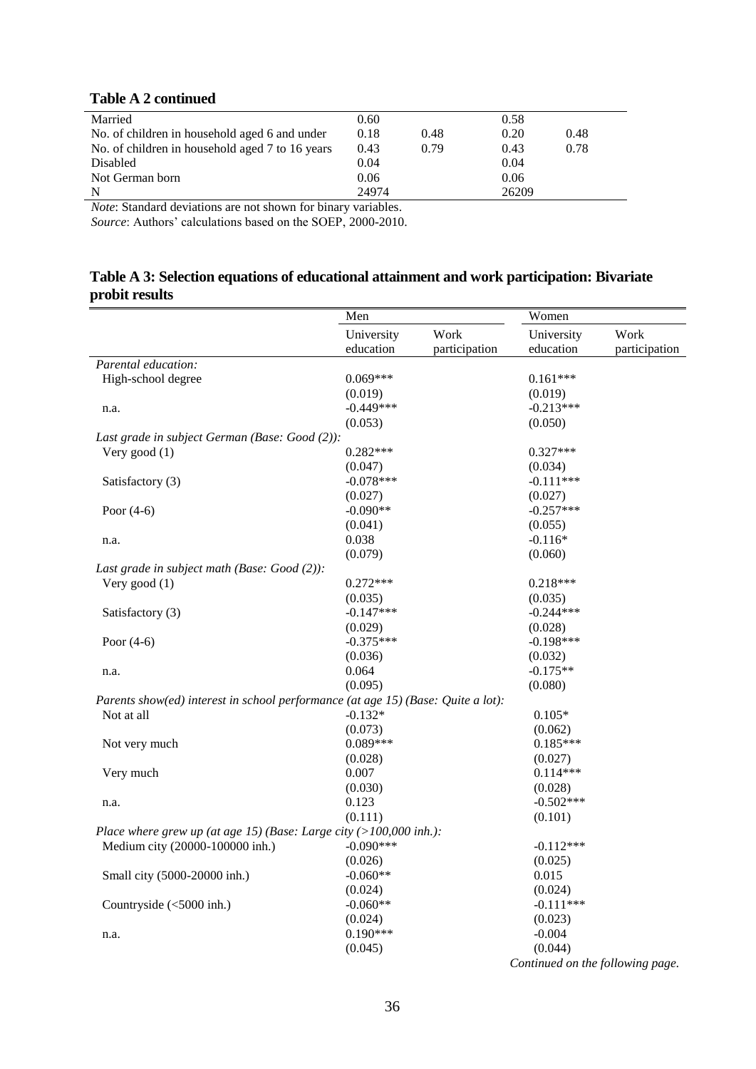**Table A 2 continued**

| | | | | |
|---|---|---|---|---|
| Married | 0.60 | | 0.58 | |
| No. of children in household aged 6 and under | 0.18 | 0.48 | 0.20 | 0.48 |
| No. of children in household aged 7 to 16 years | 0.43 | 0.79 | 0.43 | 0.78 |
| Disabled | 0.04 | | 0.04 | |
| Not German born | 0.06 | | 0.06 | |
| N | 24974 | | 26209 | |

*Note*: Standard deviations are not shown for binary variables.
*Source*: Authors' calculations based on the SOEP, 2000-2010.

## Table A 3: Selection equations of educational attainment and work participation: Bivariate probit results

| | Men | | Women | |
|---|---|---|---|---|
| | University education | Work participation | University education | Work participation |
| *Parental education:* | | | | |
| High-school degree | 0.069*** | | 0.161*** | |
| | (0.019) | | (0.019) | |
| n.a. | -0.449*** | | -0.213*** | |
| | (0.053) | | (0.050) | |
| *Last grade in subject German (Base: Good (2)):* | | | | |
| Very good (1) | 0.282*** | | 0.327*** | |
| | (0.047) | | (0.034) | |
| Satisfactory (3) | -0.078*** | | -0.111*** | |
| | (0.027) | | (0.027) | |
| Poor (4-6) | -0.090** | | -0.257*** | |
| | (0.041) | | (0.055) | |
| n.a. | 0.038 | | -0.116* | |
| | (0.079) | | (0.060) | |
| *Last grade in subject math (Base: Good (2)):* | | | | |
| Very good (1) | 0.272*** | | 0.218*** | |
| | (0.035) | | (0.035) | |
| Satisfactory (3) | -0.147*** | | -0.244*** | |
| | (0.029) | | (0.028) | |
| Poor (4-6) | -0.375*** | | -0.198*** | |
| | (0.036) | | (0.032) | |
| n.a. | 0.064 | | -0.175** | |
| | (0.095) | | (0.080) | |
| *Parents show(ed) interest in school performance (at age 15) (Base: Quite a lot):* | | | | |
| Not at all | -0.132* | | 0.105* | |
| | (0.073) | | (0.062) | |
| Not very much | 0.089*** | | 0.185*** | |
| | (0.028) | | (0.027) | |
| Very much | 0.007 | | 0.114*** | |
| | (0.030) | | (0.028) | |
| n.a. | 0.123 | | -0.502*** | |
| | (0.111) | | (0.101) | |
| *Place where grew up (at age 15) (Base: Large city (>100,000 inh.):* | | | | |
| Medium city (20000-100000 inh.) | -0.090*** | | -0.112*** | |
| | (0.026) | | (0.025) | |
| Small city (5000-20000 inh.) | -0.060** | | 0.015 | |
| | (0.024) | | (0.024) | |
| Countryside (<5000 inh.) | -0.060** | | -0.111*** | |
| | (0.024) | | (0.023) | |
| n.a. | 0.190*** | | -0.004 | |
| | (0.045) | | (0.044) | |

*Continued on the following page.*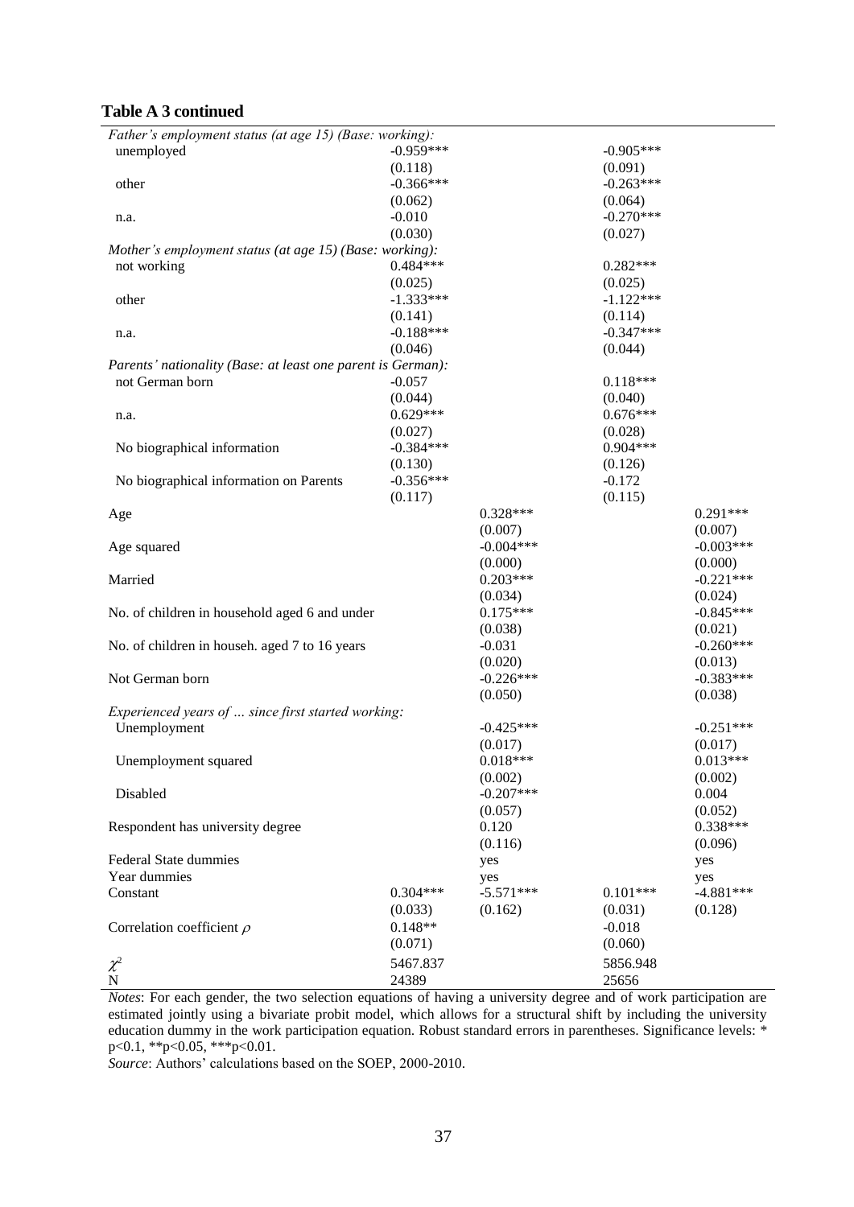**Table A 3 continued**

| | | | | |
|---|---|---|---|---|
| *Father's employment status (at age 15) (Base: working):* | | | | |
| unemployed | -0.959*** | | -0.905*** | |
| | (0.118) | | (0.091) | |
| other | -0.366*** | | -0.263*** | |
| | (0.062) | | (0.064) | |
| n.a. | -0.010 | | -0.270*** | |
| | (0.030) | | (0.027) | |
| *Mother's employment status (at age 15) (Base: working):* | | | | |
| not working | 0.484*** | | 0.282*** | |
| | (0.025) | | (0.025) | |
| other | -1.333*** | | -1.122*** | |
| | (0.141) | | (0.114) | |
| n.a. | -0.188*** | | -0.347*** | |
| | (0.046) | | (0.044) | |
| *Parents' nationality (Base: at least one parent is German):* | | | | |
| not German born | -0.057 | | 0.118*** | |
| | (0.044) | | (0.040) | |
| n.a. | 0.629*** | | 0.676*** | |
| | (0.027) | | (0.028) | |
| No biographical information | -0.384*** | | 0.904*** | |
| | (0.130) | | (0.126) | |
| No biographical information on Parents | -0.356*** | | -0.172 | |
| | (0.117) | | (0.115) | |
| Age | | 0.328*** | | 0.291*** |
| | | (0.007) | | (0.007) |
| Age squared | | -0.004*** | | -0.003*** |
| | | (0.000) | | (0.000) |
| Married | | 0.203*** | | -0.221*** |
| | | (0.034) | | (0.024) |
| No. of children in household aged 6 and under | | 0.175*** | | -0.845*** |
| | | (0.038) | | (0.021) |
| No. of children in househ. aged 7 to 16 years | | -0.031 | | -0.260*** |
| | | (0.020) | | (0.013) |
| Not German born | | -0.226*** | | -0.383*** |
| | | (0.050) | | (0.038) |
| *Experienced years of … since first started working:* | | | | |
| Unemployment | | -0.425*** | | -0.251*** |
| | | (0.017) | | (0.017) |
| Unemployment squared | | 0.018*** | | 0.013*** |
| | | (0.002) | | (0.002) |
| Disabled | | -0.207*** | | 0.004 |
| | | (0.057) | | (0.052) |
| Respondent has university degree | | 0.120 | | 0.338*** |
| | | (0.116) | | (0.096) |
| Federal State dummies | | yes | | yes |
| Year dummies | | yes | | yes |
| Constant | 0.304*** | -5.571*** | 0.101*** | -4.881*** |
| | (0.033) | (0.162) | (0.031) | (0.128) |
| Correlation coefficient $\rho$ | 0.148** | | -0.018 | |
| | (0.071) | | (0.060) | |
| $\chi^2$ | 5467.837 | | 5856.948 | |
| N | 24389 | | 25656 | |

*Notes*: For each gender, the two selection equations of having a university degree and of work participation are estimated jointly using a bivariate probit model, which allows for a structural shift by including the university education dummy in the work participation equation. Robust standard errors in parentheses. Significance levels: * p<0.1, **p<0.05, ***p<0.01.

*Source*: Authors' calculations based on the SOEP, 2000-2010.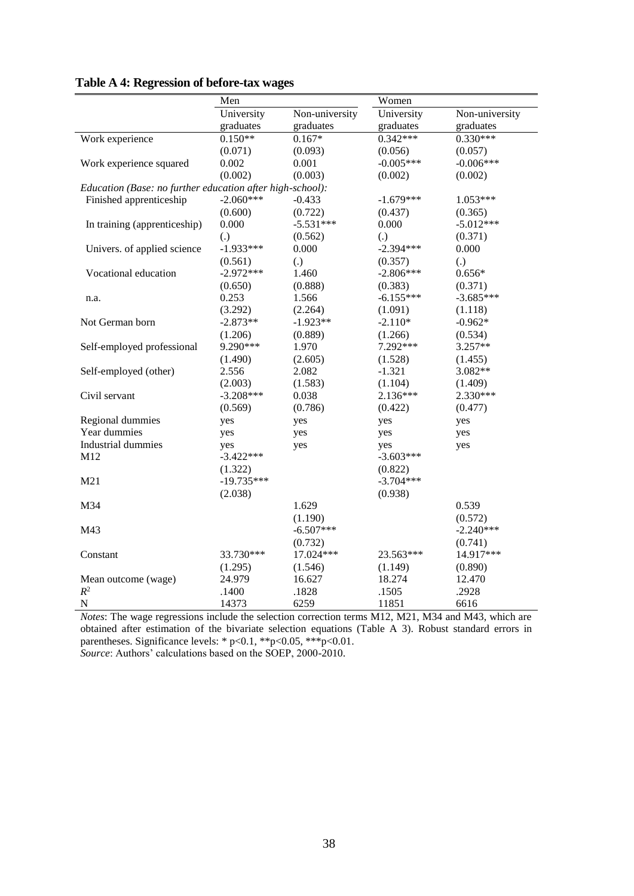**Table A 4: Regression of before-tax wages**

| | Men | | Women | |
|---|---|---|---|---|
| | University graduates | Non-university graduates | University graduates | Non-university graduates |
| Work experience | 0.150** | 0.167* | 0.342*** | 0.330*** |
| | (0.071) | (0.093) | (0.056) | (0.057) |
| Work experience squared | 0.002 | 0.001 | -0.005*** | -0.006*** |
| | (0.002) | (0.003) | (0.002) | (0.002) |
| *Education (Base: no further education after high-school):* | | | | |
| Finished apprenticeship | -2.060*** | -0.433 | -1.679*** | 1.053*** |
| | (0.600) | (0.722) | (0.437) | (0.365) |
| In training (apprenticeship) | 0.000 | -5.531*** | 0.000 | -5.012*** |
| | (.) | (0.562) | (.) | (0.371) |
| Univers. of applied science | -1.933*** | 0.000 | -2.394*** | 0.000 |
| | (0.561) | (.) | (0.357) | (.) |
| Vocational education | -2.972*** | 1.460 | -2.806*** | 0.656* |
| | (0.650) | (0.888) | (0.383) | (0.371) |
| n.a. | 0.253 | 1.566 | -6.155*** | -3.685*** |
| | (3.292) | (2.264) | (1.091) | (1.118) |
| Not German born | -2.873** | -1.923** | -2.110* | -0.962* |
| | (1.206) | (0.889) | (1.266) | (0.534) |
| Self-employed professional | 9.290*** | 1.970 | 7.292*** | 3.257** |
| | (1.490) | (2.605) | (1.528) | (1.455) |
| Self-employed (other) | 2.556 | 2.082 | -1.321 | 3.082** |
| | (2.003) | (1.583) | (1.104) | (1.409) |
| Civil servant | -3.208*** | 0.038 | 2.136*** | 2.330*** |
| | (0.569) | (0.786) | (0.422) | (0.477) |
| Regional dummies | yes | yes | yes | yes |
| Year dummies | yes | yes | yes | yes |
| Industrial dummies | yes | yes | yes | yes |
| M12 | -3.422*** | | -3.603*** | |
| | (1.322) | | (0.822) | |
| M21 | -19.735*** | | -3.704*** | |
| | (2.038) | | (0.938) | |
| M34 | | 1.629 | | 0.539 |
| | | (1.190) | | (0.572) |
| M43 | | -6.507*** | | -2.240*** |
| | | (0.732) | | (0.741) |
| Constant | 33.730*** | 17.024*** | 23.563*** | 14.917*** |
| | (1.295) | (1.546) | (1.149) | (0.890) |
| Mean outcome (wage) | 24.979 | 16.627 | 18.274 | 12.470 |
| $R^2$ | .1400 | .1828 | .1505 | .2928 |
| N | 14373 | 6259 | 11851 | 6616 |

*Notes*: The wage regressions include the selection correction terms M12, M21, M34 and M43, which are obtained after estimation of the bivariate selection equations (Table A 3). Robust standard errors in parentheses. Significance levels: * p<0.1, **p<0.05, ***p<0.01.
*Source*: Authors' calculations based on the SOEP, 2000-2010.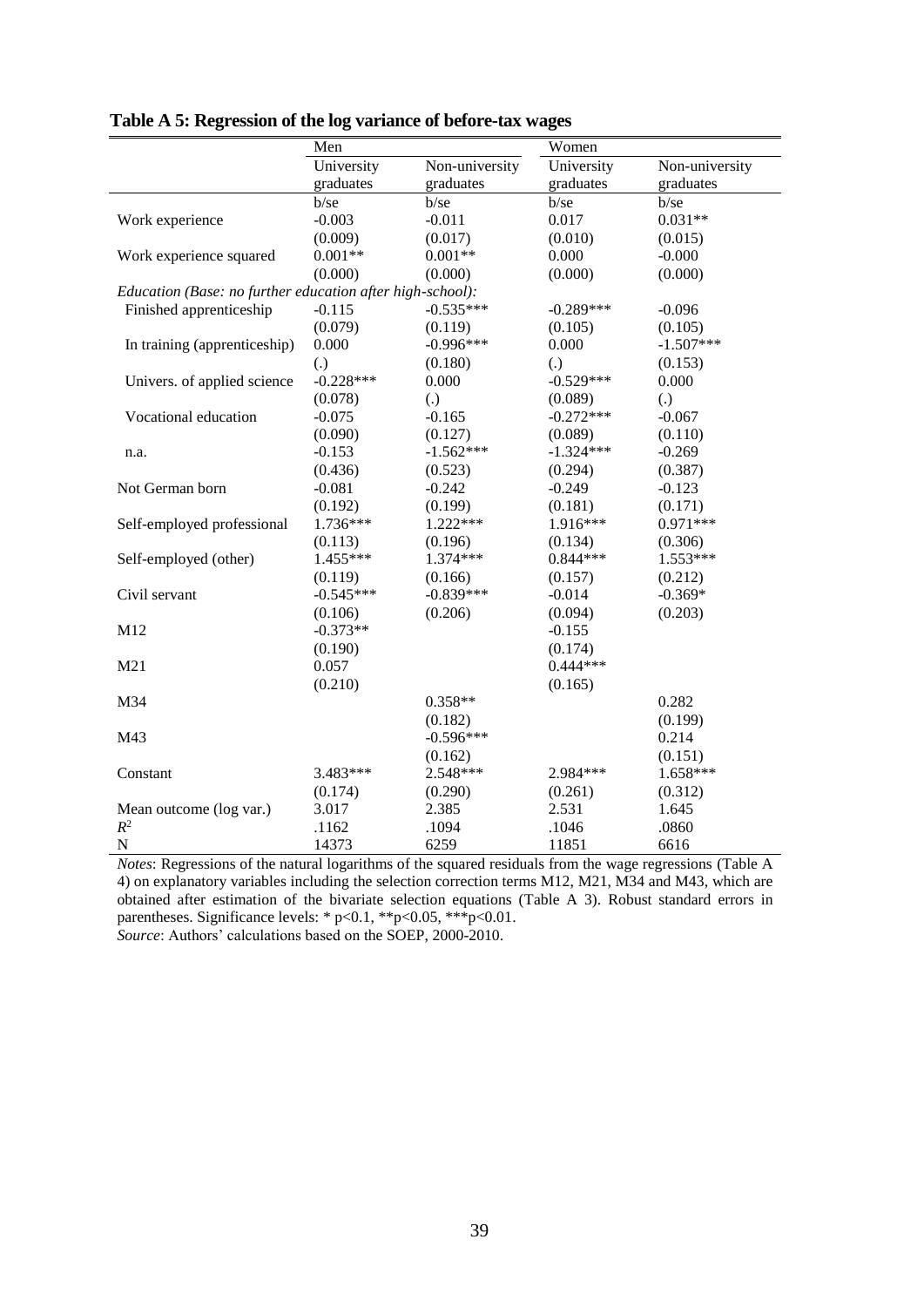**Table A 5: Regression of the log variance of before-tax wages**

| | Men | | Women | |
|---|---|---|---|---|
| | University graduates | Non-university graduates | University graduates | Non-university graduates |
| | b/se | b/se | b/se | b/se |
| Work experience | -0.003 | -0.011 | 0.017 | 0.031** |
| | (0.009) | (0.017) | (0.010) | (0.015) |
| Work experience squared | 0.001** | 0.001** | 0.000 | -0.000 |
| | (0.000) | (0.000) | (0.000) | (0.000) |
| *Education (Base: no further education after high-school):* | | | | |
| Finished apprenticeship | -0.115 | -0.535*** | -0.289*** | -0.096 |
| | (0.079) | (0.119) | (0.105) | (0.105) |
| In training (apprenticeship) | 0.000 | -0.996*** | 0.000 | -1.507*** |
| | (.) | (0.180) | (.) | (0.153) |
| Univers. of applied science | -0.228*** | 0.000 | -0.529*** | 0.000 |
| | (0.078) | (.) | (0.089) | (.) |
| Vocational education | -0.075 | -0.165 | -0.272*** | -0.067 |
| | (0.090) | (0.127) | (0.089) | (0.110) |
| n.a. | -0.153 | -1.562*** | -1.324*** | -0.269 |
| | (0.436) | (0.523) | (0.294) | (0.387) |
| Not German born | -0.081 | -0.242 | -0.249 | -0.123 |
| | (0.192) | (0.199) | (0.181) | (0.171) |
| Self-employed professional | 1.736*** | 1.222*** | 1.916*** | 0.971*** |
| | (0.113) | (0.196) | (0.134) | (0.306) |
| Self-employed (other) | 1.455*** | 1.374*** | 0.844*** | 1.553*** |
| | (0.119) | (0.166) | (0.157) | (0.212) |
| Civil servant | -0.545*** | -0.839*** | -0.014 | -0.369* |
| | (0.106) | (0.206) | (0.094) | (0.203) |
| M12 | -0.373** | | -0.155 | |
| | (0.190) | | (0.174) | |
| M21 | 0.057 | | 0.444*** | |
| | (0.210) | | (0.165) | |
| M34 | | 0.358** | | 0.282 |
| | | (0.182) | | (0.199) |
| M43 | | -0.596*** | | 0.214 |
| | | (0.162) | | (0.151) |
| Constant | 3.483*** | 2.548*** | 2.984*** | 1.658*** |
| | (0.174) | (0.290) | (0.261) | (0.312) |
| Mean outcome (log var.) | 3.017 | 2.385 | 2.531 | 1.645 |
| $R^2$ | .1162 | .1094 | .1046 | .0860 |
| N | 14373 | 6259 | 11851 | 6616 |

*Notes*: Regressions of the natural logarithms of the squared residuals from the wage regressions (Table A 4) on explanatory variables including the selection correction terms M12, M21, M34 and M43, which are obtained after estimation of the bivariate selection equations (Table A 3). Robust standard errors in parentheses. Significance levels: * p<0.1, **p<0.05, ***p<0.01.

*Source*: Authors' calculations based on the SOEP, 2000-2010.